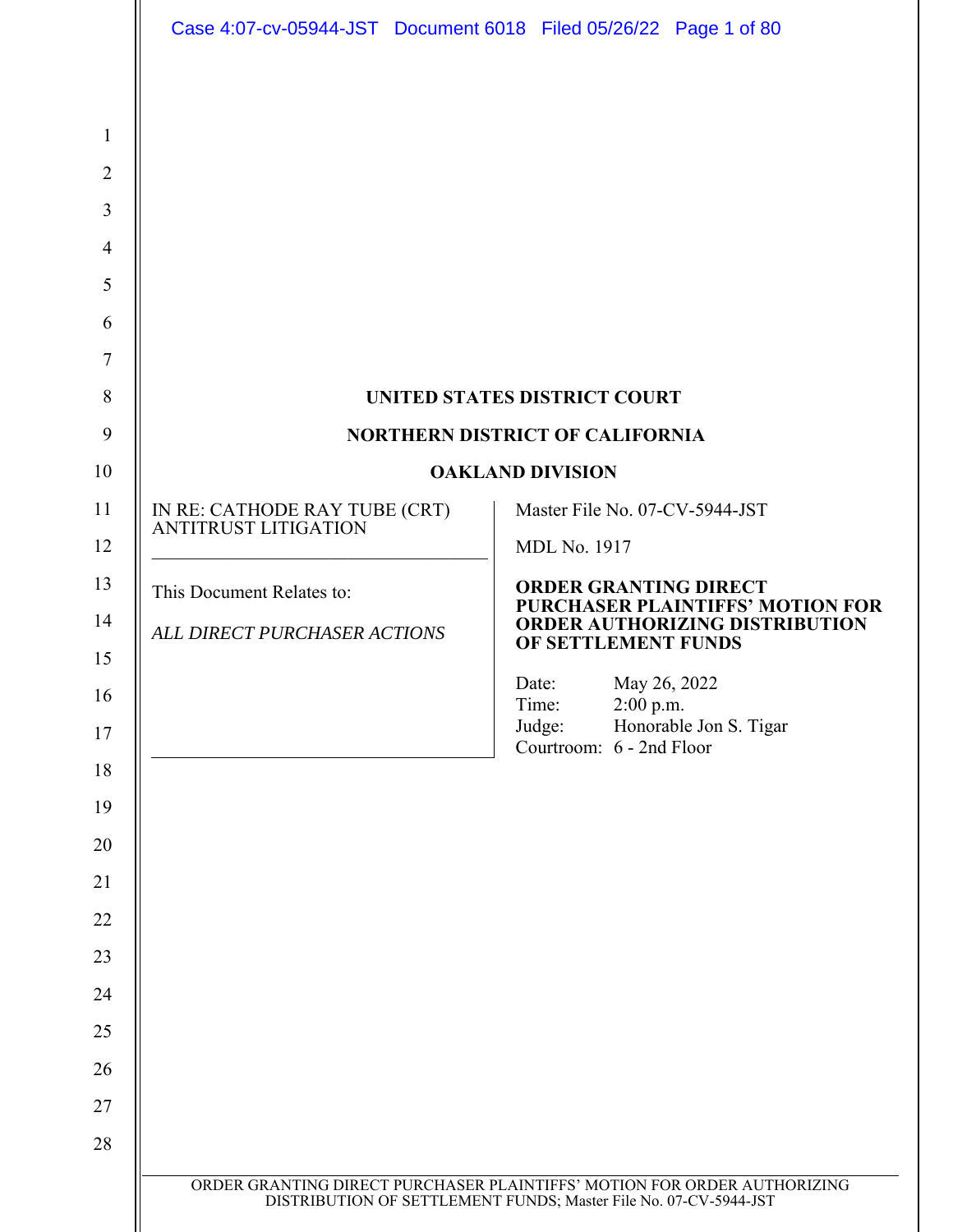**UNITED STATES DISTRICT COURT**

**NORTHERN DISTRICT OF CALIFORNIA**

**OAKLAND DIVISION**

| | |
|---|---|
| IN RE: CATHODE RAY TUBE (CRT) ANTITRUST LITIGATION | Master File No. 07-CV-5944-JST |
| | MDL No. 1917 |
| This Document Relates to:<br><br>*ALL DIRECT PURCHASER ACTIONS* | **ORDER GRANTING DIRECT PURCHASER PLAINTIFFS' MOTION FOR ORDER AUTHORIZING DISTRIBUTION OF SETTLEMENT FUNDS**<br><br>Date: May 26, 2022<br>Time: 2:00 p.m.<br>Judge: Honorable Jon S. Tigar<br>Courtroom: 6 - 2nd Floor |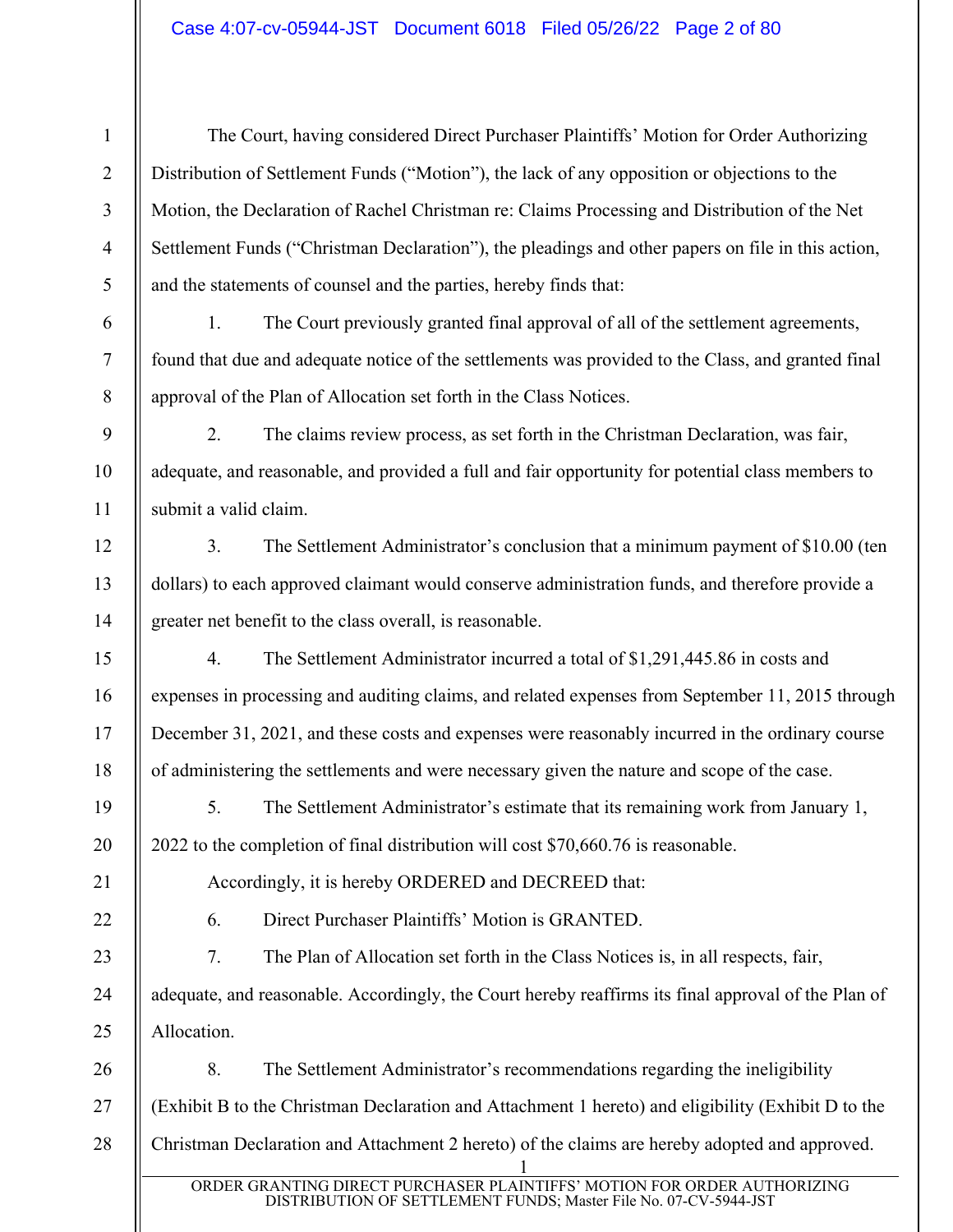The Court, having considered Direct Purchaser Plaintiffs' Motion for Order Authorizing Distribution of Settlement Funds ("Motion"), the lack of any opposition or objections to the Motion, the Declaration of Rachel Christman re: Claims Processing and Distribution of the Net Settlement Funds ("Christman Declaration"), the pleadings and other papers on file in this action, and the statements of counsel and the parties, hereby finds that:

1. The Court previously granted final approval of all of the settlement agreements, found that due and adequate notice of the settlements was provided to the Class, and granted final approval of the Plan of Allocation set forth in the Class Notices.

2. The claims review process, as set forth in the Christman Declaration, was fair, adequate, and reasonable, and provided a full and fair opportunity for potential class members to submit a valid claim.

3. The Settlement Administrator's conclusion that a minimum payment of $10.00 (ten dollars) to each approved claimant would conserve administration funds, and therefore provide a greater net benefit to the class overall, is reasonable.

4. The Settlement Administrator incurred a total of $1,291,445.86 in costs and expenses in processing and auditing claims, and related expenses from September 11, 2015 through December 31, 2021, and these costs and expenses were reasonably incurred in the ordinary course of administering the settlements and were necessary given the nature and scope of the case.

5. The Settlement Administrator's estimate that its remaining work from January 1, 2022 to the completion of final distribution will cost $70,660.76 is reasonable.

Accordingly, it is hereby ORDERED and DECREED that:

6. Direct Purchaser Plaintiffs' Motion is GRANTED.

7. The Plan of Allocation set forth in the Class Notices is, in all respects, fair, adequate, and reasonable. Accordingly, the Court hereby reaffirms its final approval of the Plan of Allocation.

8. The Settlement Administrator's recommendations regarding the ineligibility (Exhibit B to the Christman Declaration and Attachment 1 hereto) and eligibility (Exhibit D to the Christman Declaration and Attachment 2 hereto) of the claims are hereby adopted and approved.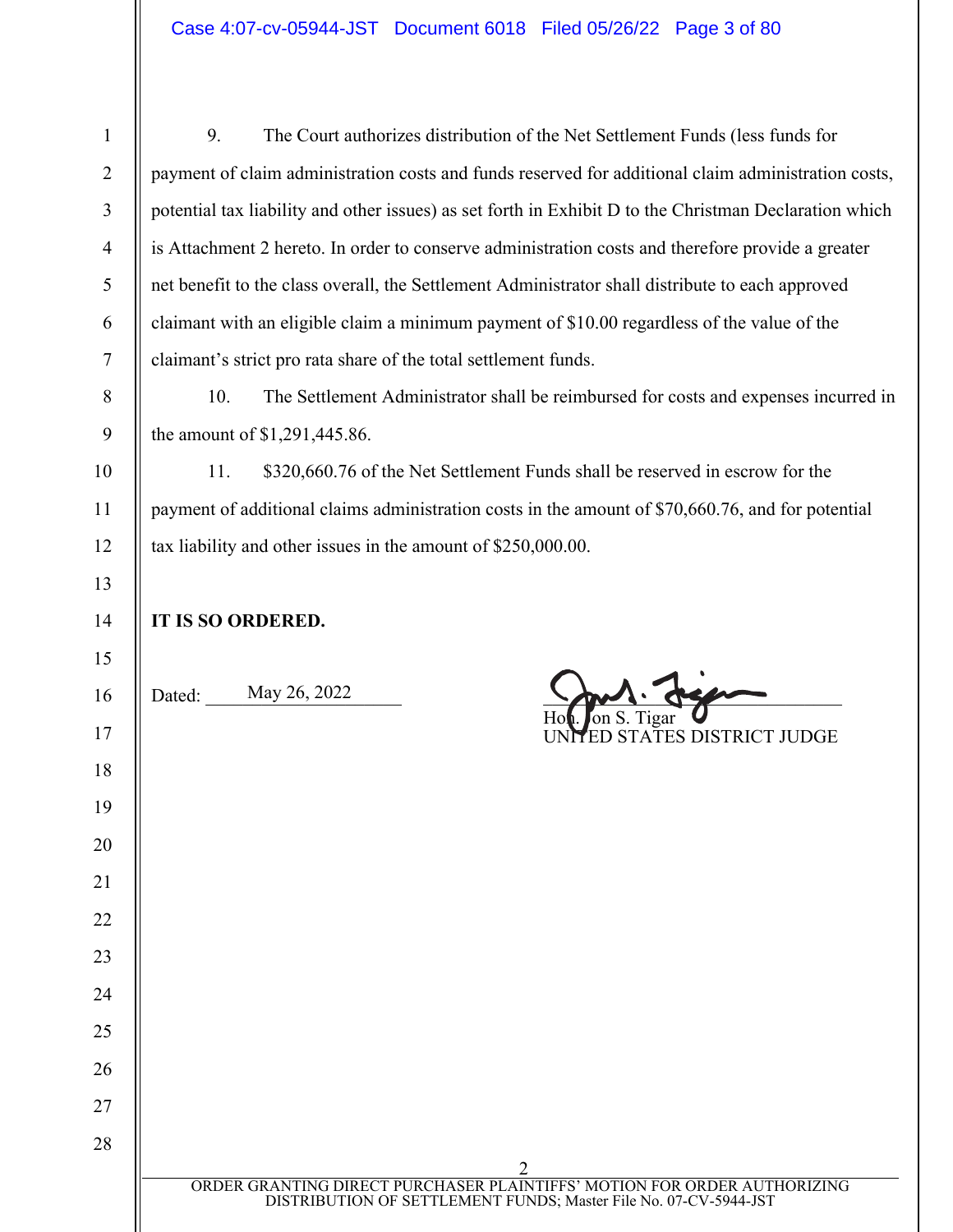9. The Court authorizes distribution of the Net Settlement Funds (less funds for payment of claim administration costs and funds reserved for additional claim administration costs, potential tax liability and other issues) as set forth in Exhibit D to the Christman Declaration which is Attachment 2 hereto. In order to conserve administration costs and therefore provide a greater net benefit to the class overall, the Settlement Administrator shall distribute to each approved claimant with an eligible claim a minimum payment of $10.00 regardless of the value of the claimant's strict pro rata share of the total settlement funds.

10. The Settlement Administrator shall be reimbursed for costs and expenses incurred in the amount of $1,291,445.86.

11. $320,660.76 of the Net Settlement Funds shall be reserved in escrow for the payment of additional claims administration costs in the amount of $70,660.76, and for potential tax liability and other issues in the amount of $250,000.00.

**IT IS SO ORDERED.**

Dated: May 26, 2022

Hon. Jon S. Tigar
UNITED STATES DISTRICT JUDGE

ORDER GRANTING DIRECT PURCHASER PLAINTIFFS' MOTION FOR ORDER AUTHORIZING DISTRIBUTION OF SETTLEMENT FUNDS; Master File No. 07-CV-5944-JST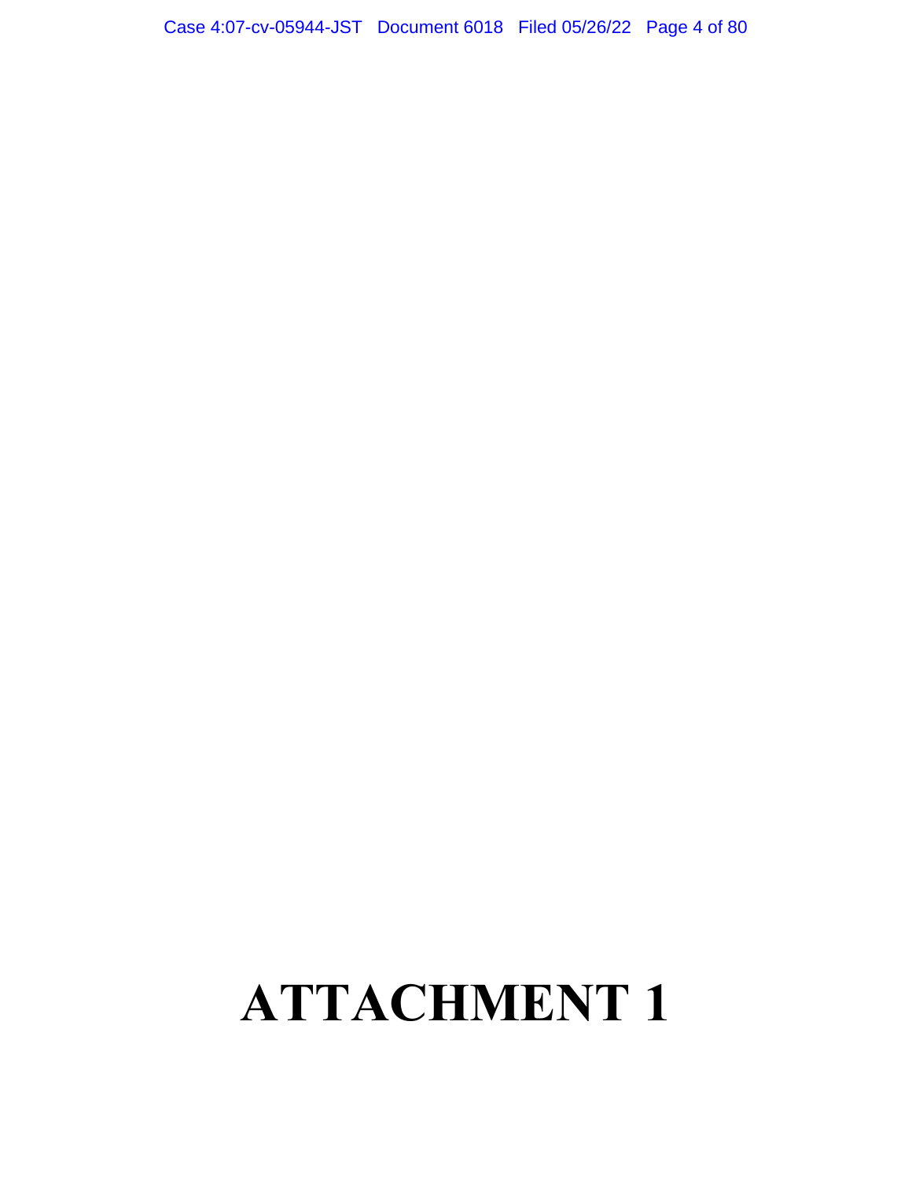# ATTACHMENT 1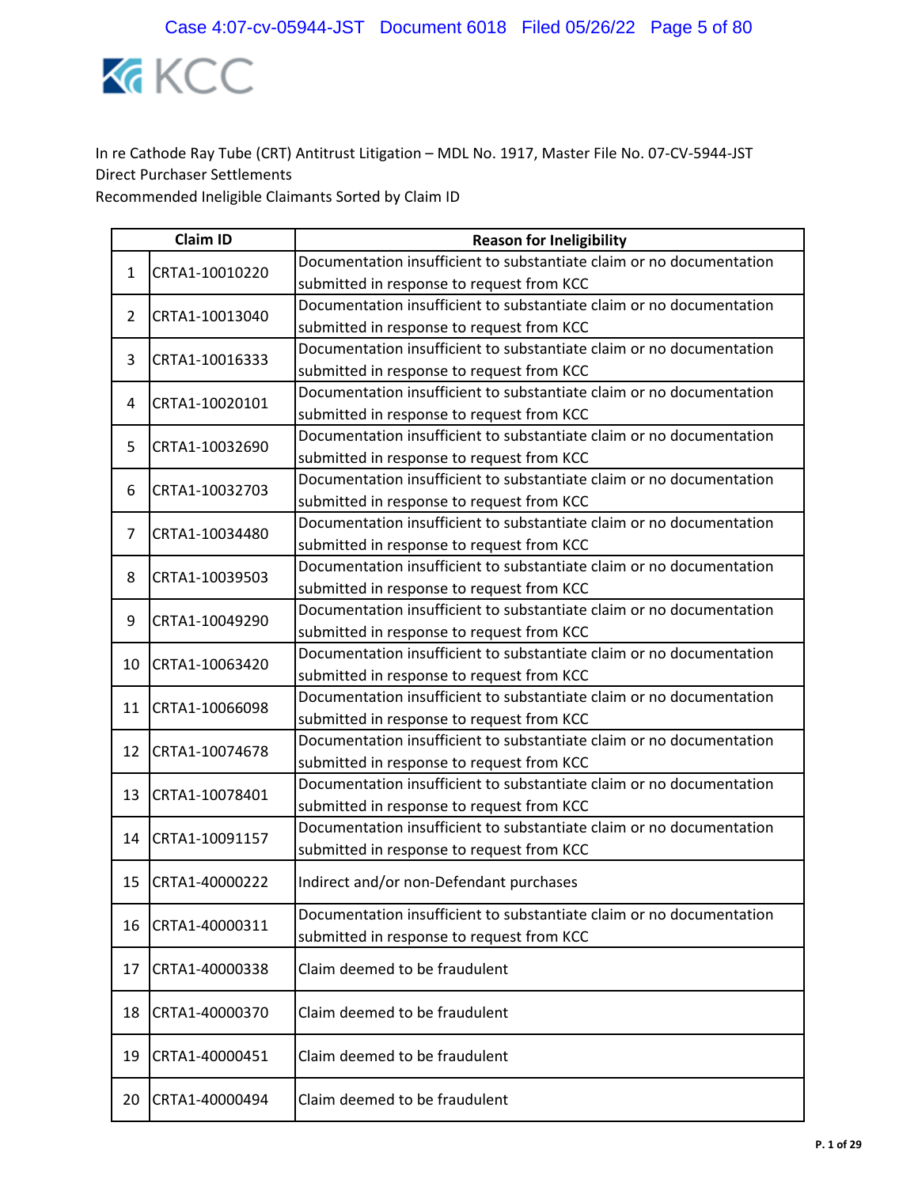KCC

In re Cathode Ray Tube (CRT) Antitrust Litigation – MDL No. 1917, Master File No. 07-CV-5944-JST
Direct Purchaser Settlements
Recommended Ineligible Claimants Sorted by Claim ID

| | Claim ID | Reason for Ineligibility |
|---|---|---|
| 1 | CRTA1-10010220 | Documentation insufficient to substantiate claim or no documentation submitted in response to request from KCC |
| 2 | CRTA1-10013040 | Documentation insufficient to substantiate claim or no documentation submitted in response to request from KCC |
| 3 | CRTA1-10016333 | Documentation insufficient to substantiate claim or no documentation submitted in response to request from KCC |
| 4 | CRTA1-10020101 | Documentation insufficient to substantiate claim or no documentation submitted in response to request from KCC |
| 5 | CRTA1-10032690 | Documentation insufficient to substantiate claim or no documentation submitted in response to request from KCC |
| 6 | CRTA1-10032703 | Documentation insufficient to substantiate claim or no documentation submitted in response to request from KCC |
| 7 | CRTA1-10034480 | Documentation insufficient to substantiate claim or no documentation submitted in response to request from KCC |
| 8 | CRTA1-10039503 | Documentation insufficient to substantiate claim or no documentation submitted in response to request from KCC |
| 9 | CRTA1-10049290 | Documentation insufficient to substantiate claim or no documentation submitted in response to request from KCC |
| 10 | CRTA1-10063420 | Documentation insufficient to substantiate claim or no documentation submitted in response to request from KCC |
| 11 | CRTA1-10066098 | Documentation insufficient to substantiate claim or no documentation submitted in response to request from KCC |
| 12 | CRTA1-10074678 | Documentation insufficient to substantiate claim or no documentation submitted in response to request from KCC |
| 13 | CRTA1-10078401 | Documentation insufficient to substantiate claim or no documentation submitted in response to request from KCC |
| 14 | CRTA1-10091157 | Documentation insufficient to substantiate claim or no documentation submitted in response to request from KCC |
| 15 | CRTA1-40000222 | Indirect and/or non-Defendant purchases |
| 16 | CRTA1-40000311 | Documentation insufficient to substantiate claim or no documentation submitted in response to request from KCC |
| 17 | CRTA1-40000338 | Claim deemed to be fraudulent |
| 18 | CRTA1-40000370 | Claim deemed to be fraudulent |
| 19 | CRTA1-40000451 | Claim deemed to be fraudulent |
| 20 | CRTA1-40000494 | Claim deemed to be fraudulent |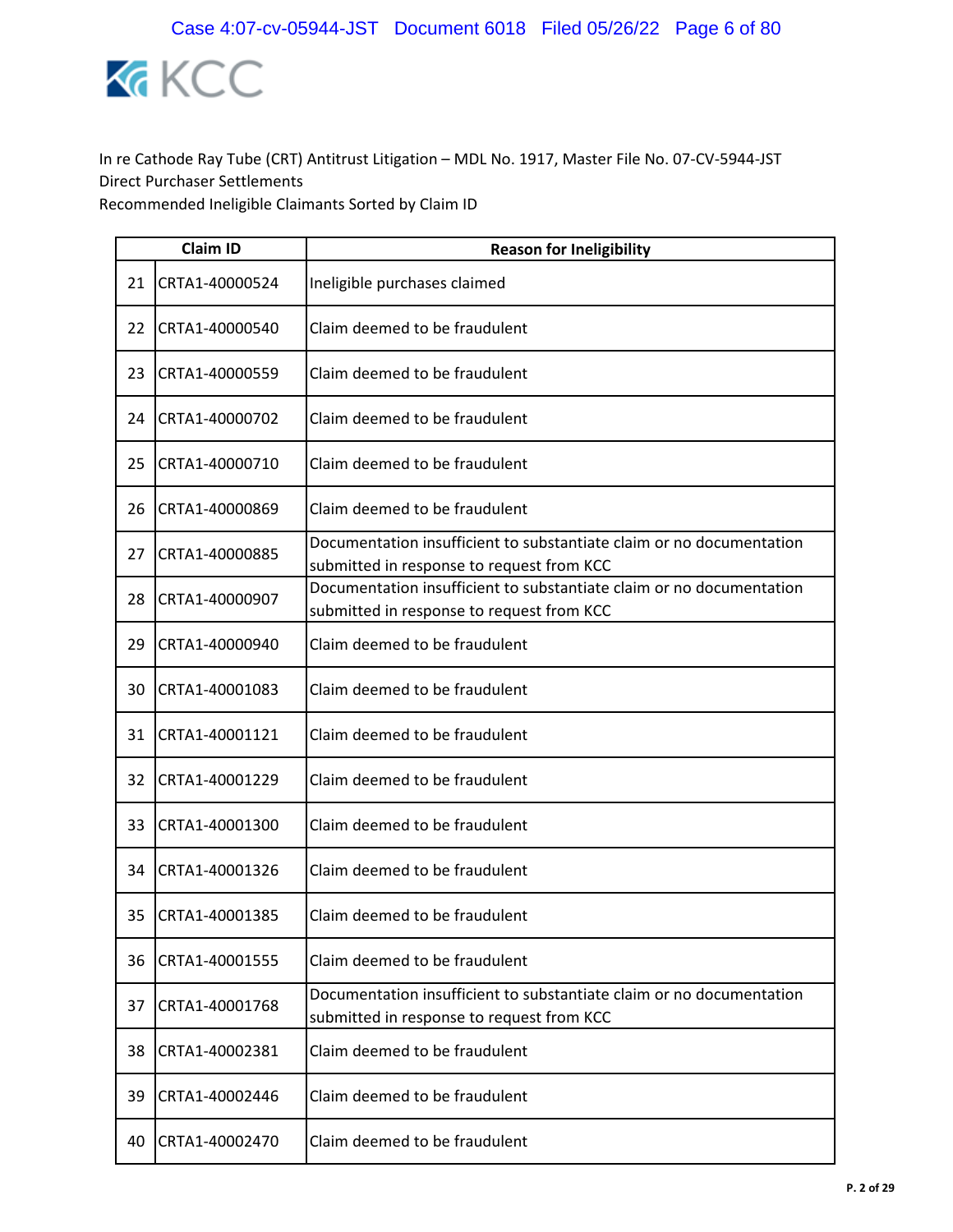In re Cathode Ray Tube (CRT) Antitrust Litigation – MDL No. 1917, Master File No. 07-CV-5944-JST
Direct Purchaser Settlements
Recommended Ineligible Claimants Sorted by Claim ID

| | Claim ID | Reason for Ineligibility |
|---|---|---|
| 21 | CRTA1-40000524 | Ineligible purchases claimed |
| 22 | CRTA1-40000540 | Claim deemed to be fraudulent |
| 23 | CRTA1-40000559 | Claim deemed to be fraudulent |
| 24 | CRTA1-40000702 | Claim deemed to be fraudulent |
| 25 | CRTA1-40000710 | Claim deemed to be fraudulent |
| 26 | CRTA1-40000869 | Claim deemed to be fraudulent |
| 27 | CRTA1-40000885 | Documentation insufficient to substantiate claim or no documentation submitted in response to request from KCC |
| 28 | CRTA1-40000907 | Documentation insufficient to substantiate claim or no documentation submitted in response to request from KCC |
| 29 | CRTA1-40000940 | Claim deemed to be fraudulent |
| 30 | CRTA1-40001083 | Claim deemed to be fraudulent |
| 31 | CRTA1-40001121 | Claim deemed to be fraudulent |
| 32 | CRTA1-40001229 | Claim deemed to be fraudulent |
| 33 | CRTA1-40001300 | Claim deemed to be fraudulent |
| 34 | CRTA1-40001326 | Claim deemed to be fraudulent |
| 35 | CRTA1-40001385 | Claim deemed to be fraudulent |
| 36 | CRTA1-40001555 | Claim deemed to be fraudulent |
| 37 | CRTA1-40001768 | Documentation insufficient to substantiate claim or no documentation submitted in response to request from KCC |
| 38 | CRTA1-40002381 | Claim deemed to be fraudulent |
| 39 | CRTA1-40002446 | Claim deemed to be fraudulent |
| 40 | CRTA1-40002470 | Claim deemed to be fraudulent |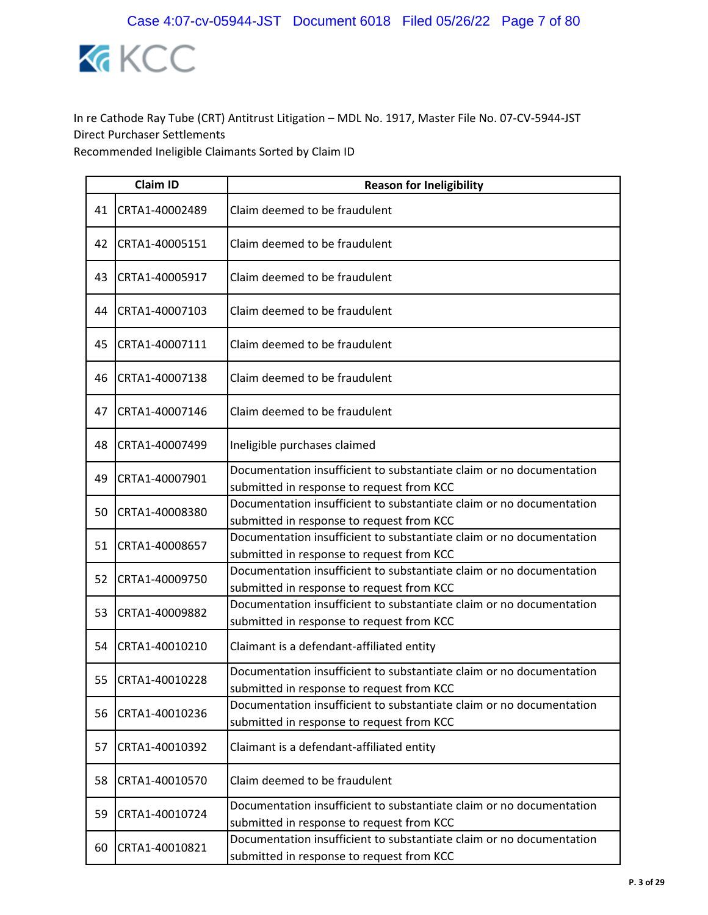In re Cathode Ray Tube (CRT) Antitrust Litigation – MDL No. 1917, Master File No. 07-CV-5944-JST
Direct Purchaser Settlements
Recommended Ineligible Claimants Sorted by Claim ID

| | Claim ID | Reason for Ineligibility |
|---|---|---|
| 41 | CRTA1-40002489 | Claim deemed to be fraudulent |
| 42 | CRTA1-40005151 | Claim deemed to be fraudulent |
| 43 | CRTA1-40005917 | Claim deemed to be fraudulent |
| 44 | CRTA1-40007103 | Claim deemed to be fraudulent |
| 45 | CRTA1-40007111 | Claim deemed to be fraudulent |
| 46 | CRTA1-40007138 | Claim deemed to be fraudulent |
| 47 | CRTA1-40007146 | Claim deemed to be fraudulent |
| 48 | CRTA1-40007499 | Ineligible purchases claimed |
| 49 | CRTA1-40007901 | Documentation insufficient to substantiate claim or no documentation submitted in response to request from KCC |
| 50 | CRTA1-40008380 | Documentation insufficient to substantiate claim or no documentation submitted in response to request from KCC |
| 51 | CRTA1-40008657 | Documentation insufficient to substantiate claim or no documentation submitted in response to request from KCC |
| 52 | CRTA1-40009750 | Documentation insufficient to substantiate claim or no documentation submitted in response to request from KCC |
| 53 | CRTA1-40009882 | Documentation insufficient to substantiate claim or no documentation submitted in response to request from KCC |
| 54 | CRTA1-40010210 | Claimant is a defendant-affiliated entity |
| 55 | CRTA1-40010228 | Documentation insufficient to substantiate claim or no documentation submitted in response to request from KCC |
| 56 | CRTA1-40010236 | Documentation insufficient to substantiate claim or no documentation submitted in response to request from KCC |
| 57 | CRTA1-40010392 | Claimant is a defendant-affiliated entity |
| 58 | CRTA1-40010570 | Claim deemed to be fraudulent |
| 59 | CRTA1-40010724 | Documentation insufficient to substantiate claim or no documentation submitted in response to request from KCC |
| 60 | CRTA1-40010821 | Documentation insufficient to substantiate claim or no documentation submitted in response to request from KCC |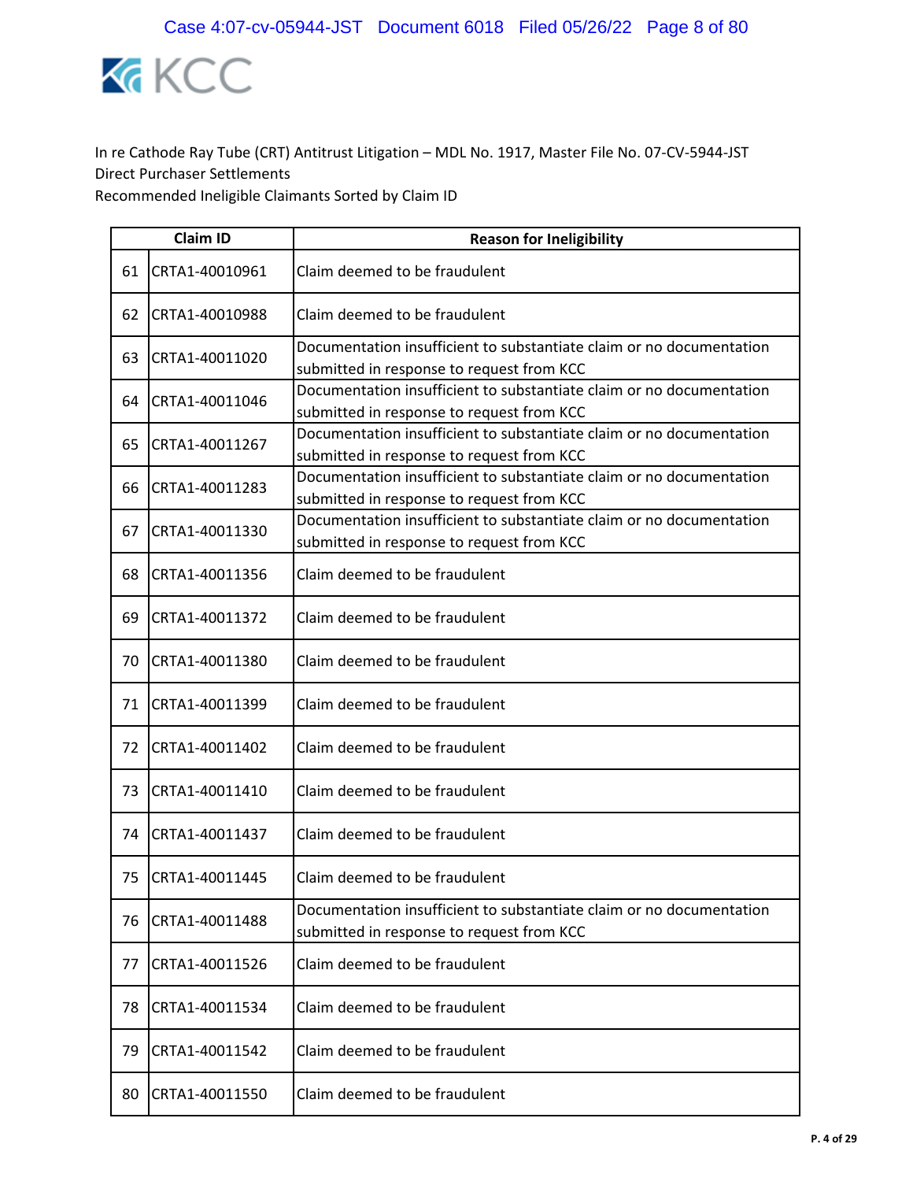In re Cathode Ray Tube (CRT) Antitrust Litigation – MDL No. 1917, Master File No. 07-CV-5944-JST
Direct Purchaser Settlements
Recommended Ineligible Claimants Sorted by Claim ID

| | Claim ID | Reason for Ineligibility |
|---|---|---|
| 61 | CRTA1-40010961 | Claim deemed to be fraudulent |
| 62 | CRTA1-40010988 | Claim deemed to be fraudulent |
| 63 | CRTA1-40011020 | Documentation insufficient to substantiate claim or no documentation submitted in response to request from KCC |
| 64 | CRTA1-40011046 | Documentation insufficient to substantiate claim or no documentation submitted in response to request from KCC |
| 65 | CRTA1-40011267 | Documentation insufficient to substantiate claim or no documentation submitted in response to request from KCC |
| 66 | CRTA1-40011283 | Documentation insufficient to substantiate claim or no documentation submitted in response to request from KCC |
| 67 | CRTA1-40011330 | Documentation insufficient to substantiate claim or no documentation submitted in response to request from KCC |
| 68 | CRTA1-40011356 | Claim deemed to be fraudulent |
| 69 | CRTA1-40011372 | Claim deemed to be fraudulent |
| 70 | CRTA1-40011380 | Claim deemed to be fraudulent |
| 71 | CRTA1-40011399 | Claim deemed to be fraudulent |
| 72 | CRTA1-40011402 | Claim deemed to be fraudulent |
| 73 | CRTA1-40011410 | Claim deemed to be fraudulent |
| 74 | CRTA1-40011437 | Claim deemed to be fraudulent |
| 75 | CRTA1-40011445 | Claim deemed to be fraudulent |
| 76 | CRTA1-40011488 | Documentation insufficient to substantiate claim or no documentation submitted in response to request from KCC |
| 77 | CRTA1-40011526 | Claim deemed to be fraudulent |
| 78 | CRTA1-40011534 | Claim deemed to be fraudulent |
| 79 | CRTA1-40011542 | Claim deemed to be fraudulent |
| 80 | CRTA1-40011550 | Claim deemed to be fraudulent |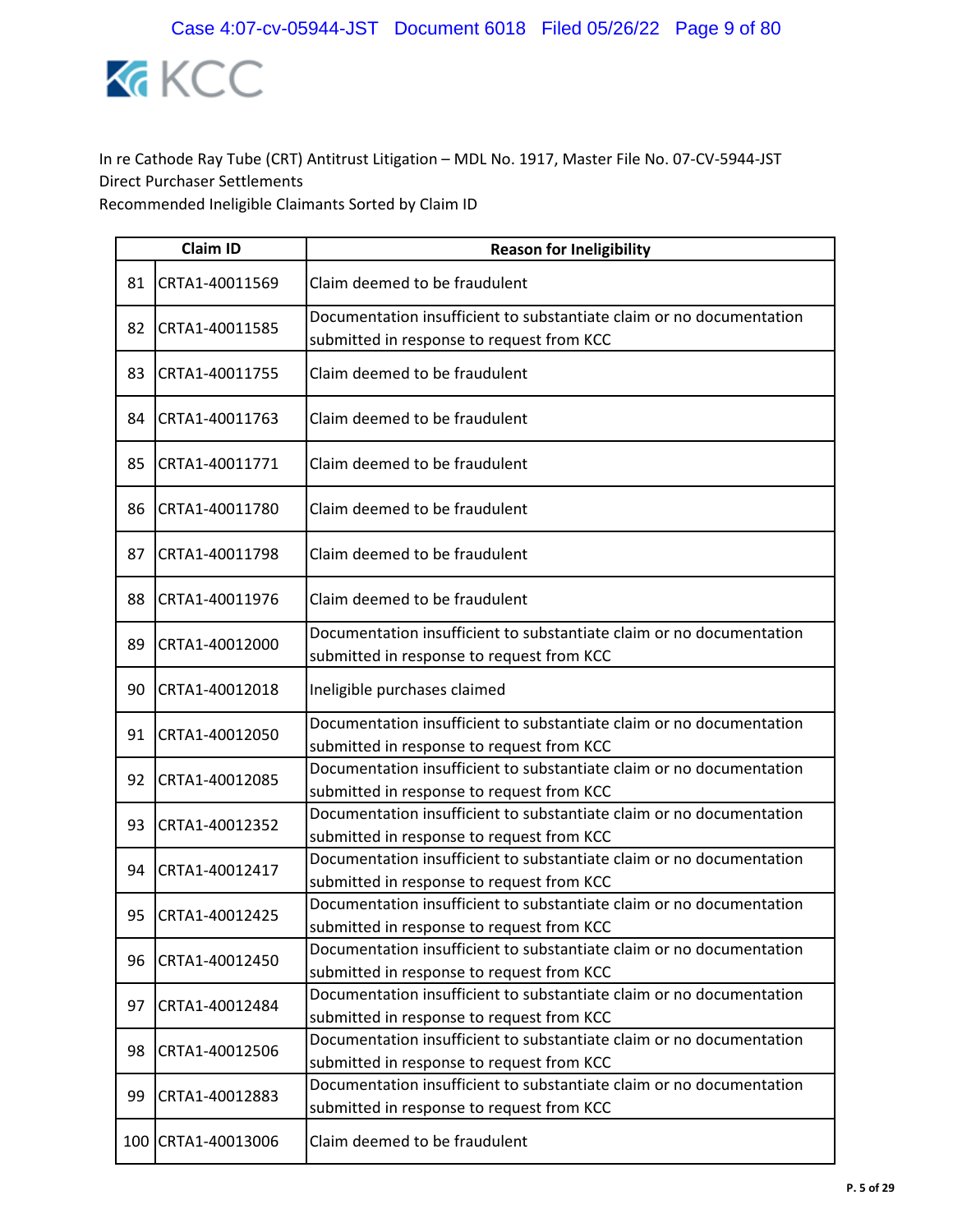KCC

In re Cathode Ray Tube (CRT) Antitrust Litigation – MDL No. 1917, Master File No. 07-CV-5944-JST
Direct Purchaser Settlements
Recommended Ineligible Claimants Sorted by Claim ID

| | Claim ID | Reason for Ineligibility |
|---|---|---|
| 81 | CRTA1-40011569 | Claim deemed to be fraudulent |
| 82 | CRTA1-40011585 | Documentation insufficient to substantiate claim or no documentation submitted in response to request from KCC |
| 83 | CRTA1-40011755 | Claim deemed to be fraudulent |
| 84 | CRTA1-40011763 | Claim deemed to be fraudulent |
| 85 | CRTA1-40011771 | Claim deemed to be fraudulent |
| 86 | CRTA1-40011780 | Claim deemed to be fraudulent |
| 87 | CRTA1-40011798 | Claim deemed to be fraudulent |
| 88 | CRTA1-40011976 | Claim deemed to be fraudulent |
| 89 | CRTA1-40012000 | Documentation insufficient to substantiate claim or no documentation submitted in response to request from KCC |
| 90 | CRTA1-40012018 | Ineligible purchases claimed |
| 91 | CRTA1-40012050 | Documentation insufficient to substantiate claim or no documentation submitted in response to request from KCC |
| 92 | CRTA1-40012085 | Documentation insufficient to substantiate claim or no documentation submitted in response to request from KCC |
| 93 | CRTA1-40012352 | Documentation insufficient to substantiate claim or no documentation submitted in response to request from KCC |
| 94 | CRTA1-40012417 | Documentation insufficient to substantiate claim or no documentation submitted in response to request from KCC |
| 95 | CRTA1-40012425 | Documentation insufficient to substantiate claim or no documentation submitted in response to request from KCC |
| 96 | CRTA1-40012450 | Documentation insufficient to substantiate claim or no documentation submitted in response to request from KCC |
| 97 | CRTA1-40012484 | Documentation insufficient to substantiate claim or no documentation submitted in response to request from KCC |
| 98 | CRTA1-40012506 | Documentation insufficient to substantiate claim or no documentation submitted in response to request from KCC |
| 99 | CRTA1-40012883 | Documentation insufficient to substantiate claim or no documentation submitted in response to request from KCC |
| 100 | CRTA1-40013006 | Claim deemed to be fraudulent |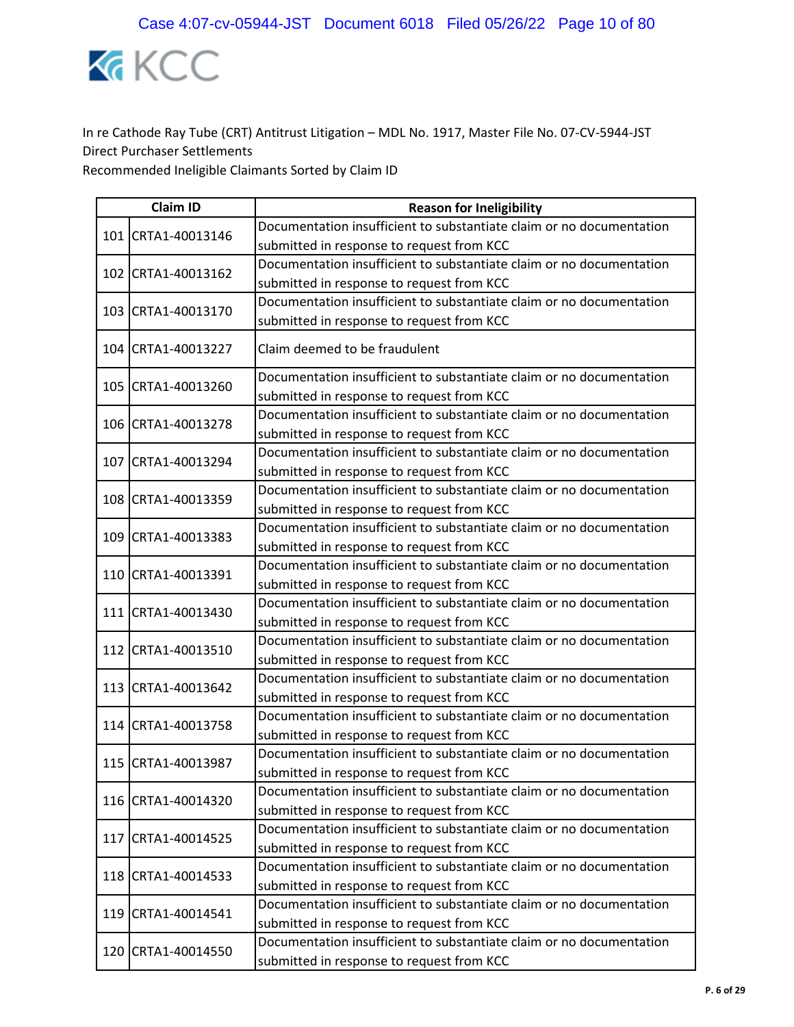KCC

In re Cathode Ray Tube (CRT) Antitrust Litigation – MDL No. 1917, Master File No. 07-CV-5944-JST
Direct Purchaser Settlements
Recommended Ineligible Claimants Sorted by Claim ID

| | Claim ID | Reason for Ineligibility |
|---|---|---|
| 101 | CRTA1-40013146 | Documentation insufficient to substantiate claim or no documentation submitted in response to request from KCC |
| 102 | CRTA1-40013162 | Documentation insufficient to substantiate claim or no documentation submitted in response to request from KCC |
| 103 | CRTA1-40013170 | Documentation insufficient to substantiate claim or no documentation submitted in response to request from KCC |
| 104 | CRTA1-40013227 | Claim deemed to be fraudulent |
| 105 | CRTA1-40013260 | Documentation insufficient to substantiate claim or no documentation submitted in response to request from KCC |
| 106 | CRTA1-40013278 | Documentation insufficient to substantiate claim or no documentation submitted in response to request from KCC |
| 107 | CRTA1-40013294 | Documentation insufficient to substantiate claim or no documentation submitted in response to request from KCC |
| 108 | CRTA1-40013359 | Documentation insufficient to substantiate claim or no documentation submitted in response to request from KCC |
| 109 | CRTA1-40013383 | Documentation insufficient to substantiate claim or no documentation submitted in response to request from KCC |
| 110 | CRTA1-40013391 | Documentation insufficient to substantiate claim or no documentation submitted in response to request from KCC |
| 111 | CRTA1-40013430 | Documentation insufficient to substantiate claim or no documentation submitted in response to request from KCC |
| 112 | CRTA1-40013510 | Documentation insufficient to substantiate claim or no documentation submitted in response to request from KCC |
| 113 | CRTA1-40013642 | Documentation insufficient to substantiate claim or no documentation submitted in response to request from KCC |
| 114 | CRTA1-40013758 | Documentation insufficient to substantiate claim or no documentation submitted in response to request from KCC |
| 115 | CRTA1-40013987 | Documentation insufficient to substantiate claim or no documentation submitted in response to request from KCC |
| 116 | CRTA1-40014320 | Documentation insufficient to substantiate claim or no documentation submitted in response to request from KCC |
| 117 | CRTA1-40014525 | Documentation insufficient to substantiate claim or no documentation submitted in response to request from KCC |
| 118 | CRTA1-40014533 | Documentation insufficient to substantiate claim or no documentation submitted in response to request from KCC |
| 119 | CRTA1-40014541 | Documentation insufficient to substantiate claim or no documentation submitted in response to request from KCC |
| 120 | CRTA1-40014550 | Documentation insufficient to substantiate claim or no documentation submitted in response to request from KCC |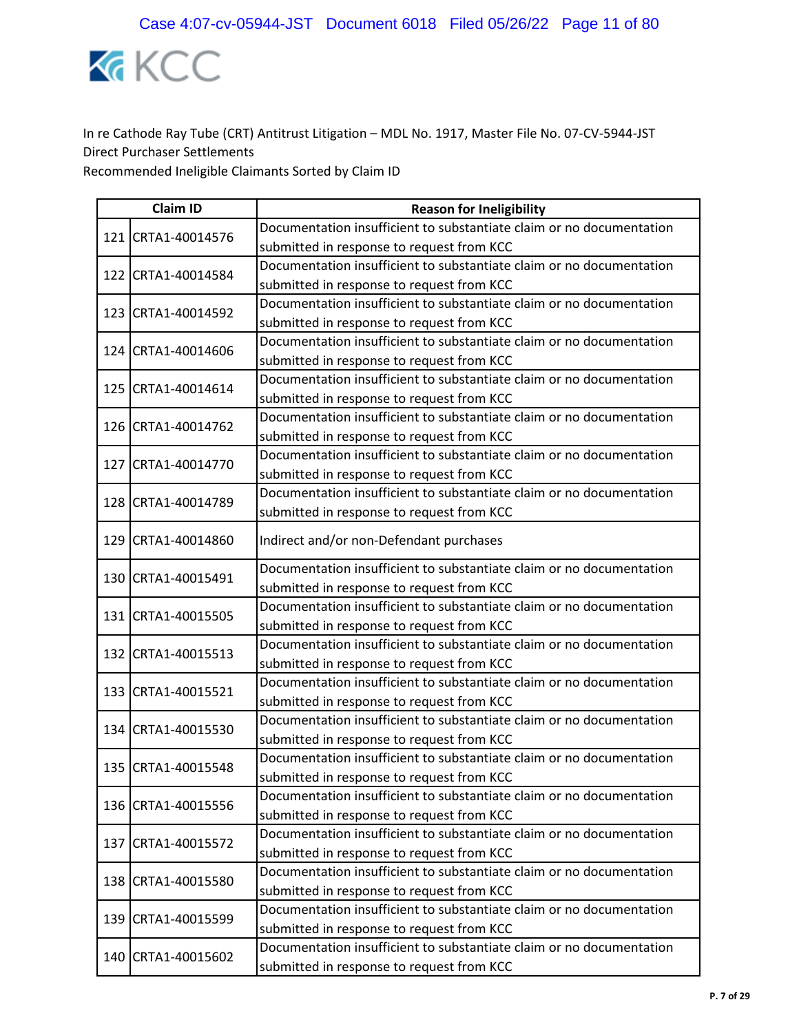In re Cathode Ray Tube (CRT) Antitrust Litigation – MDL No. 1917, Master File No. 07-CV-5944-JST
Direct Purchaser Settlements
Recommended Ineligible Claimants Sorted by Claim ID

| | Claim ID | Reason for Ineligibility |
|---|---|---|
| 121 | CRTA1-40014576 | Documentation insufficient to substantiate claim or no documentation submitted in response to request from KCC |
| 122 | CRTA1-40014584 | Documentation insufficient to substantiate claim or no documentation submitted in response to request from KCC |
| 123 | CRTA1-40014592 | Documentation insufficient to substantiate claim or no documentation submitted in response to request from KCC |
| 124 | CRTA1-40014606 | Documentation insufficient to substantiate claim or no documentation submitted in response to request from KCC |
| 125 | CRTA1-40014614 | Documentation insufficient to substantiate claim or no documentation submitted in response to request from KCC |
| 126 | CRTA1-40014762 | Documentation insufficient to substantiate claim or no documentation submitted in response to request from KCC |
| 127 | CRTA1-40014770 | Documentation insufficient to substantiate claim or no documentation submitted in response to request from KCC |
| 128 | CRTA1-40014789 | Documentation insufficient to substantiate claim or no documentation submitted in response to request from KCC |
| 129 | CRTA1-40014860 | Indirect and/or non-Defendant purchases |
| 130 | CRTA1-40015491 | Documentation insufficient to substantiate claim or no documentation submitted in response to request from KCC |
| 131 | CRTA1-40015505 | Documentation insufficient to substantiate claim or no documentation submitted in response to request from KCC |
| 132 | CRTA1-40015513 | Documentation insufficient to substantiate claim or no documentation submitted in response to request from KCC |
| 133 | CRTA1-40015521 | Documentation insufficient to substantiate claim or no documentation submitted in response to request from KCC |
| 134 | CRTA1-40015530 | Documentation insufficient to substantiate claim or no documentation submitted in response to request from KCC |
| 135 | CRTA1-40015548 | Documentation insufficient to substantiate claim or no documentation submitted in response to request from KCC |
| 136 | CRTA1-40015556 | Documentation insufficient to substantiate claim or no documentation submitted in response to request from KCC |
| 137 | CRTA1-40015572 | Documentation insufficient to substantiate claim or no documentation submitted in response to request from KCC |
| 138 | CRTA1-40015580 | Documentation insufficient to substantiate claim or no documentation submitted in response to request from KCC |
| 139 | CRTA1-40015599 | Documentation insufficient to substantiate claim or no documentation submitted in response to request from KCC |
| 140 | CRTA1-40015602 | Documentation insufficient to substantiate claim or no documentation submitted in response to request from KCC |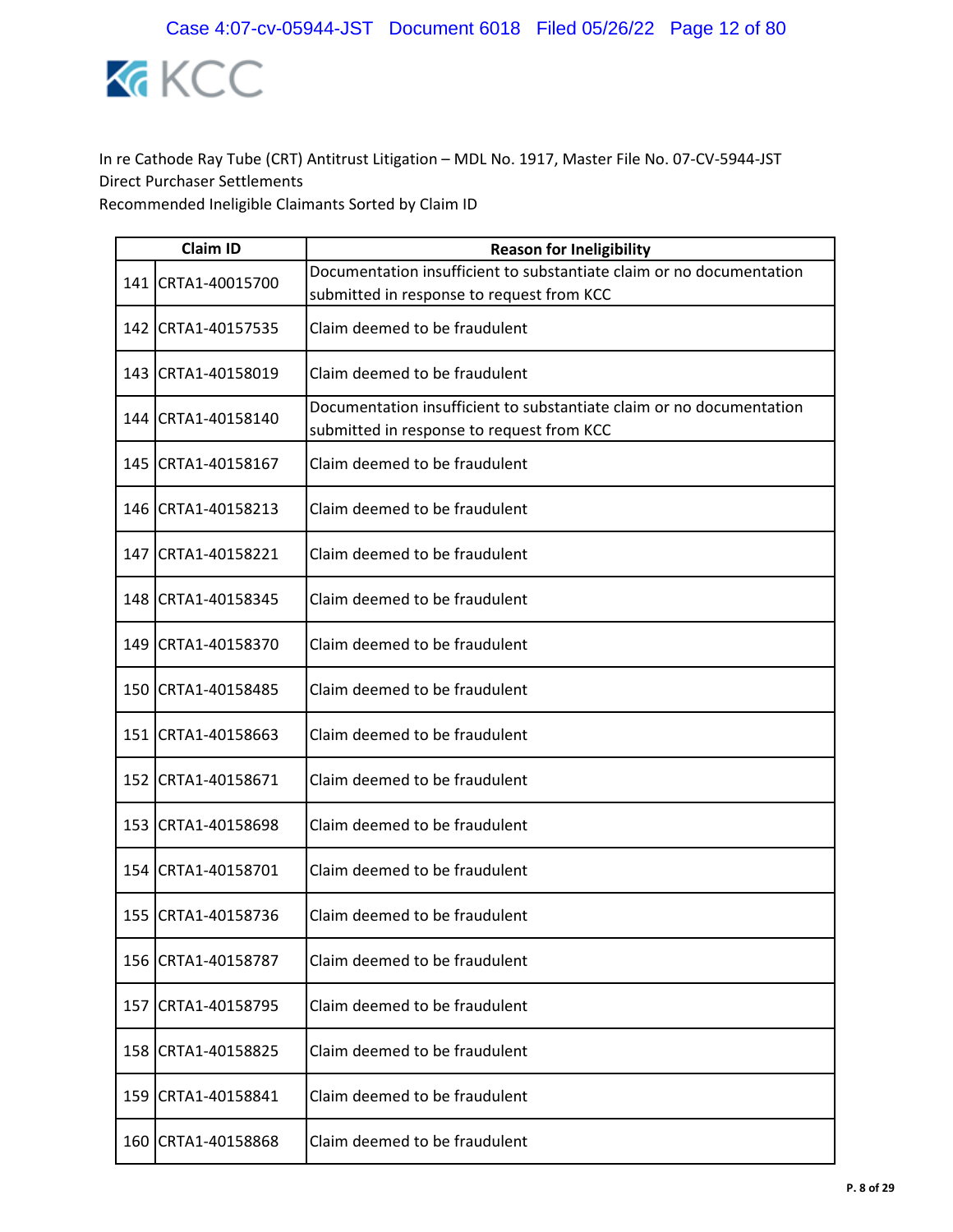KCC

In re Cathode Ray Tube (CRT) Antitrust Litigation – MDL No. 1917, Master File No. 07-CV-5944-JST
Direct Purchaser Settlements
Recommended Ineligible Claimants Sorted by Claim ID

| | Claim ID | Reason for Ineligibility |
|---|---|---|
| 141 | CRTA1-40015700 | Documentation insufficient to substantiate claim or no documentation submitted in response to request from KCC |
| 142 | CRTA1-40157535 | Claim deemed to be fraudulent |
| 143 | CRTA1-40158019 | Claim deemed to be fraudulent |
| 144 | CRTA1-40158140 | Documentation insufficient to substantiate claim or no documentation submitted in response to request from KCC |
| 145 | CRTA1-40158167 | Claim deemed to be fraudulent |
| 146 | CRTA1-40158213 | Claim deemed to be fraudulent |
| 147 | CRTA1-40158221 | Claim deemed to be fraudulent |
| 148 | CRTA1-40158345 | Claim deemed to be fraudulent |
| 149 | CRTA1-40158370 | Claim deemed to be fraudulent |
| 150 | CRTA1-40158485 | Claim deemed to be fraudulent |
| 151 | CRTA1-40158663 | Claim deemed to be fraudulent |
| 152 | CRTA1-40158671 | Claim deemed to be fraudulent |
| 153 | CRTA1-40158698 | Claim deemed to be fraudulent |
| 154 | CRTA1-40158701 | Claim deemed to be fraudulent |
| 155 | CRTA1-40158736 | Claim deemed to be fraudulent |
| 156 | CRTA1-40158787 | Claim deemed to be fraudulent |
| 157 | CRTA1-40158795 | Claim deemed to be fraudulent |
| 158 | CRTA1-40158825 | Claim deemed to be fraudulent |
| 159 | CRTA1-40158841 | Claim deemed to be fraudulent |
| 160 | CRTA1-40158868 | Claim deemed to be fraudulent |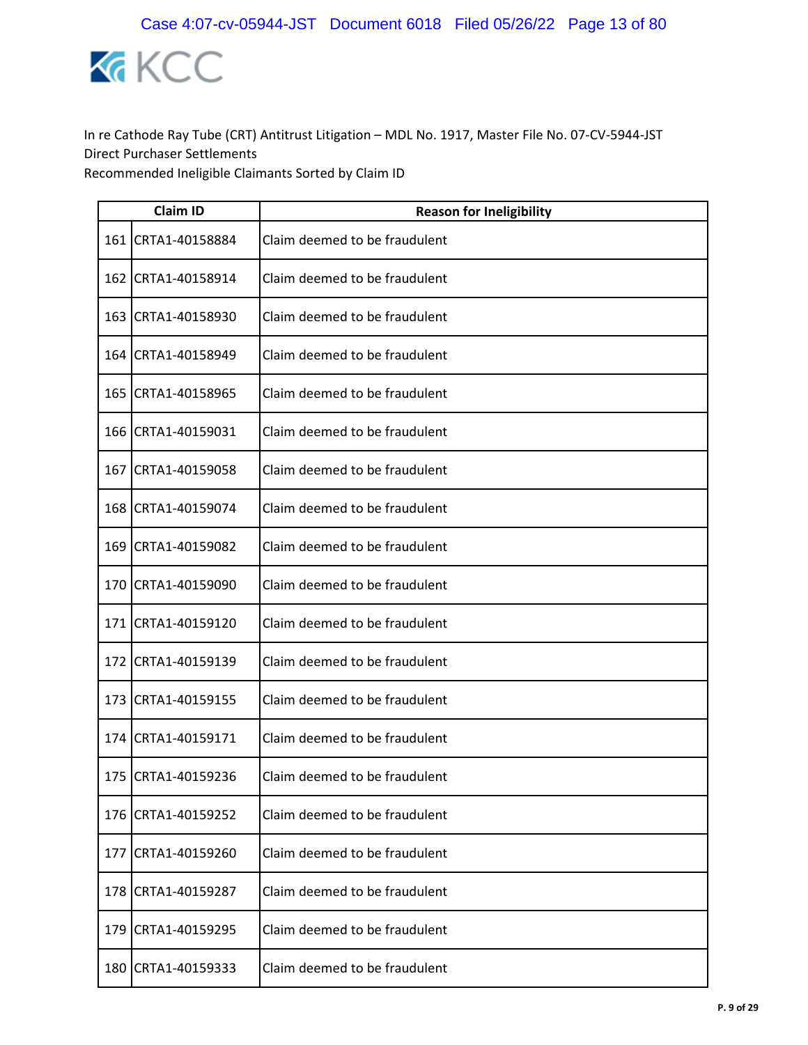KCC

In re Cathode Ray Tube (CRT) Antitrust Litigation – MDL No. 1917, Master File No. 07-CV-5944-JST
Direct Purchaser Settlements
Recommended Ineligible Claimants Sorted by Claim ID

| | Claim ID | Reason for Ineligibility |
|---|---|---|
| 161 | CRTA1-40158884 | Claim deemed to be fraudulent |
| 162 | CRTA1-40158914 | Claim deemed to be fraudulent |
| 163 | CRTA1-40158930 | Claim deemed to be fraudulent |
| 164 | CRTA1-40158949 | Claim deemed to be fraudulent |
| 165 | CRTA1-40158965 | Claim deemed to be fraudulent |
| 166 | CRTA1-40159031 | Claim deemed to be fraudulent |
| 167 | CRTA1-40159058 | Claim deemed to be fraudulent |
| 168 | CRTA1-40159074 | Claim deemed to be fraudulent |
| 169 | CRTA1-40159082 | Claim deemed to be fraudulent |
| 170 | CRTA1-40159090 | Claim deemed to be fraudulent |
| 171 | CRTA1-40159120 | Claim deemed to be fraudulent |
| 172 | CRTA1-40159139 | Claim deemed to be fraudulent |
| 173 | CRTA1-40159155 | Claim deemed to be fraudulent |
| 174 | CRTA1-40159171 | Claim deemed to be fraudulent |
| 175 | CRTA1-40159236 | Claim deemed to be fraudulent |
| 176 | CRTA1-40159252 | Claim deemed to be fraudulent |
| 177 | CRTA1-40159260 | Claim deemed to be fraudulent |
| 178 | CRTA1-40159287 | Claim deemed to be fraudulent |
| 179 | CRTA1-40159295 | Claim deemed to be fraudulent |
| 180 | CRTA1-40159333 | Claim deemed to be fraudulent |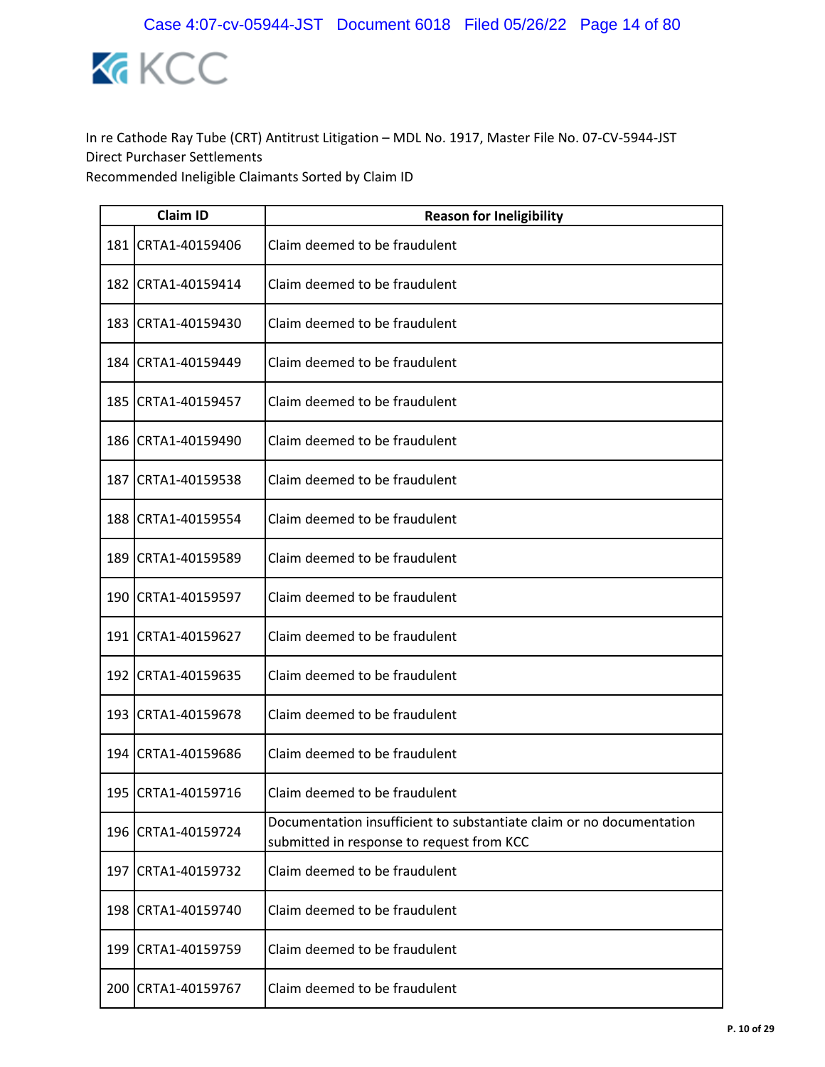In re Cathode Ray Tube (CRT) Antitrust Litigation – MDL No. 1917, Master File No. 07-CV-5944-JST
Direct Purchaser Settlements
Recommended Ineligible Claimants Sorted by Claim ID

| | Claim ID | Reason for Ineligibility |
|---|---|---|
| 181 | CRTA1-40159406 | Claim deemed to be fraudulent |
| 182 | CRTA1-40159414 | Claim deemed to be fraudulent |
| 183 | CRTA1-40159430 | Claim deemed to be fraudulent |
| 184 | CRTA1-40159449 | Claim deemed to be fraudulent |
| 185 | CRTA1-40159457 | Claim deemed to be fraudulent |
| 186 | CRTA1-40159490 | Claim deemed to be fraudulent |
| 187 | CRTA1-40159538 | Claim deemed to be fraudulent |
| 188 | CRTA1-40159554 | Claim deemed to be fraudulent |
| 189 | CRTA1-40159589 | Claim deemed to be fraudulent |
| 190 | CRTA1-40159597 | Claim deemed to be fraudulent |
| 191 | CRTA1-40159627 | Claim deemed to be fraudulent |
| 192 | CRTA1-40159635 | Claim deemed to be fraudulent |
| 193 | CRTA1-40159678 | Claim deemed to be fraudulent |
| 194 | CRTA1-40159686 | Claim deemed to be fraudulent |
| 195 | CRTA1-40159716 | Claim deemed to be fraudulent |
| 196 | CRTA1-40159724 | Documentation insufficient to substantiate claim or no documentation submitted in response to request from KCC |
| 197 | CRTA1-40159732 | Claim deemed to be fraudulent |
| 198 | CRTA1-40159740 | Claim deemed to be fraudulent |
| 199 | CRTA1-40159759 | Claim deemed to be fraudulent |
| 200 | CRTA1-40159767 | Claim deemed to be fraudulent |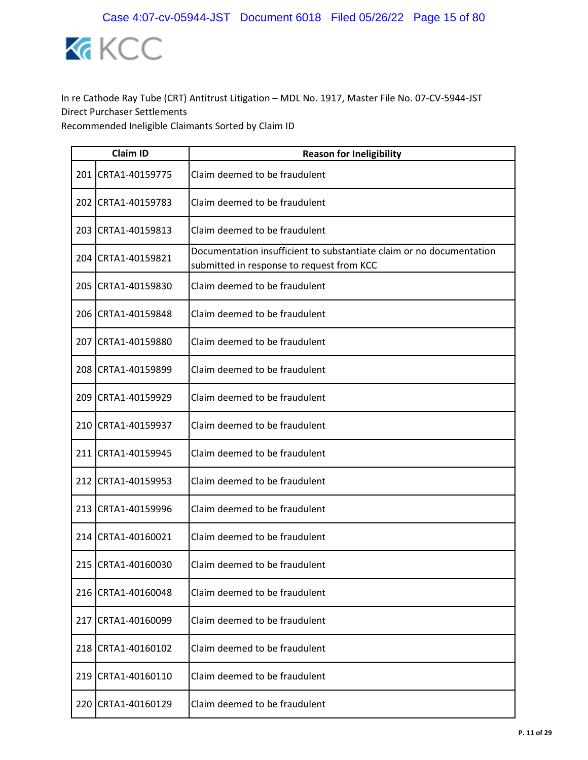In re Cathode Ray Tube (CRT) Antitrust Litigation – MDL No. 1917, Master File No. 07-CV-5944-JST
Direct Purchaser Settlements
Recommended Ineligible Claimants Sorted by Claim ID

| | Claim ID | Reason for Ineligibility |
|---|---|---|
| 201 | CRTA1-40159775 | Claim deemed to be fraudulent |
| 202 | CRTA1-40159783 | Claim deemed to be fraudulent |
| 203 | CRTA1-40159813 | Claim deemed to be fraudulent |
| 204 | CRTA1-40159821 | Documentation insufficient to substantiate claim or no documentation submitted in response to request from KCC |
| 205 | CRTA1-40159830 | Claim deemed to be fraudulent |
| 206 | CRTA1-40159848 | Claim deemed to be fraudulent |
| 207 | CRTA1-40159880 | Claim deemed to be fraudulent |
| 208 | CRTA1-40159899 | Claim deemed to be fraudulent |
| 209 | CRTA1-40159929 | Claim deemed to be fraudulent |
| 210 | CRTA1-40159937 | Claim deemed to be fraudulent |
| 211 | CRTA1-40159945 | Claim deemed to be fraudulent |
| 212 | CRTA1-40159953 | Claim deemed to be fraudulent |
| 213 | CRTA1-40159996 | Claim deemed to be fraudulent |
| 214 | CRTA1-40160021 | Claim deemed to be fraudulent |
| 215 | CRTA1-40160030 | Claim deemed to be fraudulent |
| 216 | CRTA1-40160048 | Claim deemed to be fraudulent |
| 217 | CRTA1-40160099 | Claim deemed to be fraudulent |
| 218 | CRTA1-40160102 | Claim deemed to be fraudulent |
| 219 | CRTA1-40160110 | Claim deemed to be fraudulent |
| 220 | CRTA1-40160129 | Claim deemed to be fraudulent |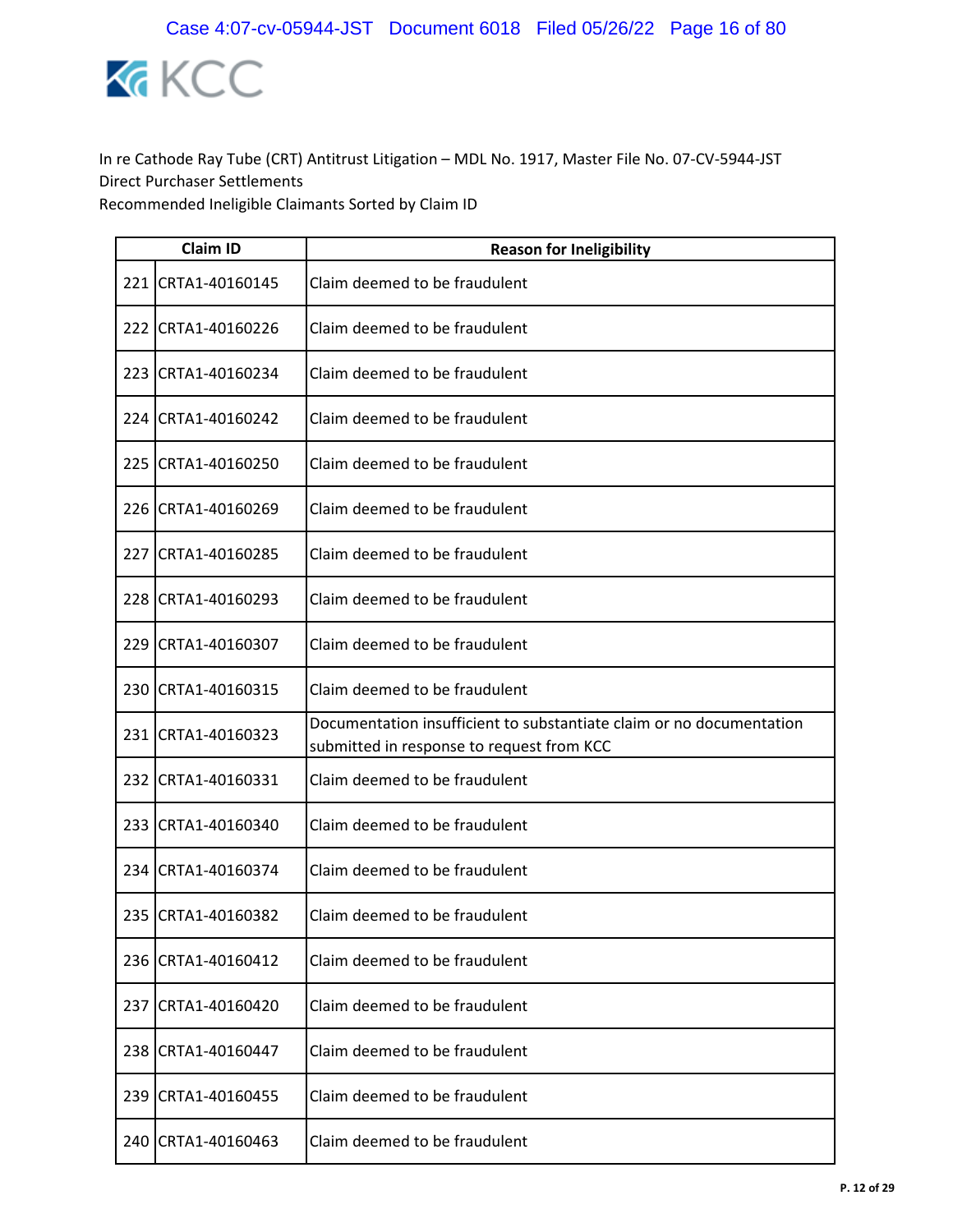In re Cathode Ray Tube (CRT) Antitrust Litigation – MDL No. 1917, Master File No. 07-CV-5944-JST
Direct Purchaser Settlements
Recommended Ineligible Claimants Sorted by Claim ID

| | Claim ID | Reason for Ineligibility |
|---|---|---|
| 221 | CRTA1-40160145 | Claim deemed to be fraudulent |
| 222 | CRTA1-40160226 | Claim deemed to be fraudulent |
| 223 | CRTA1-40160234 | Claim deemed to be fraudulent |
| 224 | CRTA1-40160242 | Claim deemed to be fraudulent |
| 225 | CRTA1-40160250 | Claim deemed to be fraudulent |
| 226 | CRTA1-40160269 | Claim deemed to be fraudulent |
| 227 | CRTA1-40160285 | Claim deemed to be fraudulent |
| 228 | CRTA1-40160293 | Claim deemed to be fraudulent |
| 229 | CRTA1-40160307 | Claim deemed to be fraudulent |
| 230 | CRTA1-40160315 | Claim deemed to be fraudulent |
| 231 | CRTA1-40160323 | Documentation insufficient to substantiate claim or no documentation submitted in response to request from KCC |
| 232 | CRTA1-40160331 | Claim deemed to be fraudulent |
| 233 | CRTA1-40160340 | Claim deemed to be fraudulent |
| 234 | CRTA1-40160374 | Claim deemed to be fraudulent |
| 235 | CRTA1-40160382 | Claim deemed to be fraudulent |
| 236 | CRTA1-40160412 | Claim deemed to be fraudulent |
| 237 | CRTA1-40160420 | Claim deemed to be fraudulent |
| 238 | CRTA1-40160447 | Claim deemed to be fraudulent |
| 239 | CRTA1-40160455 | Claim deemed to be fraudulent |
| 240 | CRTA1-40160463 | Claim deemed to be fraudulent |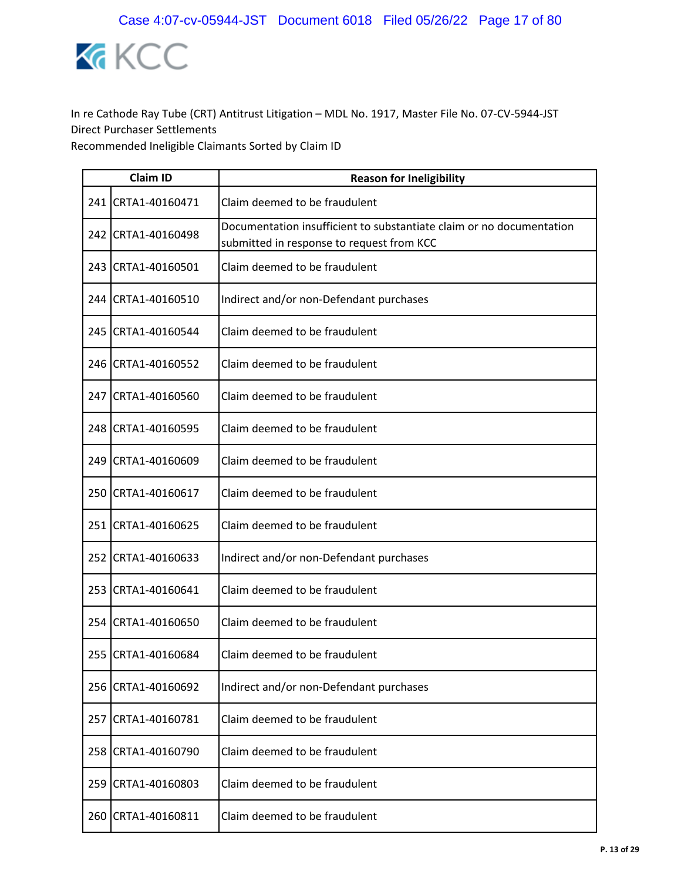In re Cathode Ray Tube (CRT) Antitrust Litigation – MDL No. 1917, Master File No. 07-CV-5944-JST
Direct Purchaser Settlements
Recommended Ineligible Claimants Sorted by Claim ID

| | Claim ID | Reason for Ineligibility |
|---|---|---|
| 241 | CRTA1-40160471 | Claim deemed to be fraudulent |
| 242 | CRTA1-40160498 | Documentation insufficient to substantiate claim or no documentation submitted in response to request from KCC |
| 243 | CRTA1-40160501 | Claim deemed to be fraudulent |
| 244 | CRTA1-40160510 | Indirect and/or non-Defendant purchases |
| 245 | CRTA1-40160544 | Claim deemed to be fraudulent |
| 246 | CRTA1-40160552 | Claim deemed to be fraudulent |
| 247 | CRTA1-40160560 | Claim deemed to be fraudulent |
| 248 | CRTA1-40160595 | Claim deemed to be fraudulent |
| 249 | CRTA1-40160609 | Claim deemed to be fraudulent |
| 250 | CRTA1-40160617 | Claim deemed to be fraudulent |
| 251 | CRTA1-40160625 | Claim deemed to be fraudulent |
| 252 | CRTA1-40160633 | Indirect and/or non-Defendant purchases |
| 253 | CRTA1-40160641 | Claim deemed to be fraudulent |
| 254 | CRTA1-40160650 | Claim deemed to be fraudulent |
| 255 | CRTA1-40160684 | Claim deemed to be fraudulent |
| 256 | CRTA1-40160692 | Indirect and/or non-Defendant purchases |
| 257 | CRTA1-40160781 | Claim deemed to be fraudulent |
| 258 | CRTA1-40160790 | Claim deemed to be fraudulent |
| 259 | CRTA1-40160803 | Claim deemed to be fraudulent |
| 260 | CRTA1-40160811 | Claim deemed to be fraudulent |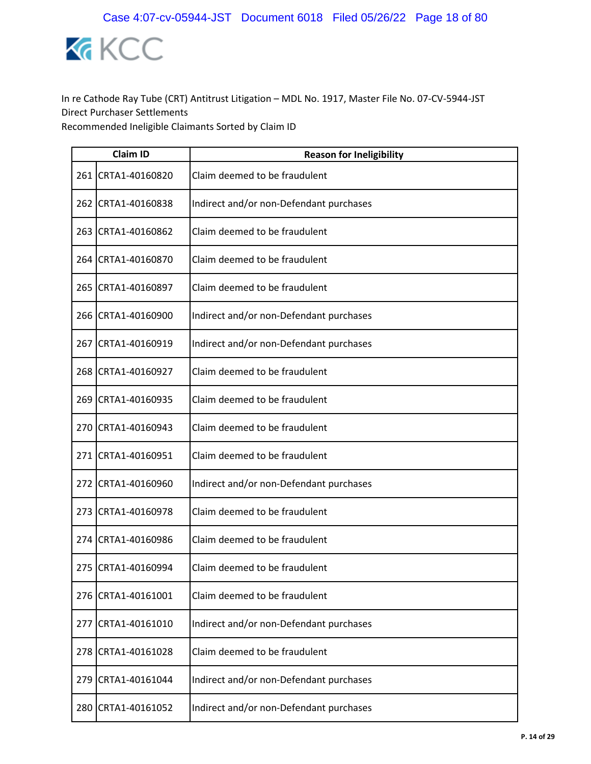In re Cathode Ray Tube (CRT) Antitrust Litigation – MDL No. 1917, Master File No. 07-CV-5944-JST
Direct Purchaser Settlements
Recommended Ineligible Claimants Sorted by Claim ID

| | Claim ID | Reason for Ineligibility |
|---|---|---|
| 261 | CRTA1-40160820 | Claim deemed to be fraudulent |
| 262 | CRTA1-40160838 | Indirect and/or non-Defendant purchases |
| 263 | CRTA1-40160862 | Claim deemed to be fraudulent |
| 264 | CRTA1-40160870 | Claim deemed to be fraudulent |
| 265 | CRTA1-40160897 | Claim deemed to be fraudulent |
| 266 | CRTA1-40160900 | Indirect and/or non-Defendant purchases |
| 267 | CRTA1-40160919 | Indirect and/or non-Defendant purchases |
| 268 | CRTA1-40160927 | Claim deemed to be fraudulent |
| 269 | CRTA1-40160935 | Claim deemed to be fraudulent |
| 270 | CRTA1-40160943 | Claim deemed to be fraudulent |
| 271 | CRTA1-40160951 | Claim deemed to be fraudulent |
| 272 | CRTA1-40160960 | Indirect and/or non-Defendant purchases |
| 273 | CRTA1-40160978 | Claim deemed to be fraudulent |
| 274 | CRTA1-40160986 | Claim deemed to be fraudulent |
| 275 | CRTA1-40160994 | Claim deemed to be fraudulent |
| 276 | CRTA1-40161001 | Claim deemed to be fraudulent |
| 277 | CRTA1-40161010 | Indirect and/or non-Defendant purchases |
| 278 | CRTA1-40161028 | Claim deemed to be fraudulent |
| 279 | CRTA1-40161044 | Indirect and/or non-Defendant purchases |
| 280 | CRTA1-40161052 | Indirect and/or non-Defendant purchases |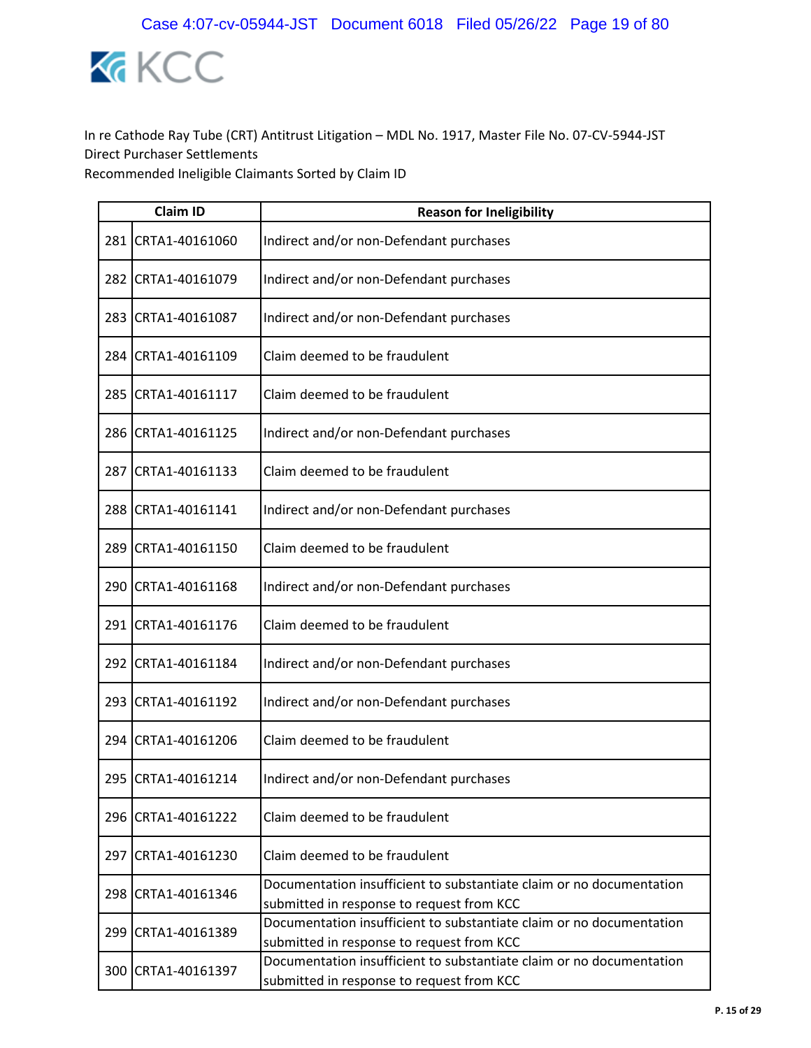In re Cathode Ray Tube (CRT) Antitrust Litigation – MDL No. 1917, Master File No. 07-CV-5944-JST
Direct Purchaser Settlements
Recommended Ineligible Claimants Sorted by Claim ID

| | Claim ID | Reason for Ineligibility |
|---|---|---|
| 281 | CRTA1-40161060 | Indirect and/or non-Defendant purchases |
| 282 | CRTA1-40161079 | Indirect and/or non-Defendant purchases |
| 283 | CRTA1-40161087 | Indirect and/or non-Defendant purchases |
| 284 | CRTA1-40161109 | Claim deemed to be fraudulent |
| 285 | CRTA1-40161117 | Claim deemed to be fraudulent |
| 286 | CRTA1-40161125 | Indirect and/or non-Defendant purchases |
| 287 | CRTA1-40161133 | Claim deemed to be fraudulent |
| 288 | CRTA1-40161141 | Indirect and/or non-Defendant purchases |
| 289 | CRTA1-40161150 | Claim deemed to be fraudulent |
| 290 | CRTA1-40161168 | Indirect and/or non-Defendant purchases |
| 291 | CRTA1-40161176 | Claim deemed to be fraudulent |
| 292 | CRTA1-40161184 | Indirect and/or non-Defendant purchases |
| 293 | CRTA1-40161192 | Indirect and/or non-Defendant purchases |
| 294 | CRTA1-40161206 | Claim deemed to be fraudulent |
| 295 | CRTA1-40161214 | Indirect and/or non-Defendant purchases |
| 296 | CRTA1-40161222 | Claim deemed to be fraudulent |
| 297 | CRTA1-40161230 | Claim deemed to be fraudulent |
| 298 | CRTA1-40161346 | Documentation insufficient to substantiate claim or no documentation submitted in response to request from KCC |
| 299 | CRTA1-40161389 | Documentation insufficient to substantiate claim or no documentation submitted in response to request from KCC |
| 300 | CRTA1-40161397 | Documentation insufficient to substantiate claim or no documentation submitted in response to request from KCC |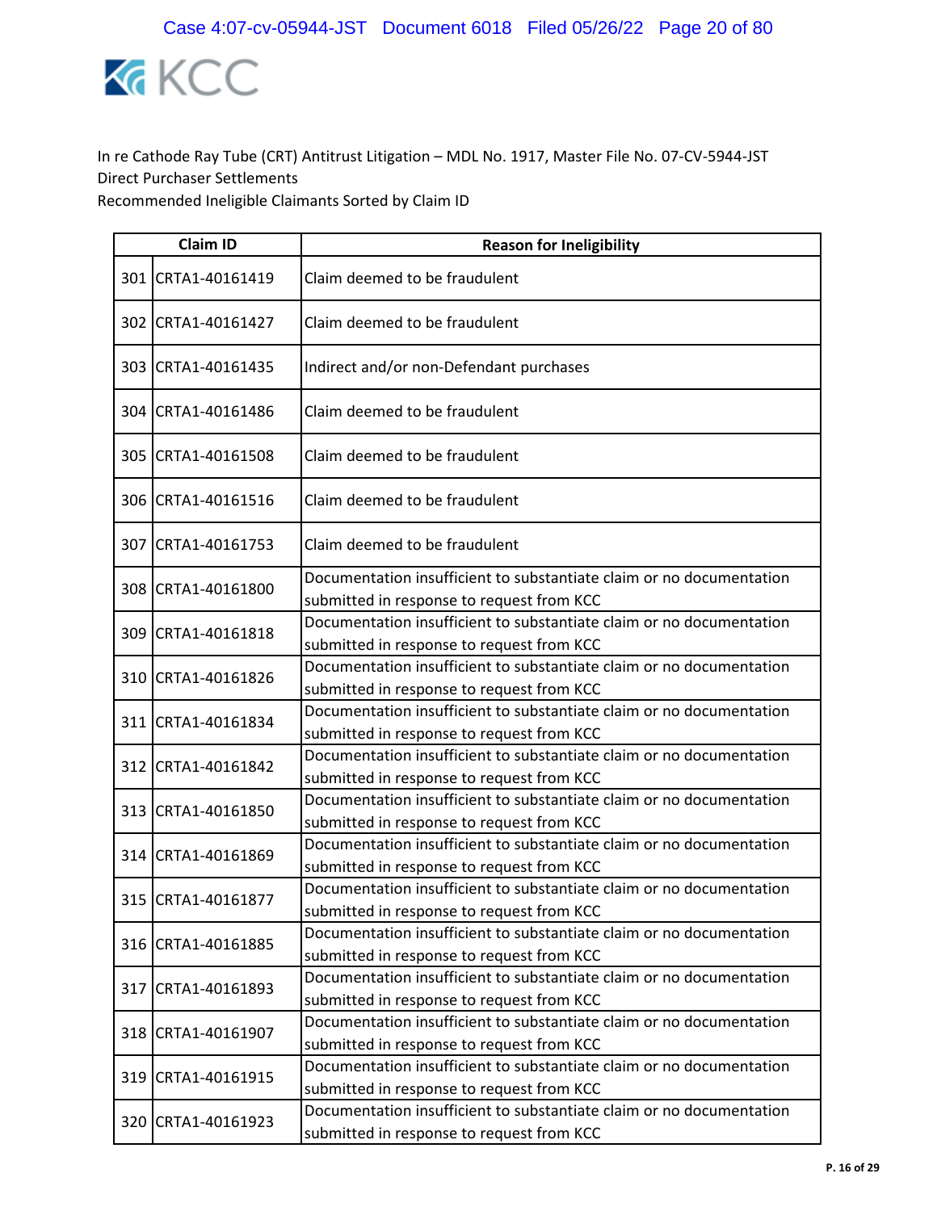In re Cathode Ray Tube (CRT) Antitrust Litigation – MDL No. 1917, Master File No. 07-CV-5944-JST
Direct Purchaser Settlements
Recommended Ineligible Claimants Sorted by Claim ID

| | Claim ID | Reason for Ineligibility |
|---|---|---|
| 301 | CRTA1-40161419 | Claim deemed to be fraudulent |
| 302 | CRTA1-40161427 | Claim deemed to be fraudulent |
| 303 | CRTA1-40161435 | Indirect and/or non-Defendant purchases |
| 304 | CRTA1-40161486 | Claim deemed to be fraudulent |
| 305 | CRTA1-40161508 | Claim deemed to be fraudulent |
| 306 | CRTA1-40161516 | Claim deemed to be fraudulent |
| 307 | CRTA1-40161753 | Claim deemed to be fraudulent |
| 308 | CRTA1-40161800 | Documentation insufficient to substantiate claim or no documentation submitted in response to request from KCC |
| 309 | CRTA1-40161818 | Documentation insufficient to substantiate claim or no documentation submitted in response to request from KCC |
| 310 | CRTA1-40161826 | Documentation insufficient to substantiate claim or no documentation submitted in response to request from KCC |
| 311 | CRTA1-40161834 | Documentation insufficient to substantiate claim or no documentation submitted in response to request from KCC |
| 312 | CRTA1-40161842 | Documentation insufficient to substantiate claim or no documentation submitted in response to request from KCC |
| 313 | CRTA1-40161850 | Documentation insufficient to substantiate claim or no documentation submitted in response to request from KCC |
| 314 | CRTA1-40161869 | Documentation insufficient to substantiate claim or no documentation submitted in response to request from KCC |
| 315 | CRTA1-40161877 | Documentation insufficient to substantiate claim or no documentation submitted in response to request from KCC |
| 316 | CRTA1-40161885 | Documentation insufficient to substantiate claim or no documentation submitted in response to request from KCC |
| 317 | CRTA1-40161893 | Documentation insufficient to substantiate claim or no documentation submitted in response to request from KCC |
| 318 | CRTA1-40161907 | Documentation insufficient to substantiate claim or no documentation submitted in response to request from KCC |
| 319 | CRTA1-40161915 | Documentation insufficient to substantiate claim or no documentation submitted in response to request from KCC |
| 320 | CRTA1-40161923 | Documentation insufficient to substantiate claim or no documentation submitted in response to request from KCC |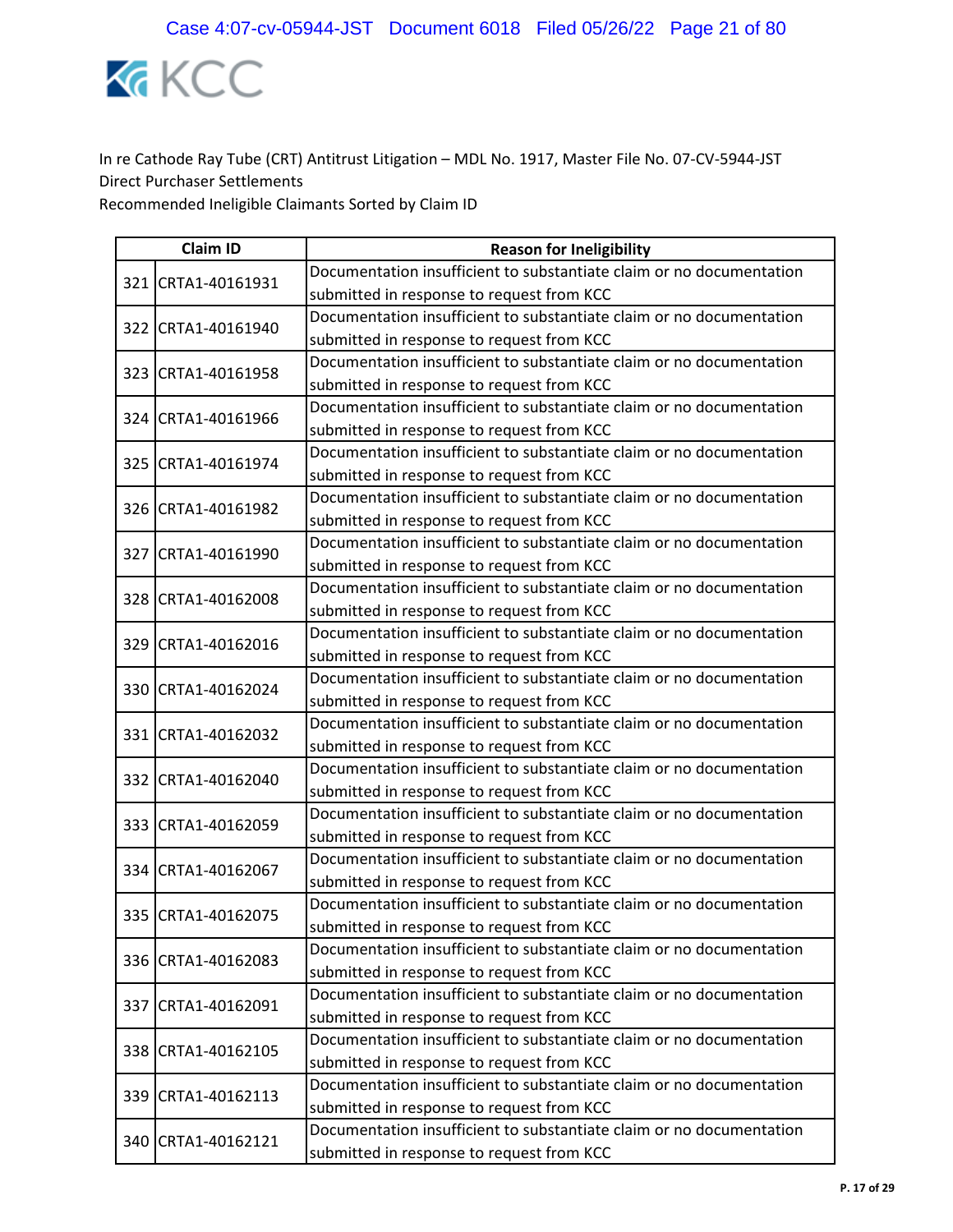In re Cathode Ray Tube (CRT) Antitrust Litigation – MDL No. 1917, Master File No. 07-CV-5944-JST
Direct Purchaser Settlements
Recommended Ineligible Claimants Sorted by Claim ID

| | Claim ID | Reason for Ineligibility |
|---|---|---|
| 321 | CRTA1-40161931 | Documentation insufficient to substantiate claim or no documentation submitted in response to request from KCC |
| 322 | CRTA1-40161940 | Documentation insufficient to substantiate claim or no documentation submitted in response to request from KCC |
| 323 | CRTA1-40161958 | Documentation insufficient to substantiate claim or no documentation submitted in response to request from KCC |
| 324 | CRTA1-40161966 | Documentation insufficient to substantiate claim or no documentation submitted in response to request from KCC |
| 325 | CRTA1-40161974 | Documentation insufficient to substantiate claim or no documentation submitted in response to request from KCC |
| 326 | CRTA1-40161982 | Documentation insufficient to substantiate claim or no documentation submitted in response to request from KCC |
| 327 | CRTA1-40161990 | Documentation insufficient to substantiate claim or no documentation submitted in response to request from KCC |
| 328 | CRTA1-40162008 | Documentation insufficient to substantiate claim or no documentation submitted in response to request from KCC |
| 329 | CRTA1-40162016 | Documentation insufficient to substantiate claim or no documentation submitted in response to request from KCC |
| 330 | CRTA1-40162024 | Documentation insufficient to substantiate claim or no documentation submitted in response to request from KCC |
| 331 | CRTA1-40162032 | Documentation insufficient to substantiate claim or no documentation submitted in response to request from KCC |
| 332 | CRTA1-40162040 | Documentation insufficient to substantiate claim or no documentation submitted in response to request from KCC |
| 333 | CRTA1-40162059 | Documentation insufficient to substantiate claim or no documentation submitted in response to request from KCC |
| 334 | CRTA1-40162067 | Documentation insufficient to substantiate claim or no documentation submitted in response to request from KCC |
| 335 | CRTA1-40162075 | Documentation insufficient to substantiate claim or no documentation submitted in response to request from KCC |
| 336 | CRTA1-40162083 | Documentation insufficient to substantiate claim or no documentation submitted in response to request from KCC |
| 337 | CRTA1-40162091 | Documentation insufficient to substantiate claim or no documentation submitted in response to request from KCC |
| 338 | CRTA1-40162105 | Documentation insufficient to substantiate claim or no documentation submitted in response to request from KCC |
| 339 | CRTA1-40162113 | Documentation insufficient to substantiate claim or no documentation submitted in response to request from KCC |
| 340 | CRTA1-40162121 | Documentation insufficient to substantiate claim or no documentation submitted in response to request from KCC |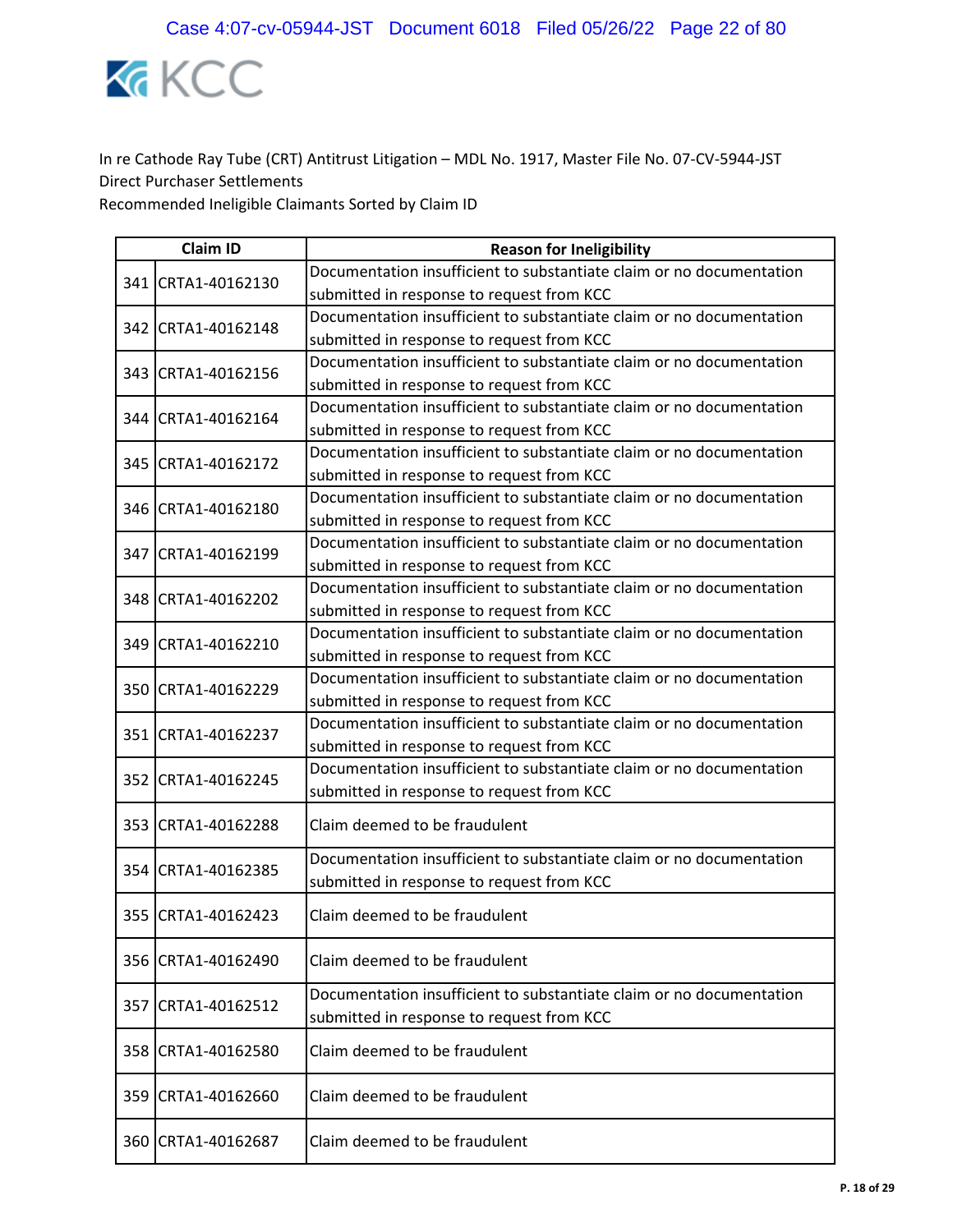In re Cathode Ray Tube (CRT) Antitrust Litigation – MDL No. 1917, Master File No. 07-CV-5944-JST
Direct Purchaser Settlements
Recommended Ineligible Claimants Sorted by Claim ID

| | Claim ID | Reason for Ineligibility |
|---|---|---|
| 341 | CRTA1-40162130 | Documentation insufficient to substantiate claim or no documentation submitted in response to request from KCC |
| 342 | CRTA1-40162148 | Documentation insufficient to substantiate claim or no documentation submitted in response to request from KCC |
| 343 | CRTA1-40162156 | Documentation insufficient to substantiate claim or no documentation submitted in response to request from KCC |
| 344 | CRTA1-40162164 | Documentation insufficient to substantiate claim or no documentation submitted in response to request from KCC |
| 345 | CRTA1-40162172 | Documentation insufficient to substantiate claim or no documentation submitted in response to request from KCC |
| 346 | CRTA1-40162180 | Documentation insufficient to substantiate claim or no documentation submitted in response to request from KCC |
| 347 | CRTA1-40162199 | Documentation insufficient to substantiate claim or no documentation submitted in response to request from KCC |
| 348 | CRTA1-40162202 | Documentation insufficient to substantiate claim or no documentation submitted in response to request from KCC |
| 349 | CRTA1-40162210 | Documentation insufficient to substantiate claim or no documentation submitted in response to request from KCC |
| 350 | CRTA1-40162229 | Documentation insufficient to substantiate claim or no documentation submitted in response to request from KCC |
| 351 | CRTA1-40162237 | Documentation insufficient to substantiate claim or no documentation submitted in response to request from KCC |
| 352 | CRTA1-40162245 | Documentation insufficient to substantiate claim or no documentation submitted in response to request from KCC |
| 353 | CRTA1-40162288 | Claim deemed to be fraudulent |
| 354 | CRTA1-40162385 | Documentation insufficient to substantiate claim or no documentation submitted in response to request from KCC |
| 355 | CRTA1-40162423 | Claim deemed to be fraudulent |
| 356 | CRTA1-40162490 | Claim deemed to be fraudulent |
| 357 | CRTA1-40162512 | Documentation insufficient to substantiate claim or no documentation submitted in response to request from KCC |
| 358 | CRTA1-40162580 | Claim deemed to be fraudulent |
| 359 | CRTA1-40162660 | Claim deemed to be fraudulent |
| 360 | CRTA1-40162687 | Claim deemed to be fraudulent |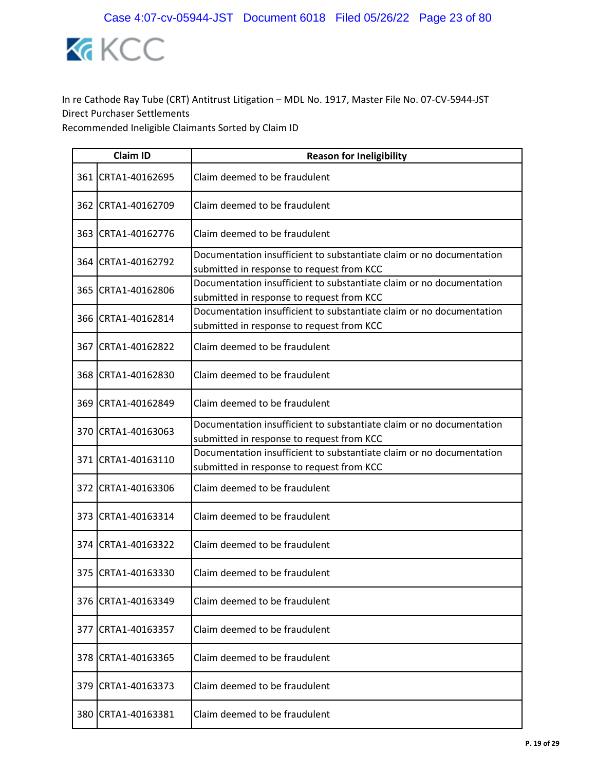In re Cathode Ray Tube (CRT) Antitrust Litigation – MDL No. 1917, Master File No. 07-CV-5944-JST
Direct Purchaser Settlements
Recommended Ineligible Claimants Sorted by Claim ID

| | Claim ID | Reason for Ineligibility |
|---|---|---|
| 361 | CRTA1-40162695 | Claim deemed to be fraudulent |
| 362 | CRTA1-40162709 | Claim deemed to be fraudulent |
| 363 | CRTA1-40162776 | Claim deemed to be fraudulent |
| 364 | CRTA1-40162792 | Documentation insufficient to substantiate claim or no documentation submitted in response to request from KCC |
| 365 | CRTA1-40162806 | Documentation insufficient to substantiate claim or no documentation submitted in response to request from KCC |
| 366 | CRTA1-40162814 | Documentation insufficient to substantiate claim or no documentation submitted in response to request from KCC |
| 367 | CRTA1-40162822 | Claim deemed to be fraudulent |
| 368 | CRTA1-40162830 | Claim deemed to be fraudulent |
| 369 | CRTA1-40162849 | Claim deemed to be fraudulent |
| 370 | CRTA1-40163063 | Documentation insufficient to substantiate claim or no documentation submitted in response to request from KCC |
| 371 | CRTA1-40163110 | Documentation insufficient to substantiate claim or no documentation submitted in response to request from KCC |
| 372 | CRTA1-40163306 | Claim deemed to be fraudulent |
| 373 | CRTA1-40163314 | Claim deemed to be fraudulent |
| 374 | CRTA1-40163322 | Claim deemed to be fraudulent |
| 375 | CRTA1-40163330 | Claim deemed to be fraudulent |
| 376 | CRTA1-40163349 | Claim deemed to be fraudulent |
| 377 | CRTA1-40163357 | Claim deemed to be fraudulent |
| 378 | CRTA1-40163365 | Claim deemed to be fraudulent |
| 379 | CRTA1-40163373 | Claim deemed to be fraudulent |
| 380 | CRTA1-40163381 | Claim deemed to be fraudulent |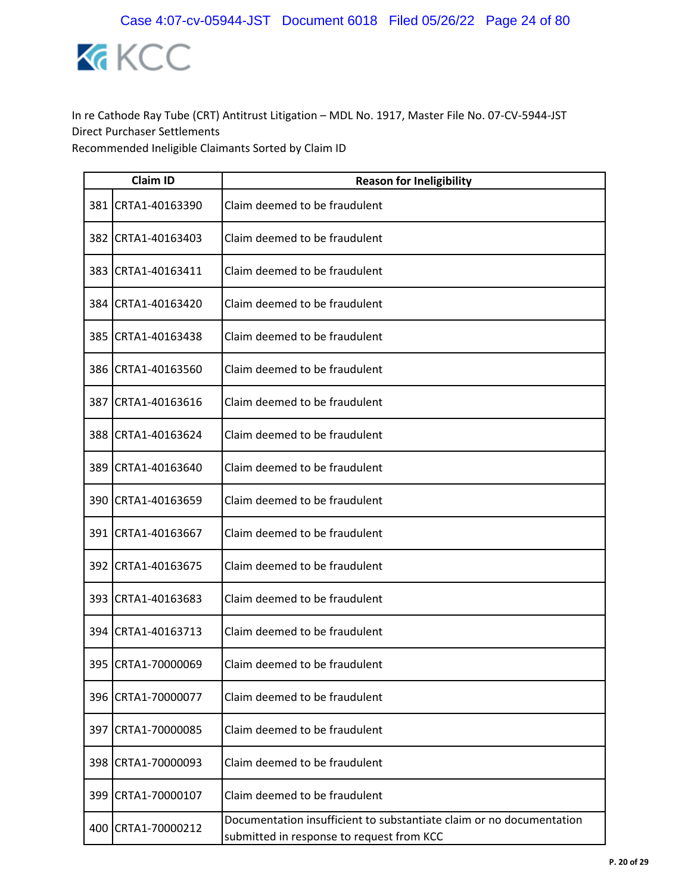In re Cathode Ray Tube (CRT) Antitrust Litigation – MDL No. 1917, Master File No. 07-CV-5944-JST
Direct Purchaser Settlements
Recommended Ineligible Claimants Sorted by Claim ID

| | Claim ID | Reason for Ineligibility |
|---|---|---|
| 381 | CRTA1-40163390 | Claim deemed to be fraudulent |
| 382 | CRTA1-40163403 | Claim deemed to be fraudulent |
| 383 | CRTA1-40163411 | Claim deemed to be fraudulent |
| 384 | CRTA1-40163420 | Claim deemed to be fraudulent |
| 385 | CRTA1-40163438 | Claim deemed to be fraudulent |
| 386 | CRTA1-40163560 | Claim deemed to be fraudulent |
| 387 | CRTA1-40163616 | Claim deemed to be fraudulent |
| 388 | CRTA1-40163624 | Claim deemed to be fraudulent |
| 389 | CRTA1-40163640 | Claim deemed to be fraudulent |
| 390 | CRTA1-40163659 | Claim deemed to be fraudulent |
| 391 | CRTA1-40163667 | Claim deemed to be fraudulent |
| 392 | CRTA1-40163675 | Claim deemed to be fraudulent |
| 393 | CRTA1-40163683 | Claim deemed to be fraudulent |
| 394 | CRTA1-40163713 | Claim deemed to be fraudulent |
| 395 | CRTA1-70000069 | Claim deemed to be fraudulent |
| 396 | CRTA1-70000077 | Claim deemed to be fraudulent |
| 397 | CRTA1-70000085 | Claim deemed to be fraudulent |
| 398 | CRTA1-70000093 | Claim deemed to be fraudulent |
| 399 | CRTA1-70000107 | Claim deemed to be fraudulent |
| 400 | CRTA1-70000212 | Documentation insufficient to substantiate claim or no documentation submitted in response to request from KCC |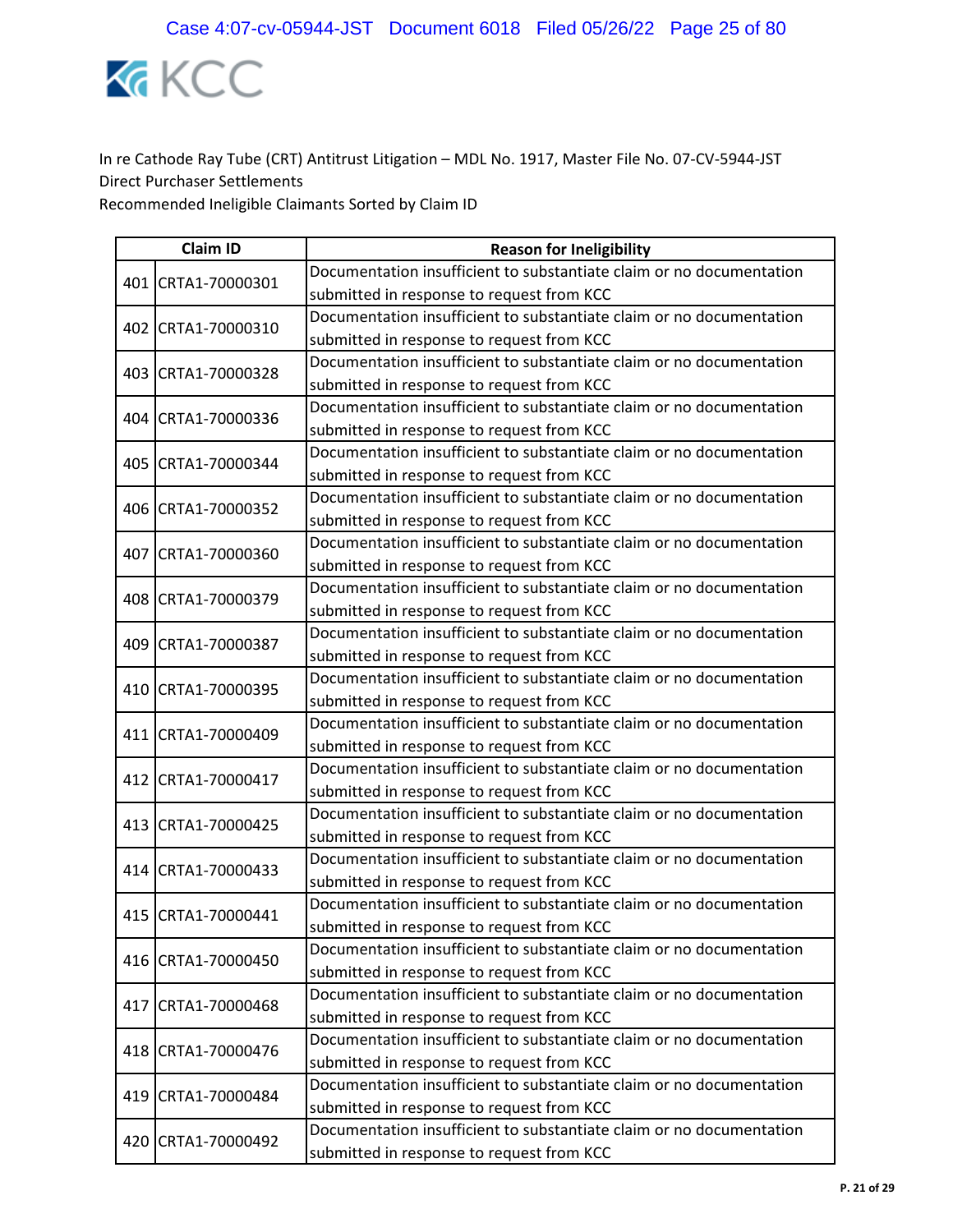In re Cathode Ray Tube (CRT) Antitrust Litigation – MDL No. 1917, Master File No. 07-CV-5944-JST
Direct Purchaser Settlements
Recommended Ineligible Claimants Sorted by Claim ID

| | Claim ID | Reason for Ineligibility |
|---|---|---|
| 401 | CRTA1-70000301 | Documentation insufficient to substantiate claim or no documentation submitted in response to request from KCC |
| 402 | CRTA1-70000310 | Documentation insufficient to substantiate claim or no documentation submitted in response to request from KCC |
| 403 | CRTA1-70000328 | Documentation insufficient to substantiate claim or no documentation submitted in response to request from KCC |
| 404 | CRTA1-70000336 | Documentation insufficient to substantiate claim or no documentation submitted in response to request from KCC |
| 405 | CRTA1-70000344 | Documentation insufficient to substantiate claim or no documentation submitted in response to request from KCC |
| 406 | CRTA1-70000352 | Documentation insufficient to substantiate claim or no documentation submitted in response to request from KCC |
| 407 | CRTA1-70000360 | Documentation insufficient to substantiate claim or no documentation submitted in response to request from KCC |
| 408 | CRTA1-70000379 | Documentation insufficient to substantiate claim or no documentation submitted in response to request from KCC |
| 409 | CRTA1-70000387 | Documentation insufficient to substantiate claim or no documentation submitted in response to request from KCC |
| 410 | CRTA1-70000395 | Documentation insufficient to substantiate claim or no documentation submitted in response to request from KCC |
| 411 | CRTA1-70000409 | Documentation insufficient to substantiate claim or no documentation submitted in response to request from KCC |
| 412 | CRTA1-70000417 | Documentation insufficient to substantiate claim or no documentation submitted in response to request from KCC |
| 413 | CRTA1-70000425 | Documentation insufficient to substantiate claim or no documentation submitted in response to request from KCC |
| 414 | CRTA1-70000433 | Documentation insufficient to substantiate claim or no documentation submitted in response to request from KCC |
| 415 | CRTA1-70000441 | Documentation insufficient to substantiate claim or no documentation submitted in response to request from KCC |
| 416 | CRTA1-70000450 | Documentation insufficient to substantiate claim or no documentation submitted in response to request from KCC |
| 417 | CRTA1-70000468 | Documentation insufficient to substantiate claim or no documentation submitted in response to request from KCC |
| 418 | CRTA1-70000476 | Documentation insufficient to substantiate claim or no documentation submitted in response to request from KCC |
| 419 | CRTA1-70000484 | Documentation insufficient to substantiate claim or no documentation submitted in response to request from KCC |
| 420 | CRTA1-70000492 | Documentation insufficient to substantiate claim or no documentation submitted in response to request from KCC |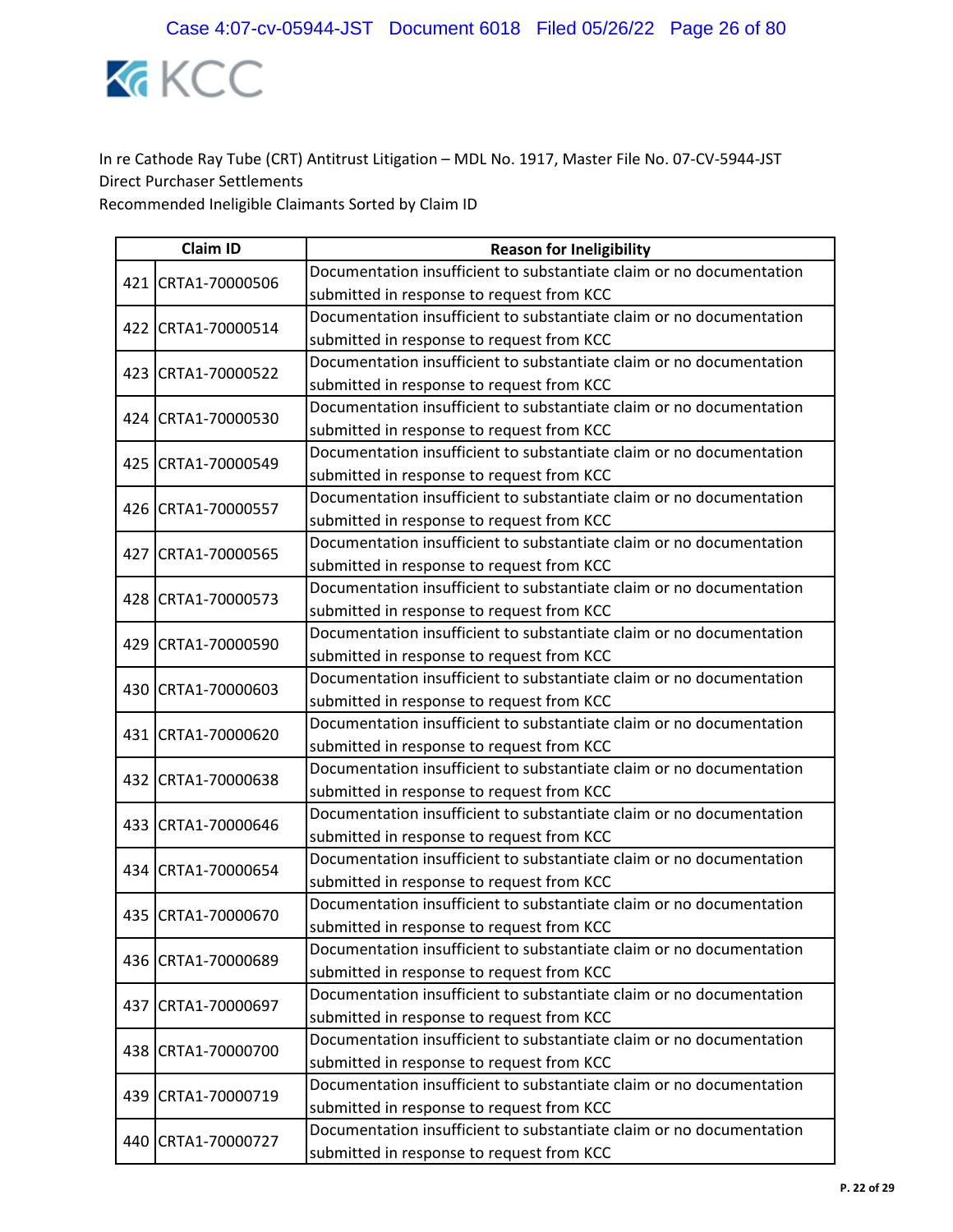In re Cathode Ray Tube (CRT) Antitrust Litigation – MDL No. 1917, Master File No. 07-CV-5944-JST
Direct Purchaser Settlements
Recommended Ineligible Claimants Sorted by Claim ID

| | Claim ID | Reason for Ineligibility |
|---|---|---|
| 421 | CRTA1-70000506 | Documentation insufficient to substantiate claim or no documentation submitted in response to request from KCC |
| 422 | CRTA1-70000514 | Documentation insufficient to substantiate claim or no documentation submitted in response to request from KCC |
| 423 | CRTA1-70000522 | Documentation insufficient to substantiate claim or no documentation submitted in response to request from KCC |
| 424 | CRTA1-70000530 | Documentation insufficient to substantiate claim or no documentation submitted in response to request from KCC |
| 425 | CRTA1-70000549 | Documentation insufficient to substantiate claim or no documentation submitted in response to request from KCC |
| 426 | CRTA1-70000557 | Documentation insufficient to substantiate claim or no documentation submitted in response to request from KCC |
| 427 | CRTA1-70000565 | Documentation insufficient to substantiate claim or no documentation submitted in response to request from KCC |
| 428 | CRTA1-70000573 | Documentation insufficient to substantiate claim or no documentation submitted in response to request from KCC |
| 429 | CRTA1-70000590 | Documentation insufficient to substantiate claim or no documentation submitted in response to request from KCC |
| 430 | CRTA1-70000603 | Documentation insufficient to substantiate claim or no documentation submitted in response to request from KCC |
| 431 | CRTA1-70000620 | Documentation insufficient to substantiate claim or no documentation submitted in response to request from KCC |
| 432 | CRTA1-70000638 | Documentation insufficient to substantiate claim or no documentation submitted in response to request from KCC |
| 433 | CRTA1-70000646 | Documentation insufficient to substantiate claim or no documentation submitted in response to request from KCC |
| 434 | CRTA1-70000654 | Documentation insufficient to substantiate claim or no documentation submitted in response to request from KCC |
| 435 | CRTA1-70000670 | Documentation insufficient to substantiate claim or no documentation submitted in response to request from KCC |
| 436 | CRTA1-70000689 | Documentation insufficient to substantiate claim or no documentation submitted in response to request from KCC |
| 437 | CRTA1-70000697 | Documentation insufficient to substantiate claim or no documentation submitted in response to request from KCC |
| 438 | CRTA1-70000700 | Documentation insufficient to substantiate claim or no documentation submitted in response to request from KCC |
| 439 | CRTA1-70000719 | Documentation insufficient to substantiate claim or no documentation submitted in response to request from KCC |
| 440 | CRTA1-70000727 | Documentation insufficient to substantiate claim or no documentation submitted in response to request from KCC |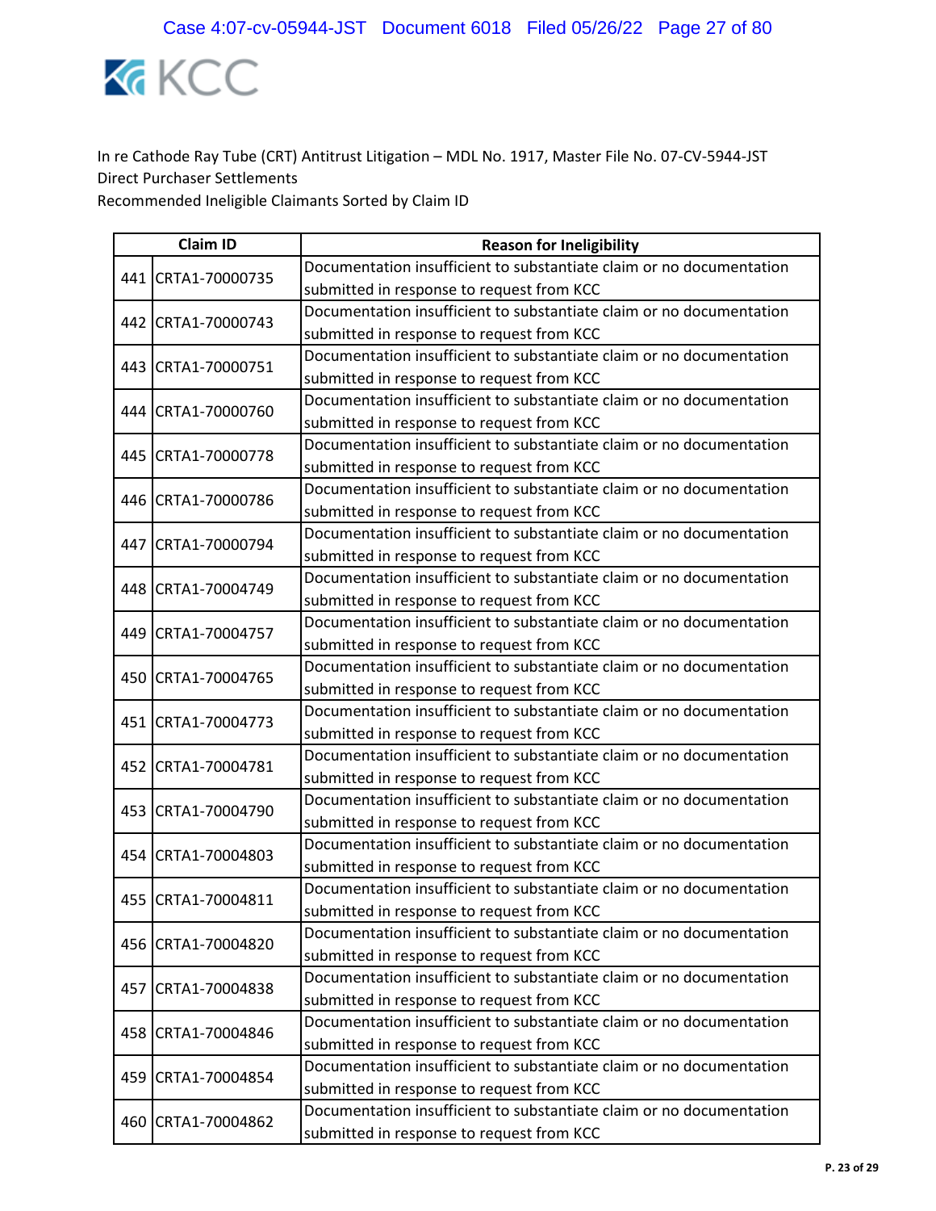In re Cathode Ray Tube (CRT) Antitrust Litigation – MDL No. 1917, Master File No. 07-CV-5944-JST
Direct Purchaser Settlements
Recommended Ineligible Claimants Sorted by Claim ID

| | Claim ID | Reason for Ineligibility |
|---|---|---|
| 441 | CRTA1-70000735 | Documentation insufficient to substantiate claim or no documentation submitted in response to request from KCC |
| 442 | CRTA1-70000743 | Documentation insufficient to substantiate claim or no documentation submitted in response to request from KCC |
| 443 | CRTA1-70000751 | Documentation insufficient to substantiate claim or no documentation submitted in response to request from KCC |
| 444 | CRTA1-70000760 | Documentation insufficient to substantiate claim or no documentation submitted in response to request from KCC |
| 445 | CRTA1-70000778 | Documentation insufficient to substantiate claim or no documentation submitted in response to request from KCC |
| 446 | CRTA1-70000786 | Documentation insufficient to substantiate claim or no documentation submitted in response to request from KCC |
| 447 | CRTA1-70000794 | Documentation insufficient to substantiate claim or no documentation submitted in response to request from KCC |
| 448 | CRTA1-70004749 | Documentation insufficient to substantiate claim or no documentation submitted in response to request from KCC |
| 449 | CRTA1-70004757 | Documentation insufficient to substantiate claim or no documentation submitted in response to request from KCC |
| 450 | CRTA1-70004765 | Documentation insufficient to substantiate claim or no documentation submitted in response to request from KCC |
| 451 | CRTA1-70004773 | Documentation insufficient to substantiate claim or no documentation submitted in response to request from KCC |
| 452 | CRTA1-70004781 | Documentation insufficient to substantiate claim or no documentation submitted in response to request from KCC |
| 453 | CRTA1-70004790 | Documentation insufficient to substantiate claim or no documentation submitted in response to request from KCC |
| 454 | CRTA1-70004803 | Documentation insufficient to substantiate claim or no documentation submitted in response to request from KCC |
| 455 | CRTA1-70004811 | Documentation insufficient to substantiate claim or no documentation submitted in response to request from KCC |
| 456 | CRTA1-70004820 | Documentation insufficient to substantiate claim or no documentation submitted in response to request from KCC |
| 457 | CRTA1-70004838 | Documentation insufficient to substantiate claim or no documentation submitted in response to request from KCC |
| 458 | CRTA1-70004846 | Documentation insufficient to substantiate claim or no documentation submitted in response to request from KCC |
| 459 | CRTA1-70004854 | Documentation insufficient to substantiate claim or no documentation submitted in response to request from KCC |
| 460 | CRTA1-70004862 | Documentation insufficient to substantiate claim or no documentation submitted in response to request from KCC |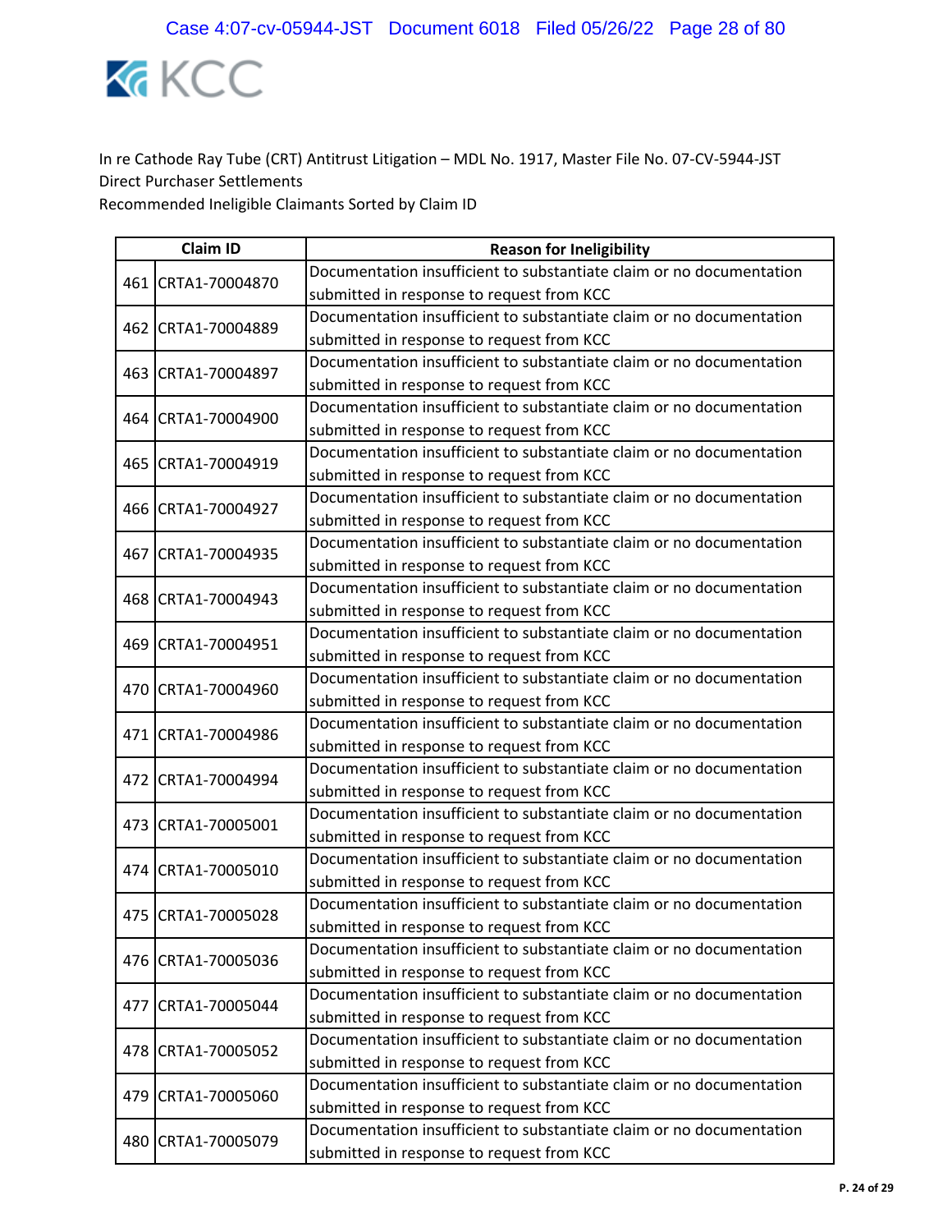In re Cathode Ray Tube (CRT) Antitrust Litigation – MDL No. 1917, Master File No. 07-CV-5944-JST
Direct Purchaser Settlements
Recommended Ineligible Claimants Sorted by Claim ID

| | Claim ID | Reason for Ineligibility |
|---|---|---|
| 461 | CRTA1-70004870 | Documentation insufficient to substantiate claim or no documentation submitted in response to request from KCC |
| 462 | CRTA1-70004889 | Documentation insufficient to substantiate claim or no documentation submitted in response to request from KCC |
| 463 | CRTA1-70004897 | Documentation insufficient to substantiate claim or no documentation submitted in response to request from KCC |
| 464 | CRTA1-70004900 | Documentation insufficient to substantiate claim or no documentation submitted in response to request from KCC |
| 465 | CRTA1-70004919 | Documentation insufficient to substantiate claim or no documentation submitted in response to request from KCC |
| 466 | CRTA1-70004927 | Documentation insufficient to substantiate claim or no documentation submitted in response to request from KCC |
| 467 | CRTA1-70004935 | Documentation insufficient to substantiate claim or no documentation submitted in response to request from KCC |
| 468 | CRTA1-70004943 | Documentation insufficient to substantiate claim or no documentation submitted in response to request from KCC |
| 469 | CRTA1-70004951 | Documentation insufficient to substantiate claim or no documentation submitted in response to request from KCC |
| 470 | CRTA1-70004960 | Documentation insufficient to substantiate claim or no documentation submitted in response to request from KCC |
| 471 | CRTA1-70004986 | Documentation insufficient to substantiate claim or no documentation submitted in response to request from KCC |
| 472 | CRTA1-70004994 | Documentation insufficient to substantiate claim or no documentation submitted in response to request from KCC |
| 473 | CRTA1-70005001 | Documentation insufficient to substantiate claim or no documentation submitted in response to request from KCC |
| 474 | CRTA1-70005010 | Documentation insufficient to substantiate claim or no documentation submitted in response to request from KCC |
| 475 | CRTA1-70005028 | Documentation insufficient to substantiate claim or no documentation submitted in response to request from KCC |
| 476 | CRTA1-70005036 | Documentation insufficient to substantiate claim or no documentation submitted in response to request from KCC |
| 477 | CRTA1-70005044 | Documentation insufficient to substantiate claim or no documentation submitted in response to request from KCC |
| 478 | CRTA1-70005052 | Documentation insufficient to substantiate claim or no documentation submitted in response to request from KCC |
| 479 | CRTA1-70005060 | Documentation insufficient to substantiate claim or no documentation submitted in response to request from KCC |
| 480 | CRTA1-70005079 | Documentation insufficient to substantiate claim or no documentation submitted in response to request from KCC |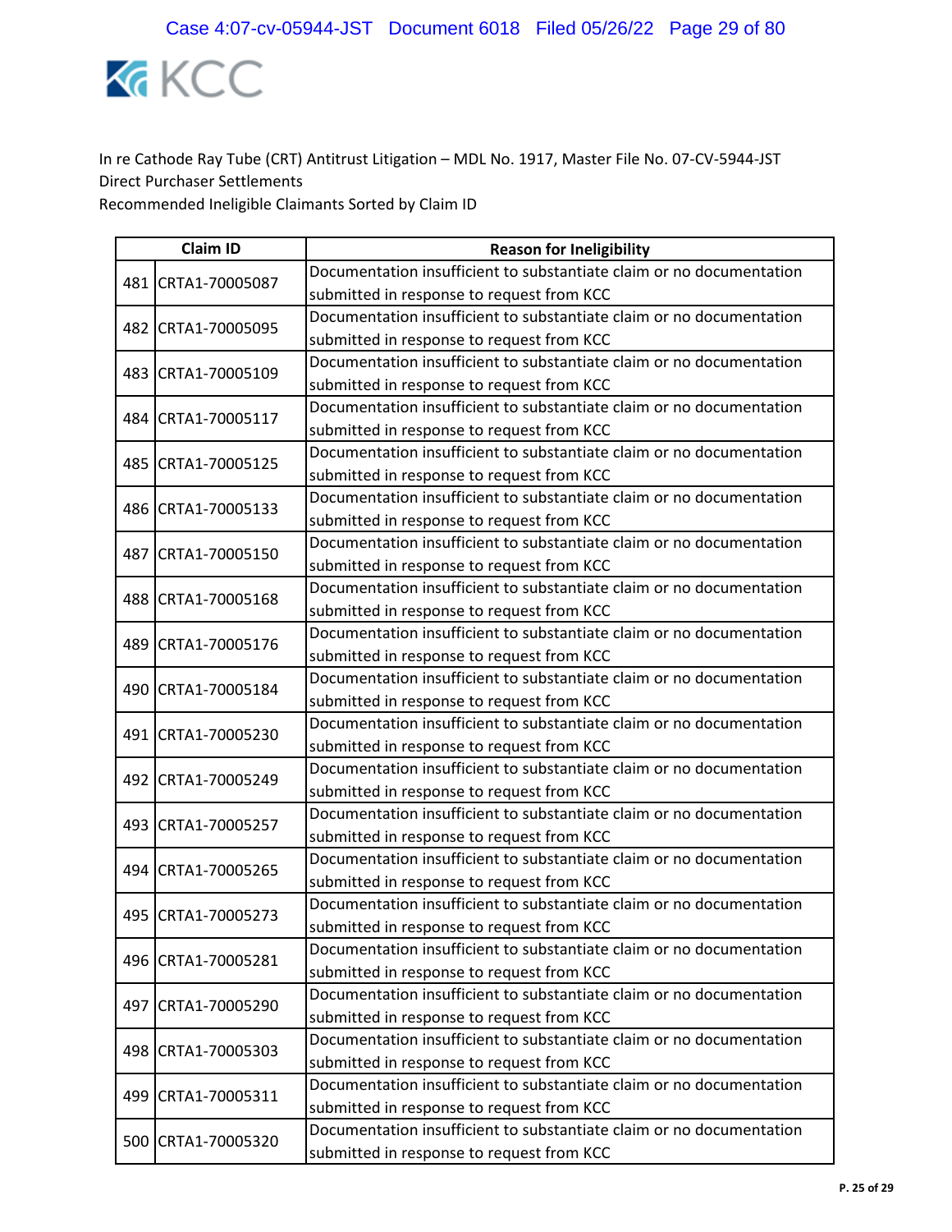In re Cathode Ray Tube (CRT) Antitrust Litigation – MDL No. 1917, Master File No. 07-CV-5944-JST
Direct Purchaser Settlements
Recommended Ineligible Claimants Sorted by Claim ID

| | Claim ID | Reason for Ineligibility |
|---|---|---|
| 481 | CRTA1-70005087 | Documentation insufficient to substantiate claim or no documentation submitted in response to request from KCC |
| 482 | CRTA1-70005095 | Documentation insufficient to substantiate claim or no documentation submitted in response to request from KCC |
| 483 | CRTA1-70005109 | Documentation insufficient to substantiate claim or no documentation submitted in response to request from KCC |
| 484 | CRTA1-70005117 | Documentation insufficient to substantiate claim or no documentation submitted in response to request from KCC |
| 485 | CRTA1-70005125 | Documentation insufficient to substantiate claim or no documentation submitted in response to request from KCC |
| 486 | CRTA1-70005133 | Documentation insufficient to substantiate claim or no documentation submitted in response to request from KCC |
| 487 | CRTA1-70005150 | Documentation insufficient to substantiate claim or no documentation submitted in response to request from KCC |
| 488 | CRTA1-70005168 | Documentation insufficient to substantiate claim or no documentation submitted in response to request from KCC |
| 489 | CRTA1-70005176 | Documentation insufficient to substantiate claim or no documentation submitted in response to request from KCC |
| 490 | CRTA1-70005184 | Documentation insufficient to substantiate claim or no documentation submitted in response to request from KCC |
| 491 | CRTA1-70005230 | Documentation insufficient to substantiate claim or no documentation submitted in response to request from KCC |
| 492 | CRTA1-70005249 | Documentation insufficient to substantiate claim or no documentation submitted in response to request from KCC |
| 493 | CRTA1-70005257 | Documentation insufficient to substantiate claim or no documentation submitted in response to request from KCC |
| 494 | CRTA1-70005265 | Documentation insufficient to substantiate claim or no documentation submitted in response to request from KCC |
| 495 | CRTA1-70005273 | Documentation insufficient to substantiate claim or no documentation submitted in response to request from KCC |
| 496 | CRTA1-70005281 | Documentation insufficient to substantiate claim or no documentation submitted in response to request from KCC |
| 497 | CRTA1-70005290 | Documentation insufficient to substantiate claim or no documentation submitted in response to request from KCC |
| 498 | CRTA1-70005303 | Documentation insufficient to substantiate claim or no documentation submitted in response to request from KCC |
| 499 | CRTA1-70005311 | Documentation insufficient to substantiate claim or no documentation submitted in response to request from KCC |
| 500 | CRTA1-70005320 | Documentation insufficient to substantiate claim or no documentation submitted in response to request from KCC |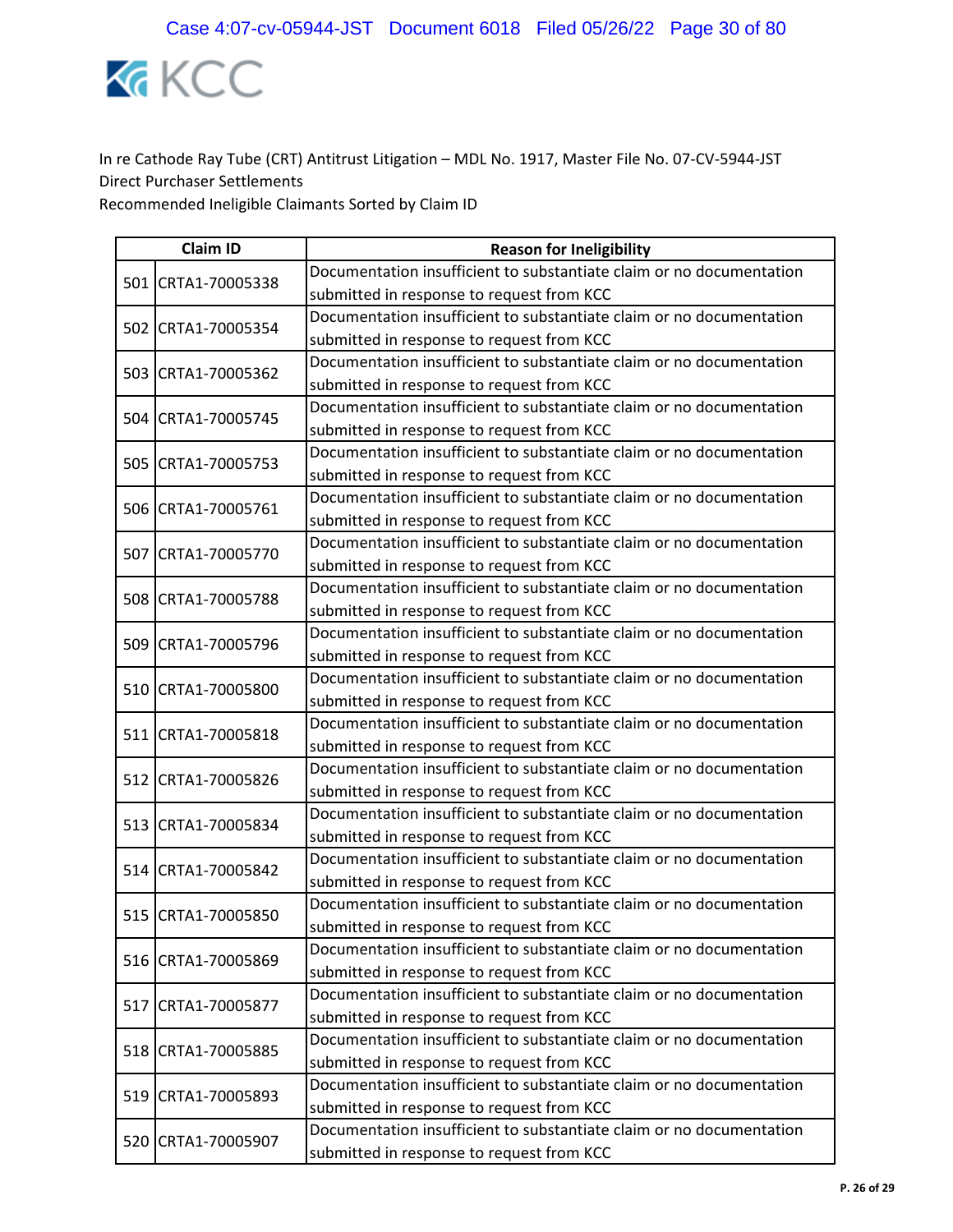In re Cathode Ray Tube (CRT) Antitrust Litigation – MDL No. 1917, Master File No. 07-CV-5944-JST
Direct Purchaser Settlements
Recommended Ineligible Claimants Sorted by Claim ID

| Claim ID | | Reason for Ineligibility |
|---|---|---|
| 501 | CRTA1-70005338 | Documentation insufficient to substantiate claim or no documentation submitted in response to request from KCC |
| 502 | CRTA1-70005354 | Documentation insufficient to substantiate claim or no documentation submitted in response to request from KCC |
| 503 | CRTA1-70005362 | Documentation insufficient to substantiate claim or no documentation submitted in response to request from KCC |
| 504 | CRTA1-70005745 | Documentation insufficient to substantiate claim or no documentation submitted in response to request from KCC |
| 505 | CRTA1-70005753 | Documentation insufficient to substantiate claim or no documentation submitted in response to request from KCC |
| 506 | CRTA1-70005761 | Documentation insufficient to substantiate claim or no documentation submitted in response to request from KCC |
| 507 | CRTA1-70005770 | Documentation insufficient to substantiate claim or no documentation submitted in response to request from KCC |
| 508 | CRTA1-70005788 | Documentation insufficient to substantiate claim or no documentation submitted in response to request from KCC |
| 509 | CRTA1-70005796 | Documentation insufficient to substantiate claim or no documentation submitted in response to request from KCC |
| 510 | CRTA1-70005800 | Documentation insufficient to substantiate claim or no documentation submitted in response to request from KCC |
| 511 | CRTA1-70005818 | Documentation insufficient to substantiate claim or no documentation submitted in response to request from KCC |
| 512 | CRTA1-70005826 | Documentation insufficient to substantiate claim or no documentation submitted in response to request from KCC |
| 513 | CRTA1-70005834 | Documentation insufficient to substantiate claim or no documentation submitted in response to request from KCC |
| 514 | CRTA1-70005842 | Documentation insufficient to substantiate claim or no documentation submitted in response to request from KCC |
| 515 | CRTA1-70005850 | Documentation insufficient to substantiate claim or no documentation submitted in response to request from KCC |
| 516 | CRTA1-70005869 | Documentation insufficient to substantiate claim or no documentation submitted in response to request from KCC |
| 517 | CRTA1-70005877 | Documentation insufficient to substantiate claim or no documentation submitted in response to request from KCC |
| 518 | CRTA1-70005885 | Documentation insufficient to substantiate claim or no documentation submitted in response to request from KCC |
| 519 | CRTA1-70005893 | Documentation insufficient to substantiate claim or no documentation submitted in response to request from KCC |
| 520 | CRTA1-70005907 | Documentation insufficient to substantiate claim or no documentation submitted in response to request from KCC |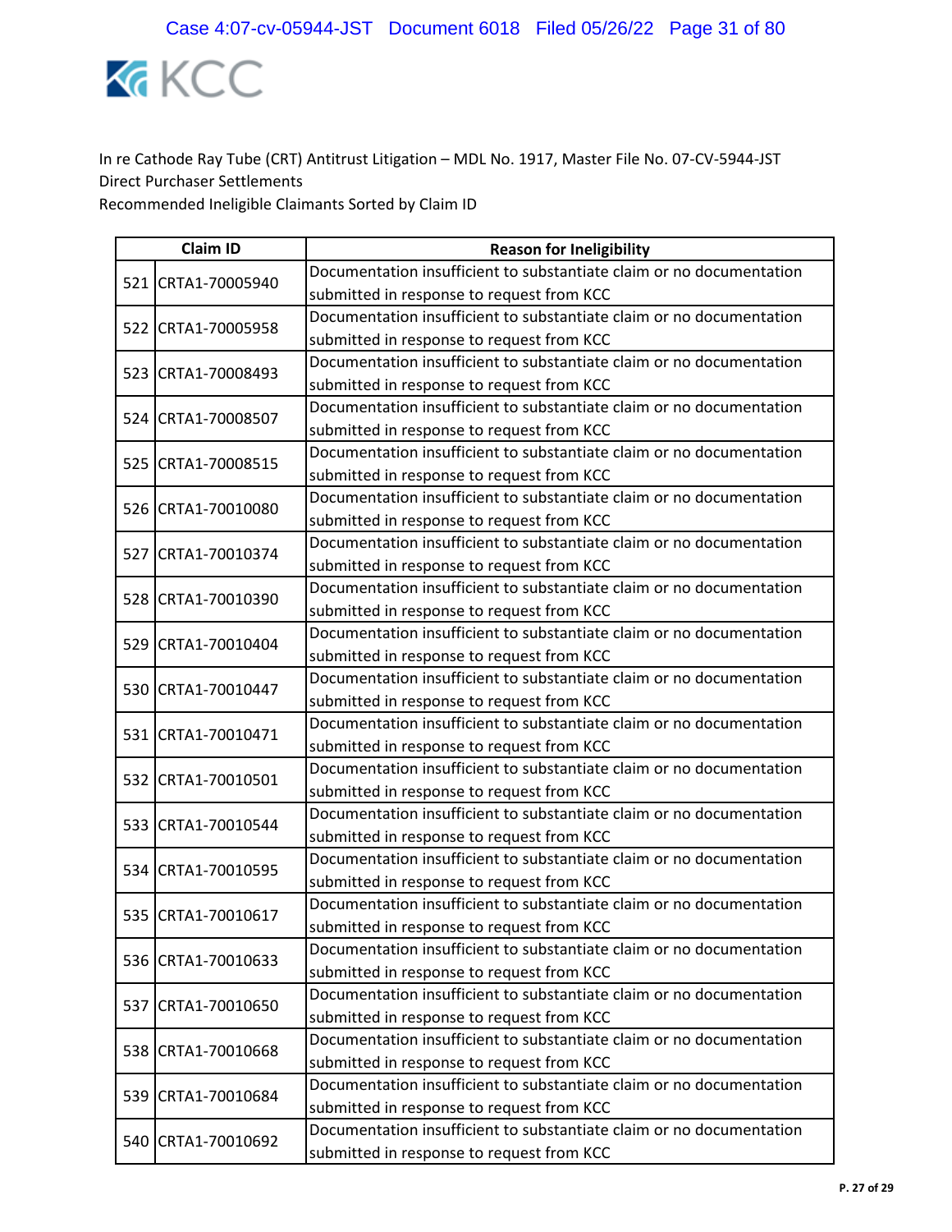In re Cathode Ray Tube (CRT) Antitrust Litigation – MDL No. 1917, Master File No. 07-CV-5944-JST
Direct Purchaser Settlements
Recommended Ineligible Claimants Sorted by Claim ID

| | Claim ID | Reason for Ineligibility |
|---|---|---|
| 521 | CRTA1-70005940 | Documentation insufficient to substantiate claim or no documentation submitted in response to request from KCC |
| 522 | CRTA1-70005958 | Documentation insufficient to substantiate claim or no documentation submitted in response to request from KCC |
| 523 | CRTA1-70008493 | Documentation insufficient to substantiate claim or no documentation submitted in response to request from KCC |
| 524 | CRTA1-70008507 | Documentation insufficient to substantiate claim or no documentation submitted in response to request from KCC |
| 525 | CRTA1-70008515 | Documentation insufficient to substantiate claim or no documentation submitted in response to request from KCC |
| 526 | CRTA1-70010080 | Documentation insufficient to substantiate claim or no documentation submitted in response to request from KCC |
| 527 | CRTA1-70010374 | Documentation insufficient to substantiate claim or no documentation submitted in response to request from KCC |
| 528 | CRTA1-70010390 | Documentation insufficient to substantiate claim or no documentation submitted in response to request from KCC |
| 529 | CRTA1-70010404 | Documentation insufficient to substantiate claim or no documentation submitted in response to request from KCC |
| 530 | CRTA1-70010447 | Documentation insufficient to substantiate claim or no documentation submitted in response to request from KCC |
| 531 | CRTA1-70010471 | Documentation insufficient to substantiate claim or no documentation submitted in response to request from KCC |
| 532 | CRTA1-70010501 | Documentation insufficient to substantiate claim or no documentation submitted in response to request from KCC |
| 533 | CRTA1-70010544 | Documentation insufficient to substantiate claim or no documentation submitted in response to request from KCC |
| 534 | CRTA1-70010595 | Documentation insufficient to substantiate claim or no documentation submitted in response to request from KCC |
| 535 | CRTA1-70010617 | Documentation insufficient to substantiate claim or no documentation submitted in response to request from KCC |
| 536 | CRTA1-70010633 | Documentation insufficient to substantiate claim or no documentation submitted in response to request from KCC |
| 537 | CRTA1-70010650 | Documentation insufficient to substantiate claim or no documentation submitted in response to request from KCC |
| 538 | CRTA1-70010668 | Documentation insufficient to substantiate claim or no documentation submitted in response to request from KCC |
| 539 | CRTA1-70010684 | Documentation insufficient to substantiate claim or no documentation submitted in response to request from KCC |
| 540 | CRTA1-70010692 | Documentation insufficient to substantiate claim or no documentation submitted in response to request from KCC |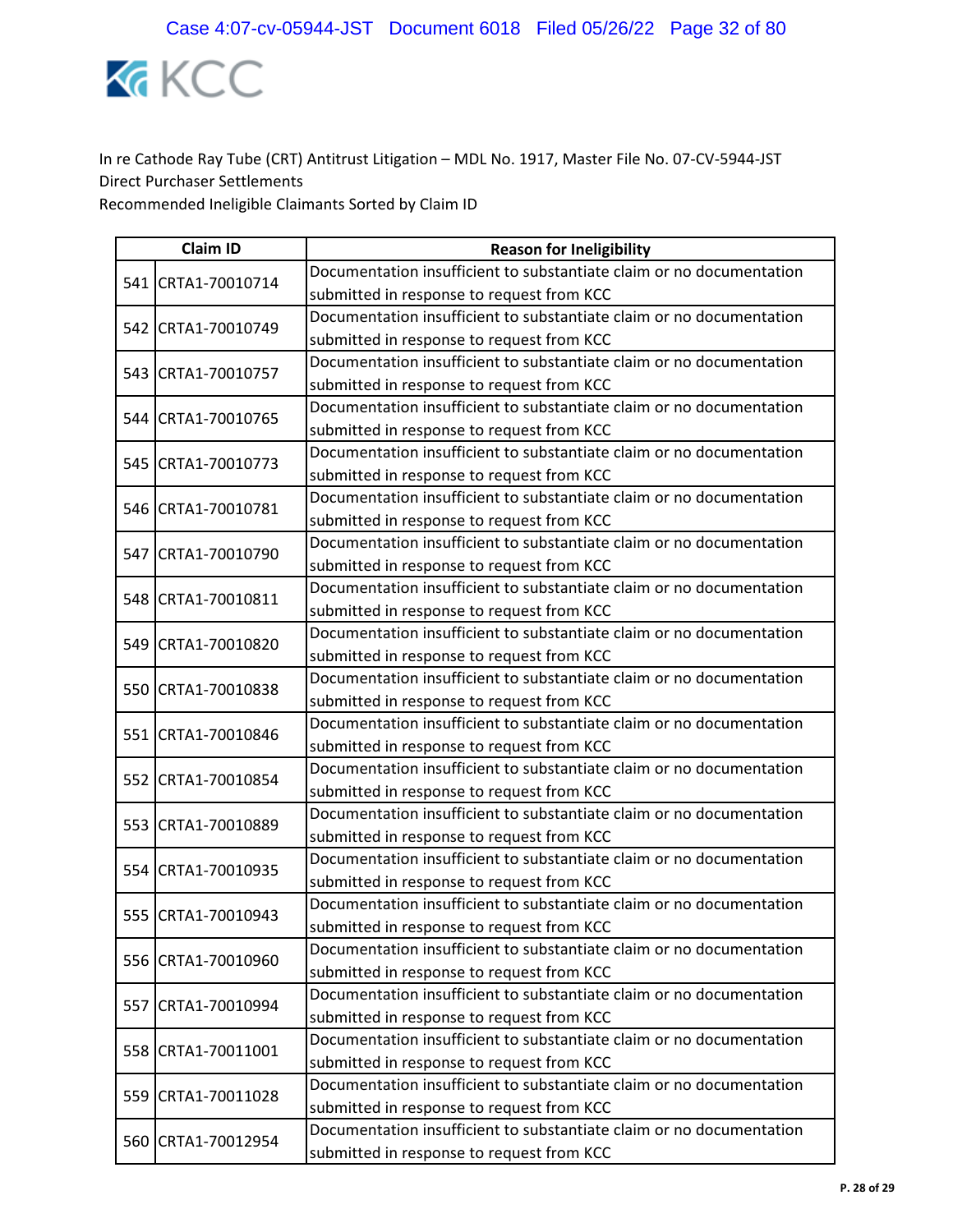In re Cathode Ray Tube (CRT) Antitrust Litigation – MDL No. 1917, Master File No. 07-CV-5944-JST
Direct Purchaser Settlements
Recommended Ineligible Claimants Sorted by Claim ID

| | Claim ID | Reason for Ineligibility |
|---|---|---|
| 541 | CRTA1-70010714 | Documentation insufficient to substantiate claim or no documentation submitted in response to request from KCC |
| 542 | CRTA1-70010749 | Documentation insufficient to substantiate claim or no documentation submitted in response to request from KCC |
| 543 | CRTA1-70010757 | Documentation insufficient to substantiate claim or no documentation submitted in response to request from KCC |
| 544 | CRTA1-70010765 | Documentation insufficient to substantiate claim or no documentation submitted in response to request from KCC |
| 545 | CRTA1-70010773 | Documentation insufficient to substantiate claim or no documentation submitted in response to request from KCC |
| 546 | CRTA1-70010781 | Documentation insufficient to substantiate claim or no documentation submitted in response to request from KCC |
| 547 | CRTA1-70010790 | Documentation insufficient to substantiate claim or no documentation submitted in response to request from KCC |
| 548 | CRTA1-70010811 | Documentation insufficient to substantiate claim or no documentation submitted in response to request from KCC |
| 549 | CRTA1-70010820 | Documentation insufficient to substantiate claim or no documentation submitted in response to request from KCC |
| 550 | CRTA1-70010838 | Documentation insufficient to substantiate claim or no documentation submitted in response to request from KCC |
| 551 | CRTA1-70010846 | Documentation insufficient to substantiate claim or no documentation submitted in response to request from KCC |
| 552 | CRTA1-70010854 | Documentation insufficient to substantiate claim or no documentation submitted in response to request from KCC |
| 553 | CRTA1-70010889 | Documentation insufficient to substantiate claim or no documentation submitted in response to request from KCC |
| 554 | CRTA1-70010935 | Documentation insufficient to substantiate claim or no documentation submitted in response to request from KCC |
| 555 | CRTA1-70010943 | Documentation insufficient to substantiate claim or no documentation submitted in response to request from KCC |
| 556 | CRTA1-70010960 | Documentation insufficient to substantiate claim or no documentation submitted in response to request from KCC |
| 557 | CRTA1-70010994 | Documentation insufficient to substantiate claim or no documentation submitted in response to request from KCC |
| 558 | CRTA1-70011001 | Documentation insufficient to substantiate claim or no documentation submitted in response to request from KCC |
| 559 | CRTA1-70011028 | Documentation insufficient to substantiate claim or no documentation submitted in response to request from KCC |
| 560 | CRTA1-70012954 | Documentation insufficient to substantiate claim or no documentation submitted in response to request from KCC |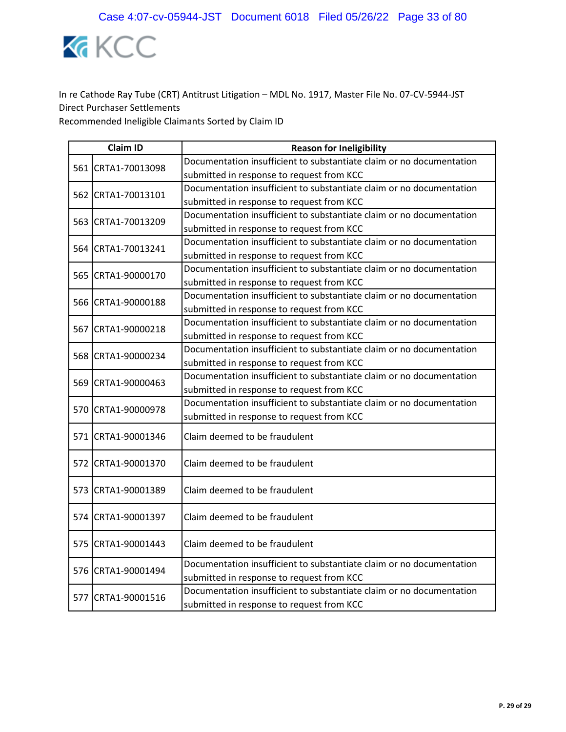In re Cathode Ray Tube (CRT) Antitrust Litigation – MDL No. 1917, Master File No. 07-CV-5944-JST
Direct Purchaser Settlements
Recommended Ineligible Claimants Sorted by Claim ID

| | Claim ID | Reason for Ineligibility |
|---|---|---|
| 561 | CRTA1-70013098 | Documentation insufficient to substantiate claim or no documentation submitted in response to request from KCC |
| 562 | CRTA1-70013101 | Documentation insufficient to substantiate claim or no documentation submitted in response to request from KCC |
| 563 | CRTA1-70013209 | Documentation insufficient to substantiate claim or no documentation submitted in response to request from KCC |
| 564 | CRTA1-70013241 | Documentation insufficient to substantiate claim or no documentation submitted in response to request from KCC |
| 565 | CRTA1-90000170 | Documentation insufficient to substantiate claim or no documentation submitted in response to request from KCC |
| 566 | CRTA1-90000188 | Documentation insufficient to substantiate claim or no documentation submitted in response to request from KCC |
| 567 | CRTA1-90000218 | Documentation insufficient to substantiate claim or no documentation submitted in response to request from KCC |
| 568 | CRTA1-90000234 | Documentation insufficient to substantiate claim or no documentation submitted in response to request from KCC |
| 569 | CRTA1-90000463 | Documentation insufficient to substantiate claim or no documentation submitted in response to request from KCC |
| 570 | CRTA1-90000978 | Documentation insufficient to substantiate claim or no documentation submitted in response to request from KCC |
| 571 | CRTA1-90001346 | Claim deemed to be fraudulent |
| 572 | CRTA1-90001370 | Claim deemed to be fraudulent |
| 573 | CRTA1-90001389 | Claim deemed to be fraudulent |
| 574 | CRTA1-90001397 | Claim deemed to be fraudulent |
| 575 | CRTA1-90001443 | Claim deemed to be fraudulent |
| 576 | CRTA1-90001494 | Documentation insufficient to substantiate claim or no documentation submitted in response to request from KCC |
| 577 | CRTA1-90001516 | Documentation insufficient to substantiate claim or no documentation submitted in response to request from KCC |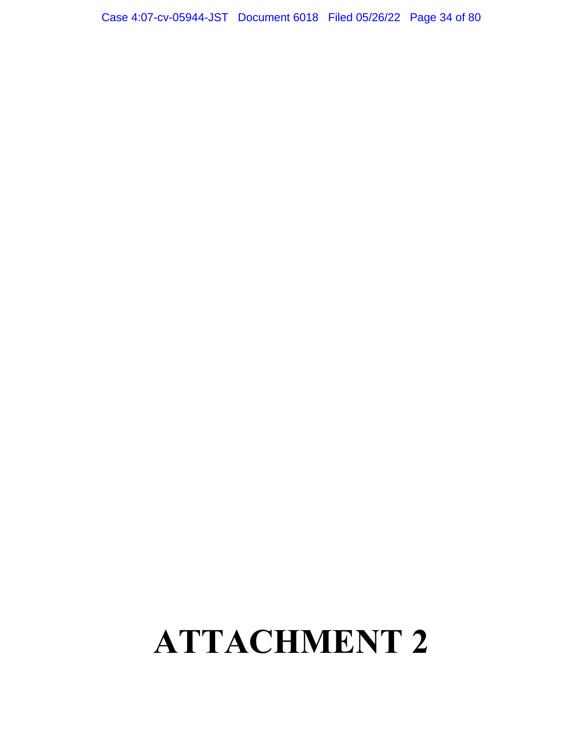# ATTACHMENT 2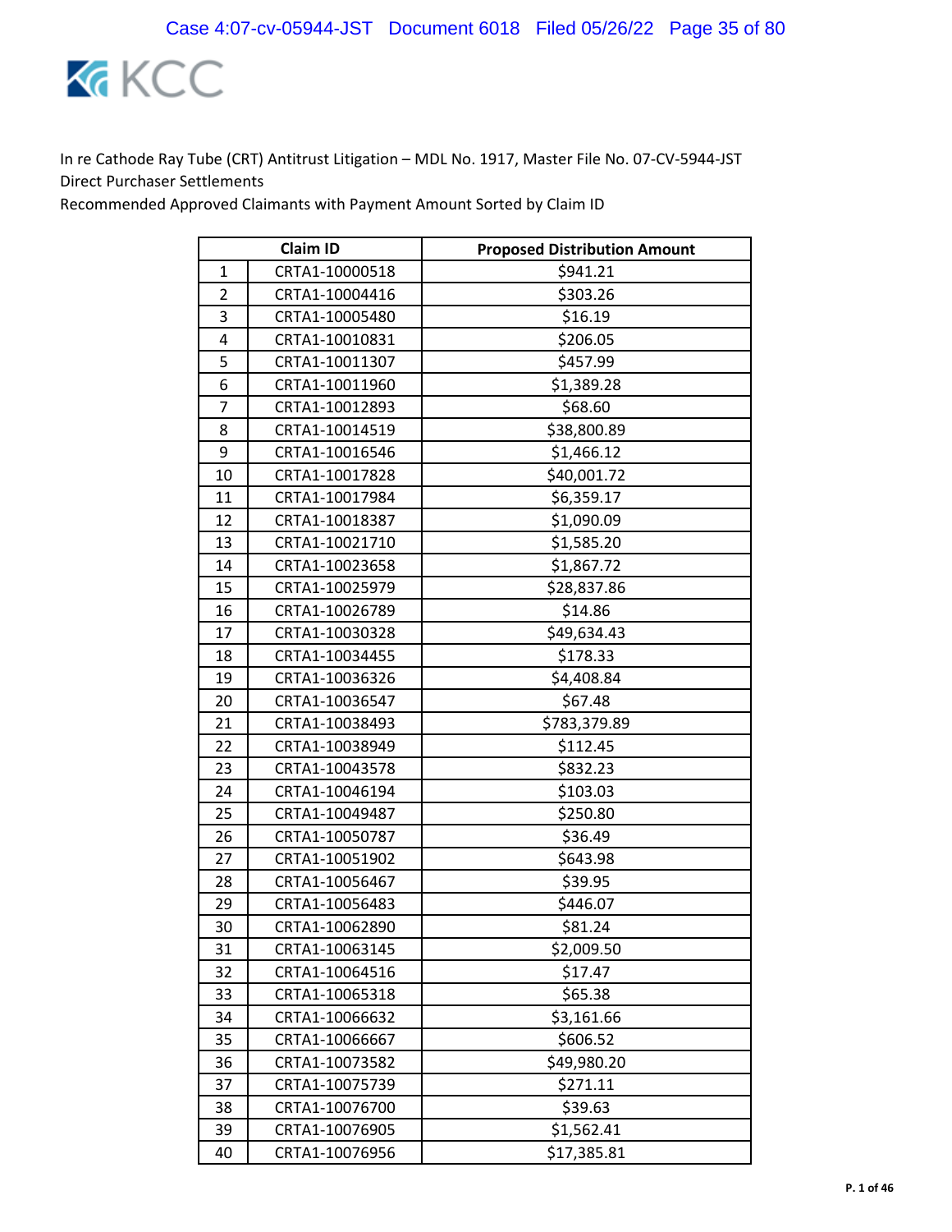In re Cathode Ray Tube (CRT) Antitrust Litigation – MDL No. 1917, Master File No. 07-CV-5944-JST
Direct Purchaser Settlements
Recommended Approved Claimants with Payment Amount Sorted by Claim ID

| | Claim ID | Proposed Distribution Amount |
|---|---|---|
| 1 | CRTA1-10000518 | $941.21 |
| 2 | CRTA1-10004416 | $303.26 |
| 3 | CRTA1-10005480 | $16.19 |
| 4 | CRTA1-10010831 | $206.05 |
| 5 | CRTA1-10011307 | $457.99 |
| 6 | CRTA1-10011960 | $1,389.28 |
| 7 | CRTA1-10012893 | $68.60 |
| 8 | CRTA1-10014519 | $38,800.89 |
| 9 | CRTA1-10016546 | $1,466.12 |
| 10 | CRTA1-10017828 | $40,001.72 |
| 11 | CRTA1-10017984 | $6,359.17 |
| 12 | CRTA1-10018387 | $1,090.09 |
| 13 | CRTA1-10021710 | $1,585.20 |
| 14 | CRTA1-10023658 | $1,867.72 |
| 15 | CRTA1-10025979 | $28,837.86 |
| 16 | CRTA1-10026789 | $14.86 |
| 17 | CRTA1-10030328 | $49,634.43 |
| 18 | CRTA1-10034455 | $178.33 |
| 19 | CRTA1-10036326 | $4,408.84 |
| 20 | CRTA1-10036547 | $67.48 |
| 21 | CRTA1-10038493 | $783,379.89 |
| 22 | CRTA1-10038949 | $112.45 |
| 23 | CRTA1-10043578 | $832.23 |
| 24 | CRTA1-10046194 | $103.03 |
| 25 | CRTA1-10049487 | $250.80 |
| 26 | CRTA1-10050787 | $36.49 |
| 27 | CRTA1-10051902 | $643.98 |
| 28 | CRTA1-10056467 | $39.95 |
| 29 | CRTA1-10056483 | $446.07 |
| 30 | CRTA1-10062890 | $81.24 |
| 31 | CRTA1-10063145 | $2,009.50 |
| 32 | CRTA1-10064516 | $17.47 |
| 33 | CRTA1-10065318 | $65.38 |
| 34 | CRTA1-10066632 | $3,161.66 |
| 35 | CRTA1-10066667 | $606.52 |
| 36 | CRTA1-10073582 | $49,980.20 |
| 37 | CRTA1-10075739 | $271.11 |
| 38 | CRTA1-10076700 | $39.63 |
| 39 | CRTA1-10076905 | $1,562.41 |
| 40 | CRTA1-10076956 | $17,385.81 |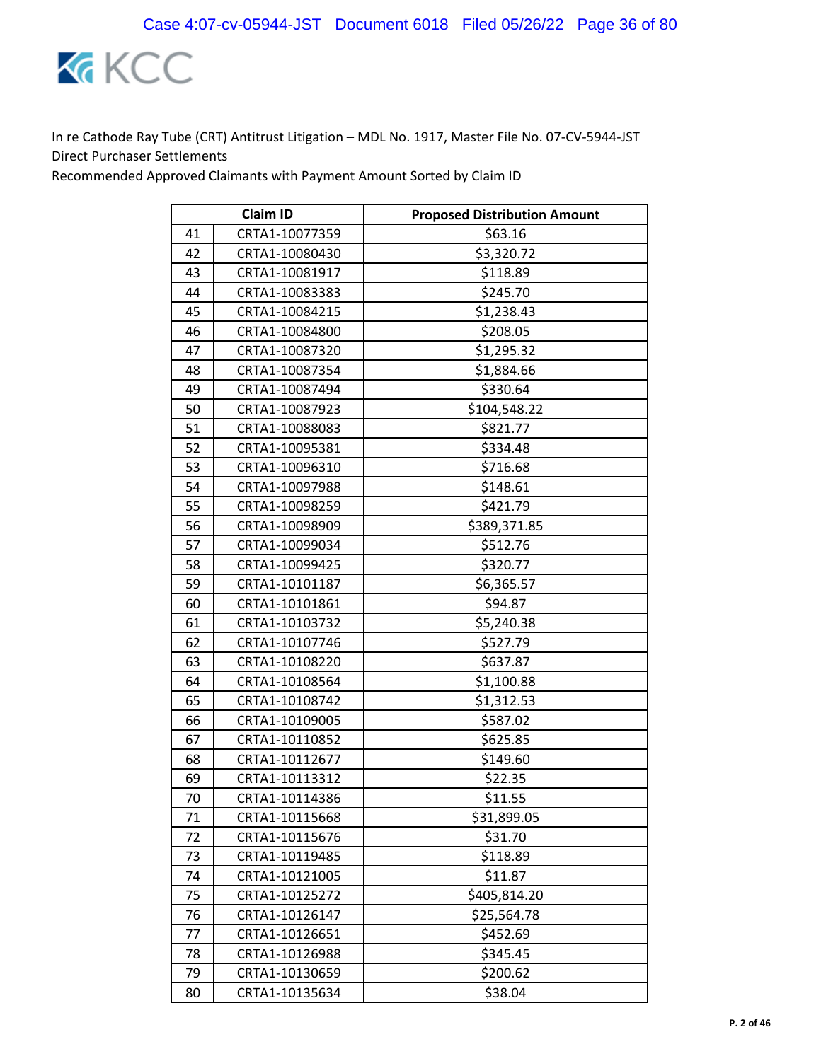In re Cathode Ray Tube (CRT) Antitrust Litigation – MDL No. 1917, Master File No. 07-CV-5944-JST
Direct Purchaser Settlements
Recommended Approved Claimants with Payment Amount Sorted by Claim ID

| | Claim ID | Proposed Distribution Amount |
|---|---|---|
| 41 | CRTA1-10077359 | $63.16 |
| 42 | CRTA1-10080430 | $3,320.72 |
| 43 | CRTA1-10081917 | $118.89 |
| 44 | CRTA1-10083383 | $245.70 |
| 45 | CRTA1-10084215 | $1,238.43 |
| 46 | CRTA1-10084800 | $208.05 |
| 47 | CRTA1-10087320 | $1,295.32 |
| 48 | CRTA1-10087354 | $1,884.66 |
| 49 | CRTA1-10087494 | $330.64 |
| 50 | CRTA1-10087923 | $104,548.22 |
| 51 | CRTA1-10088083 | $821.77 |
| 52 | CRTA1-10095381 | $334.48 |
| 53 | CRTA1-10096310 | $716.68 |
| 54 | CRTA1-10097988 | $148.61 |
| 55 | CRTA1-10098259 | $421.79 |
| 56 | CRTA1-10098909 | $389,371.85 |
| 57 | CRTA1-10099034 | $512.76 |
| 58 | CRTA1-10099425 | $320.77 |
| 59 | CRTA1-10101187 | $6,365.57 |
| 60 | CRTA1-10101861 | $94.87 |
| 61 | CRTA1-10103732 | $5,240.38 |
| 62 | CRTA1-10107746 | $527.79 |
| 63 | CRTA1-10108220 | $637.87 |
| 64 | CRTA1-10108564 | $1,100.88 |
| 65 | CRTA1-10108742 | $1,312.53 |
| 66 | CRTA1-10109005 | $587.02 |
| 67 | CRTA1-10110852 | $625.85 |
| 68 | CRTA1-10112677 | $149.60 |
| 69 | CRTA1-10113312 | $22.35 |
| 70 | CRTA1-10114386 | $11.55 |
| 71 | CRTA1-10115668 | $31,899.05 |
| 72 | CRTA1-10115676 | $31.70 |
| 73 | CRTA1-10119485 | $118.89 |
| 74 | CRTA1-10121005 | $11.87 |
| 75 | CRTA1-10125272 | $405,814.20 |
| 76 | CRTA1-10126147 | $25,564.78 |
| 77 | CRTA1-10126651 | $452.69 |
| 78 | CRTA1-10126988 | $345.45 |
| 79 | CRTA1-10130659 | $200.62 |
| 80 | CRTA1-10135634 | $38.04 |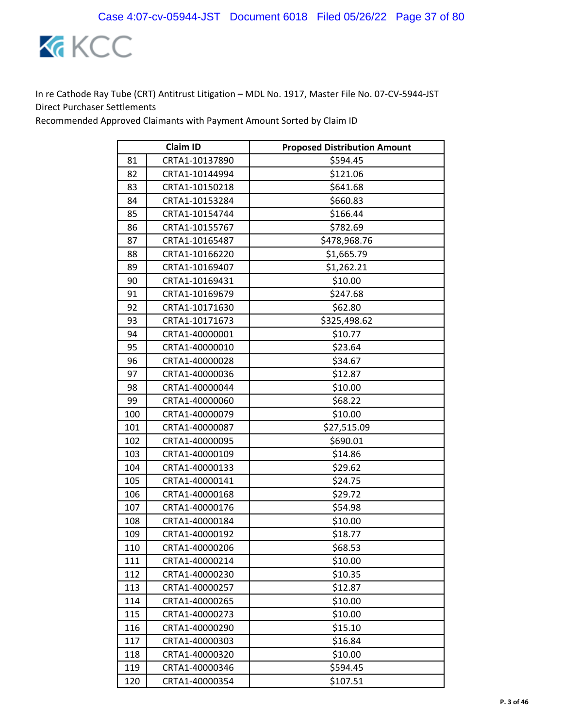In re Cathode Ray Tube (CRT) Antitrust Litigation – MDL No. 1917, Master File No. 07-CV-5944-JST
Direct Purchaser Settlements
Recommended Approved Claimants with Payment Amount Sorted by Claim ID

| | Claim ID | Proposed Distribution Amount |
|---|---|---|
| 81 | CRTA1-10137890 | $594.45 |
| 82 | CRTA1-10144994 | $121.06 |
| 83 | CRTA1-10150218 | $641.68 |
| 84 | CRTA1-10153284 | $660.83 |
| 85 | CRTA1-10154744 | $166.44 |
| 86 | CRTA1-10155767 | $782.69 |
| 87 | CRTA1-10165487 | $478,968.76 |
| 88 | CRTA1-10166220 | $1,665.79 |
| 89 | CRTA1-10169407 | $1,262.21 |
| 90 | CRTA1-10169431 | $10.00 |
| 91 | CRTA1-10169679 | $247.68 |
| 92 | CRTA1-10171630 | $62.80 |
| 93 | CRTA1-10171673 | $325,498.62 |
| 94 | CRTA1-40000001 | $10.77 |
| 95 | CRTA1-40000010 | $23.64 |
| 96 | CRTA1-40000028 | $34.67 |
| 97 | CRTA1-40000036 | $12.87 |
| 98 | CRTA1-40000044 | $10.00 |
| 99 | CRTA1-40000060 | $68.22 |
| 100 | CRTA1-40000079 | $10.00 |
| 101 | CRTA1-40000087 | $27,515.09 |
| 102 | CRTA1-40000095 | $690.01 |
| 103 | CRTA1-40000109 | $14.86 |
| 104 | CRTA1-40000133 | $29.62 |
| 105 | CRTA1-40000141 | $24.75 |
| 106 | CRTA1-40000168 | $29.72 |
| 107 | CRTA1-40000176 | $54.98 |
| 108 | CRTA1-40000184 | $10.00 |
| 109 | CRTA1-40000192 | $18.77 |
| 110 | CRTA1-40000206 | $68.53 |
| 111 | CRTA1-40000214 | $10.00 |
| 112 | CRTA1-40000230 | $10.35 |
| 113 | CRTA1-40000257 | $12.87 |
| 114 | CRTA1-40000265 | $10.00 |
| 115 | CRTA1-40000273 | $10.00 |
| 116 | CRTA1-40000290 | $15.10 |
| 117 | CRTA1-40000303 | $16.84 |
| 118 | CRTA1-40000320 | $10.00 |
| 119 | CRTA1-40000346 | $594.45 |
| 120 | CRTA1-40000354 | $107.51 |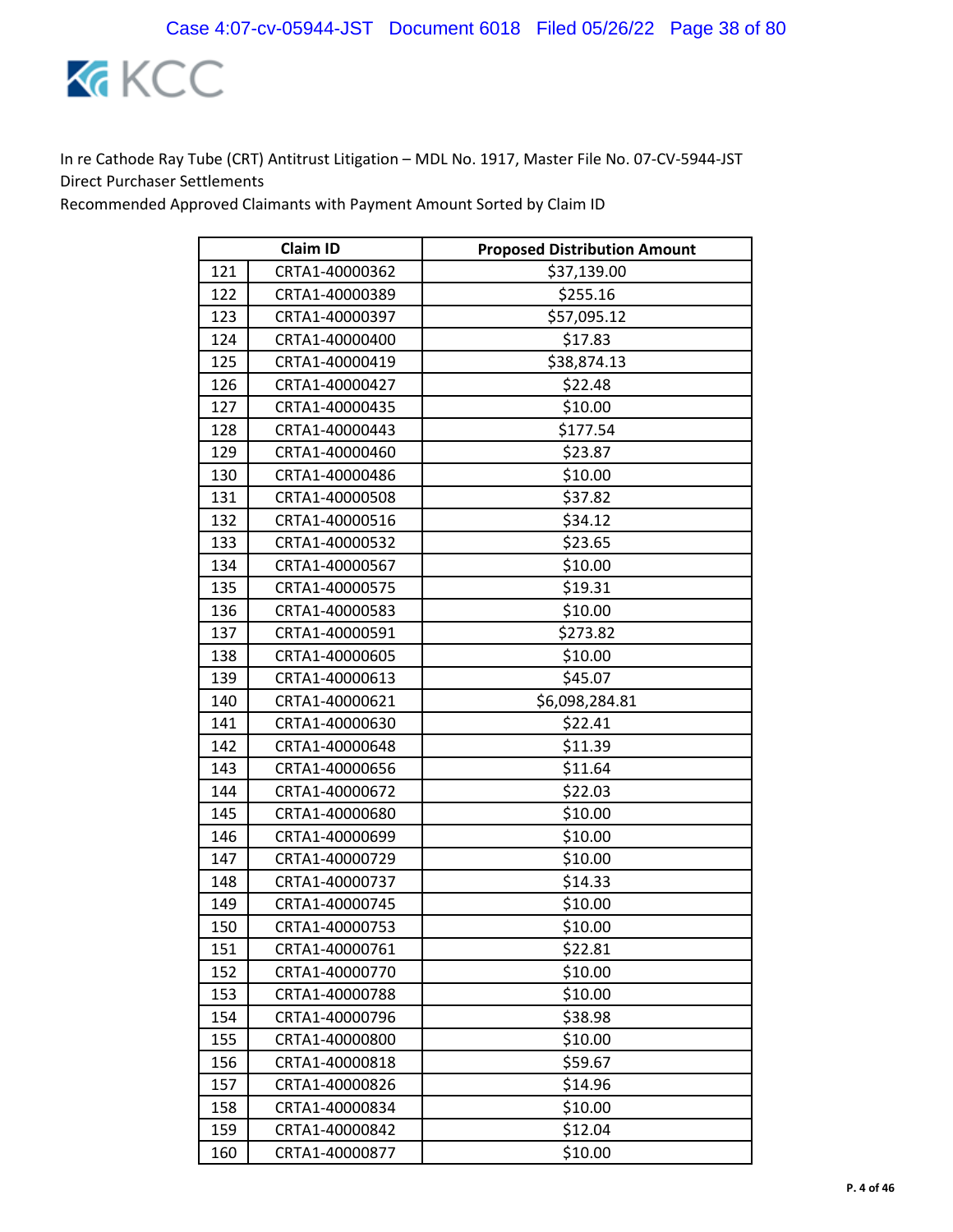In re Cathode Ray Tube (CRT) Antitrust Litigation – MDL No. 1917, Master File No. 07-CV-5944-JST
Direct Purchaser Settlements
Recommended Approved Claimants with Payment Amount Sorted by Claim ID

| | Claim ID | Proposed Distribution Amount |
|---|---|---|
| 121 | CRTA1-40000362 | $37,139.00 |
| 122 | CRTA1-40000389 | $255.16 |
| 123 | CRTA1-40000397 | $57,095.12 |
| 124 | CRTA1-40000400 | $17.83 |
| 125 | CRTA1-40000419 | $38,874.13 |
| 126 | CRTA1-40000427 | $22.48 |
| 127 | CRTA1-40000435 | $10.00 |
| 128 | CRTA1-40000443 | $177.54 |
| 129 | CRTA1-40000460 | $23.87 |
| 130 | CRTA1-40000486 | $10.00 |
| 131 | CRTA1-40000508 | $37.82 |
| 132 | CRTA1-40000516 | $34.12 |
| 133 | CRTA1-40000532 | $23.65 |
| 134 | CRTA1-40000567 | $10.00 |
| 135 | CRTA1-40000575 | $19.31 |
| 136 | CRTA1-40000583 | $10.00 |
| 137 | CRTA1-40000591 | $273.82 |
| 138 | CRTA1-40000605 | $10.00 |
| 139 | CRTA1-40000613 | $45.07 |
| 140 | CRTA1-40000621 | $6,098,284.81 |
| 141 | CRTA1-40000630 | $22.41 |
| 142 | CRTA1-40000648 | $11.39 |
| 143 | CRTA1-40000656 | $11.64 |
| 144 | CRTA1-40000672 | $22.03 |
| 145 | CRTA1-40000680 | $10.00 |
| 146 | CRTA1-40000699 | $10.00 |
| 147 | CRTA1-40000729 | $10.00 |
| 148 | CRTA1-40000737 | $14.33 |
| 149 | CRTA1-40000745 | $10.00 |
| 150 | CRTA1-40000753 | $10.00 |
| 151 | CRTA1-40000761 | $22.81 |
| 152 | CRTA1-40000770 | $10.00 |
| 153 | CRTA1-40000788 | $10.00 |
| 154 | CRTA1-40000796 | $38.98 |
| 155 | CRTA1-40000800 | $10.00 |
| 156 | CRTA1-40000818 | $59.67 |
| 157 | CRTA1-40000826 | $14.96 |
| 158 | CRTA1-40000834 | $10.00 |
| 159 | CRTA1-40000842 | $12.04 |
| 160 | CRTA1-40000877 | $10.00 |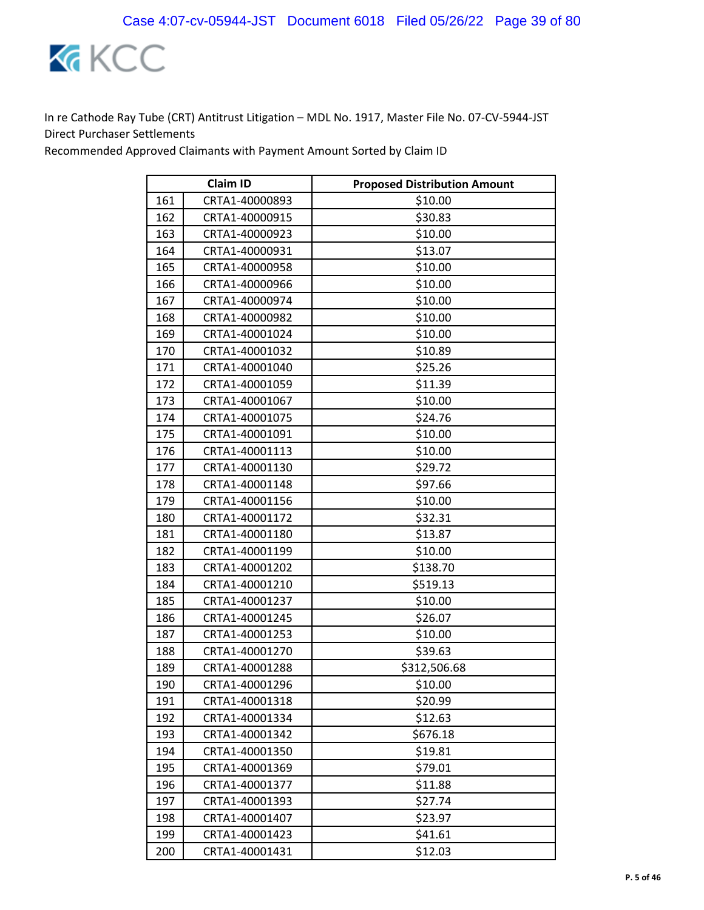In re Cathode Ray Tube (CRT) Antitrust Litigation – MDL No. 1917, Master File No. 07-CV-5944-JST
Direct Purchaser Settlements
Recommended Approved Claimants with Payment Amount Sorted by Claim ID

| | Claim ID | Proposed Distribution Amount |
|---|---|---|
| 161 | CRTA1-40000893 | $10.00 |
| 162 | CRTA1-40000915 | $30.83 |
| 163 | CRTA1-40000923 | $10.00 |
| 164 | CRTA1-40000931 | $13.07 |
| 165 | CRTA1-40000958 | $10.00 |
| 166 | CRTA1-40000966 | $10.00 |
| 167 | CRTA1-40000974 | $10.00 |
| 168 | CRTA1-40000982 | $10.00 |
| 169 | CRTA1-40001024 | $10.00 |
| 170 | CRTA1-40001032 | $10.89 |
| 171 | CRTA1-40001040 | $25.26 |
| 172 | CRTA1-40001059 | $11.39 |
| 173 | CRTA1-40001067 | $10.00 |
| 174 | CRTA1-40001075 | $24.76 |
| 175 | CRTA1-40001091 | $10.00 |
| 176 | CRTA1-40001113 | $10.00 |
| 177 | CRTA1-40001130 | $29.72 |
| 178 | CRTA1-40001148 | $97.66 |
| 179 | CRTA1-40001156 | $10.00 |
| 180 | CRTA1-40001172 | $32.31 |
| 181 | CRTA1-40001180 | $13.87 |
| 182 | CRTA1-40001199 | $10.00 |
| 183 | CRTA1-40001202 | $138.70 |
| 184 | CRTA1-40001210 | $519.13 |
| 185 | CRTA1-40001237 | $10.00 |
| 186 | CRTA1-40001245 | $26.07 |
| 187 | CRTA1-40001253 | $10.00 |
| 188 | CRTA1-40001270 | $39.63 |
| 189 | CRTA1-40001288 | $312,506.68 |
| 190 | CRTA1-40001296 | $10.00 |
| 191 | CRTA1-40001318 | $20.99 |
| 192 | CRTA1-40001334 | $12.63 |
| 193 | CRTA1-40001342 | $676.18 |
| 194 | CRTA1-40001350 | $19.81 |
| 195 | CRTA1-40001369 | $79.01 |
| 196 | CRTA1-40001377 | $11.88 |
| 197 | CRTA1-40001393 | $27.74 |
| 198 | CRTA1-40001407 | $23.97 |
| 199 | CRTA1-40001423 | $41.61 |
| 200 | CRTA1-40001431 | $12.03 |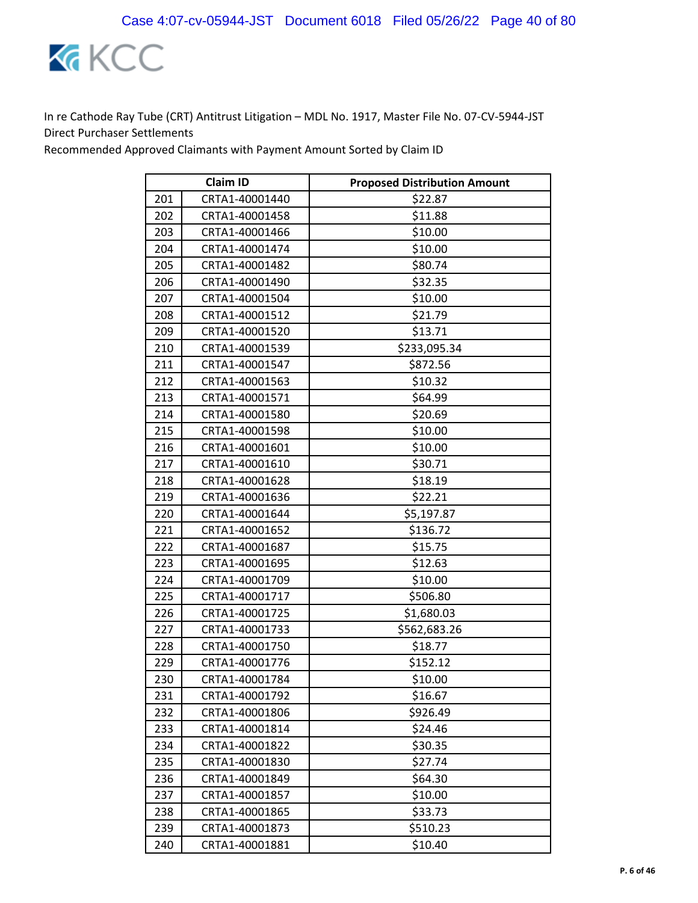In re Cathode Ray Tube (CRT) Antitrust Litigation – MDL No. 1917, Master File No. 07-CV-5944-JST
Direct Purchaser Settlements
Recommended Approved Claimants with Payment Amount Sorted by Claim ID

| | Claim ID | Proposed Distribution Amount |
|---|---|---|
| 201 | CRTA1-40001440 | $22.87 |
| 202 | CRTA1-40001458 | $11.88 |
| 203 | CRTA1-40001466 | $10.00 |
| 204 | CRTA1-40001474 | $10.00 |
| 205 | CRTA1-40001482 | $80.74 |
| 206 | CRTA1-40001490 | $32.35 |
| 207 | CRTA1-40001504 | $10.00 |
| 208 | CRTA1-40001512 | $21.79 |
| 209 | CRTA1-40001520 | $13.71 |
| 210 | CRTA1-40001539 | $233,095.34 |
| 211 | CRTA1-40001547 | $872.56 |
| 212 | CRTA1-40001563 | $10.32 |
| 213 | CRTA1-40001571 | $64.99 |
| 214 | CRTA1-40001580 | $20.69 |
| 215 | CRTA1-40001598 | $10.00 |
| 216 | CRTA1-40001601 | $10.00 |
| 217 | CRTA1-40001610 | $30.71 |
| 218 | CRTA1-40001628 | $18.19 |
| 219 | CRTA1-40001636 | $22.21 |
| 220 | CRTA1-40001644 | $5,197.87 |
| 221 | CRTA1-40001652 | $136.72 |
| 222 | CRTA1-40001687 | $15.75 |
| 223 | CRTA1-40001695 | $12.63 |
| 224 | CRTA1-40001709 | $10.00 |
| 225 | CRTA1-40001717 | $506.80 |
| 226 | CRTA1-40001725 | $1,680.03 |
| 227 | CRTA1-40001733 | $562,683.26 |
| 228 | CRTA1-40001750 | $18.77 |
| 229 | CRTA1-40001776 | $152.12 |
| 230 | CRTA1-40001784 | $10.00 |
| 231 | CRTA1-40001792 | $16.67 |
| 232 | CRTA1-40001806 | $926.49 |
| 233 | CRTA1-40001814 | $24.46 |
| 234 | CRTA1-40001822 | $30.35 |
| 235 | CRTA1-40001830 | $27.74 |
| 236 | CRTA1-40001849 | $64.30 |
| 237 | CRTA1-40001857 | $10.00 |
| 238 | CRTA1-40001865 | $33.73 |
| 239 | CRTA1-40001873 | $510.23 |
| 240 | CRTA1-40001881 | $10.40 |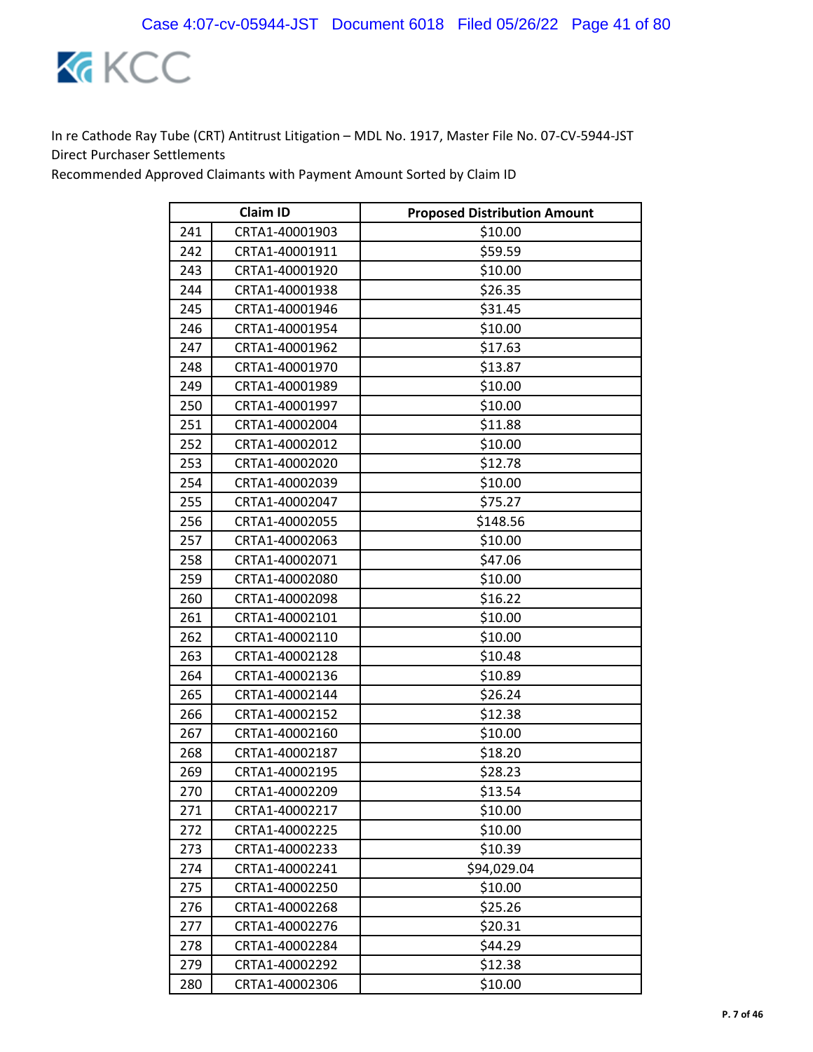In re Cathode Ray Tube (CRT) Antitrust Litigation – MDL No. 1917, Master File No. 07-CV-5944-JST
Direct Purchaser Settlements
Recommended Approved Claimants with Payment Amount Sorted by Claim ID

| | Claim ID | Proposed Distribution Amount |
|---|---|---|
| 241 | CRTA1-40001903 | $10.00 |
| 242 | CRTA1-40001911 | $59.59 |
| 243 | CRTA1-40001920 | $10.00 |
| 244 | CRTA1-40001938 | $26.35 |
| 245 | CRTA1-40001946 | $31.45 |
| 246 | CRTA1-40001954 | $10.00 |
| 247 | CRTA1-40001962 | $17.63 |
| 248 | CRTA1-40001970 | $13.87 |
| 249 | CRTA1-40001989 | $10.00 |
| 250 | CRTA1-40001997 | $10.00 |
| 251 | CRTA1-40002004 | $11.88 |
| 252 | CRTA1-40002012 | $10.00 |
| 253 | CRTA1-40002020 | $12.78 |
| 254 | CRTA1-40002039 | $10.00 |
| 255 | CRTA1-40002047 | $75.27 |
| 256 | CRTA1-40002055 | $148.56 |
| 257 | CRTA1-40002063 | $10.00 |
| 258 | CRTA1-40002071 | $47.06 |
| 259 | CRTA1-40002080 | $10.00 |
| 260 | CRTA1-40002098 | $16.22 |
| 261 | CRTA1-40002101 | $10.00 |
| 262 | CRTA1-40002110 | $10.00 |
| 263 | CRTA1-40002128 | $10.48 |
| 264 | CRTA1-40002136 | $10.89 |
| 265 | CRTA1-40002144 | $26.24 |
| 266 | CRTA1-40002152 | $12.38 |
| 267 | CRTA1-40002160 | $10.00 |
| 268 | CRTA1-40002187 | $18.20 |
| 269 | CRTA1-40002195 | $28.23 |
| 270 | CRTA1-40002209 | $13.54 |
| 271 | CRTA1-40002217 | $10.00 |
| 272 | CRTA1-40002225 | $10.00 |
| 273 | CRTA1-40002233 | $10.39 |
| 274 | CRTA1-40002241 | $94,029.04 |
| 275 | CRTA1-40002250 | $10.00 |
| 276 | CRTA1-40002268 | $25.26 |
| 277 | CRTA1-40002276 | $20.31 |
| 278 | CRTA1-40002284 | $44.29 |
| 279 | CRTA1-40002292 | $12.38 |
| 280 | CRTA1-40002306 | $10.00 |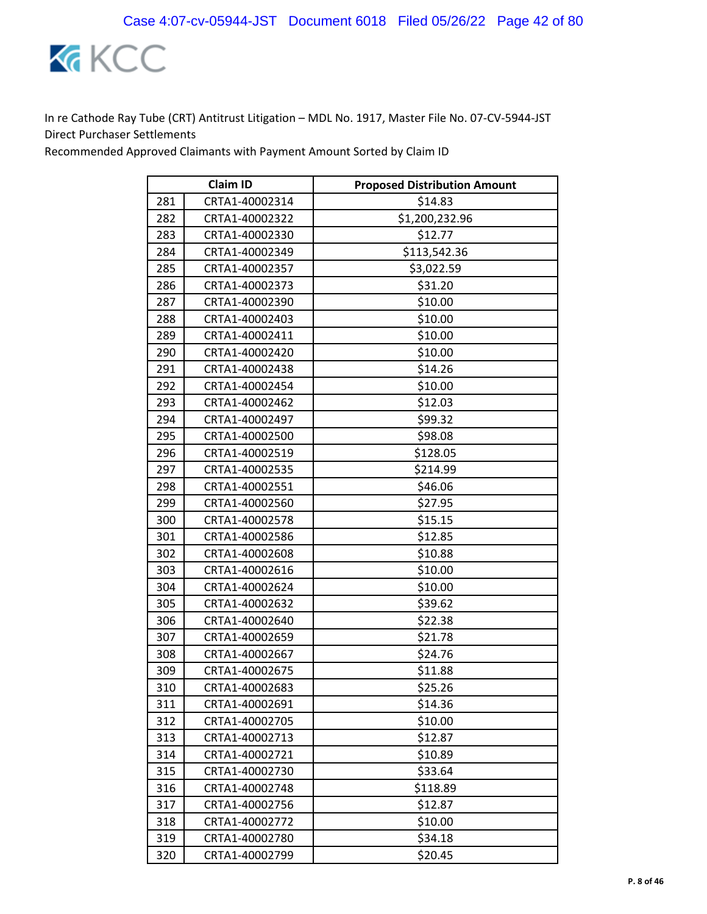In re Cathode Ray Tube (CRT) Antitrust Litigation – MDL No. 1917, Master File No. 07-CV-5944-JST
Direct Purchaser Settlements
Recommended Approved Claimants with Payment Amount Sorted by Claim ID

| | Claim ID | Proposed Distribution Amount |
|---|---|---|
| 281 | CRTA1-40002314 | $14.83 |
| 282 | CRTA1-40002322 | $1,200,232.96 |
| 283 | CRTA1-40002330 | $12.77 |
| 284 | CRTA1-40002349 | $113,542.36 |
| 285 | CRTA1-40002357 | $3,022.59 |
| 286 | CRTA1-40002373 | $31.20 |
| 287 | CRTA1-40002390 | $10.00 |
| 288 | CRTA1-40002403 | $10.00 |
| 289 | CRTA1-40002411 | $10.00 |
| 290 | CRTA1-40002420 | $10.00 |
| 291 | CRTA1-40002438 | $14.26 |
| 292 | CRTA1-40002454 | $10.00 |
| 293 | CRTA1-40002462 | $12.03 |
| 294 | CRTA1-40002497 | $99.32 |
| 295 | CRTA1-40002500 | $98.08 |
| 296 | CRTA1-40002519 | $128.05 |
| 297 | CRTA1-40002535 | $214.99 |
| 298 | CRTA1-40002551 | $46.06 |
| 299 | CRTA1-40002560 | $27.95 |
| 300 | CRTA1-40002578 | $15.15 |
| 301 | CRTA1-40002586 | $12.85 |
| 302 | CRTA1-40002608 | $10.88 |
| 303 | CRTA1-40002616 | $10.00 |
| 304 | CRTA1-40002624 | $10.00 |
| 305 | CRTA1-40002632 | $39.62 |
| 306 | CRTA1-40002640 | $22.38 |
| 307 | CRTA1-40002659 | $21.78 |
| 308 | CRTA1-40002667 | $24.76 |
| 309 | CRTA1-40002675 | $11.88 |
| 310 | CRTA1-40002683 | $25.26 |
| 311 | CRTA1-40002691 | $14.36 |
| 312 | CRTA1-40002705 | $10.00 |
| 313 | CRTA1-40002713 | $12.87 |
| 314 | CRTA1-40002721 | $10.89 |
| 315 | CRTA1-40002730 | $33.64 |
| 316 | CRTA1-40002748 | $118.89 |
| 317 | CRTA1-40002756 | $12.87 |
| 318 | CRTA1-40002772 | $10.00 |
| 319 | CRTA1-40002780 | $34.18 |
| 320 | CRTA1-40002799 | $20.45 |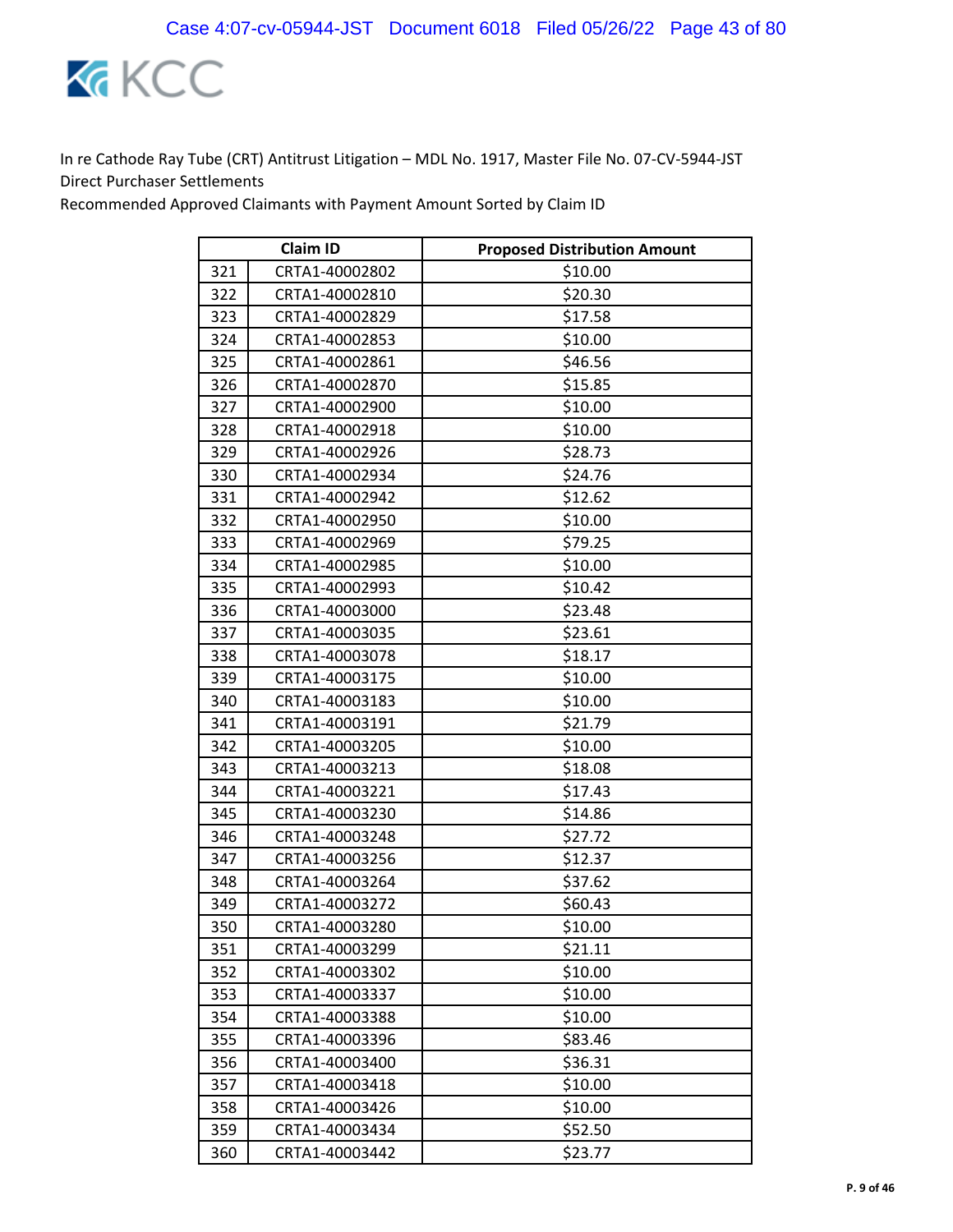In re Cathode Ray Tube (CRT) Antitrust Litigation – MDL No. 1917, Master File No. 07-CV-5944-JST
Direct Purchaser Settlements
Recommended Approved Claimants with Payment Amount Sorted by Claim ID

| | Claim ID | Proposed Distribution Amount |
|---|---|---|
| 321 | CRTA1-40002802 | $10.00 |
| 322 | CRTA1-40002810 | $20.30 |
| 323 | CRTA1-40002829 | $17.58 |
| 324 | CRTA1-40002853 | $10.00 |
| 325 | CRTA1-40002861 | $46.56 |
| 326 | CRTA1-40002870 | $15.85 |
| 327 | CRTA1-40002900 | $10.00 |
| 328 | CRTA1-40002918 | $10.00 |
| 329 | CRTA1-40002926 | $28.73 |
| 330 | CRTA1-40002934 | $24.76 |
| 331 | CRTA1-40002942 | $12.62 |
| 332 | CRTA1-40002950 | $10.00 |
| 333 | CRTA1-40002969 | $79.25 |
| 334 | CRTA1-40002985 | $10.00 |
| 335 | CRTA1-40002993 | $10.42 |
| 336 | CRTA1-40003000 | $23.48 |
| 337 | CRTA1-40003035 | $23.61 |
| 338 | CRTA1-40003078 | $18.17 |
| 339 | CRTA1-40003175 | $10.00 |
| 340 | CRTA1-40003183 | $10.00 |
| 341 | CRTA1-40003191 | $21.79 |
| 342 | CRTA1-40003205 | $10.00 |
| 343 | CRTA1-40003213 | $18.08 |
| 344 | CRTA1-40003221 | $17.43 |
| 345 | CRTA1-40003230 | $14.86 |
| 346 | CRTA1-40003248 | $27.72 |
| 347 | CRTA1-40003256 | $12.37 |
| 348 | CRTA1-40003264 | $37.62 |
| 349 | CRTA1-40003272 | $60.43 |
| 350 | CRTA1-40003280 | $10.00 |
| 351 | CRTA1-40003299 | $21.11 |
| 352 | CRTA1-40003302 | $10.00 |
| 353 | CRTA1-40003337 | $10.00 |
| 354 | CRTA1-40003388 | $10.00 |
| 355 | CRTA1-40003396 | $83.46 |
| 356 | CRTA1-40003400 | $36.31 |
| 357 | CRTA1-40003418 | $10.00 |
| 358 | CRTA1-40003426 | $10.00 |
| 359 | CRTA1-40003434 | $52.50 |
| 360 | CRTA1-40003442 | $23.77 |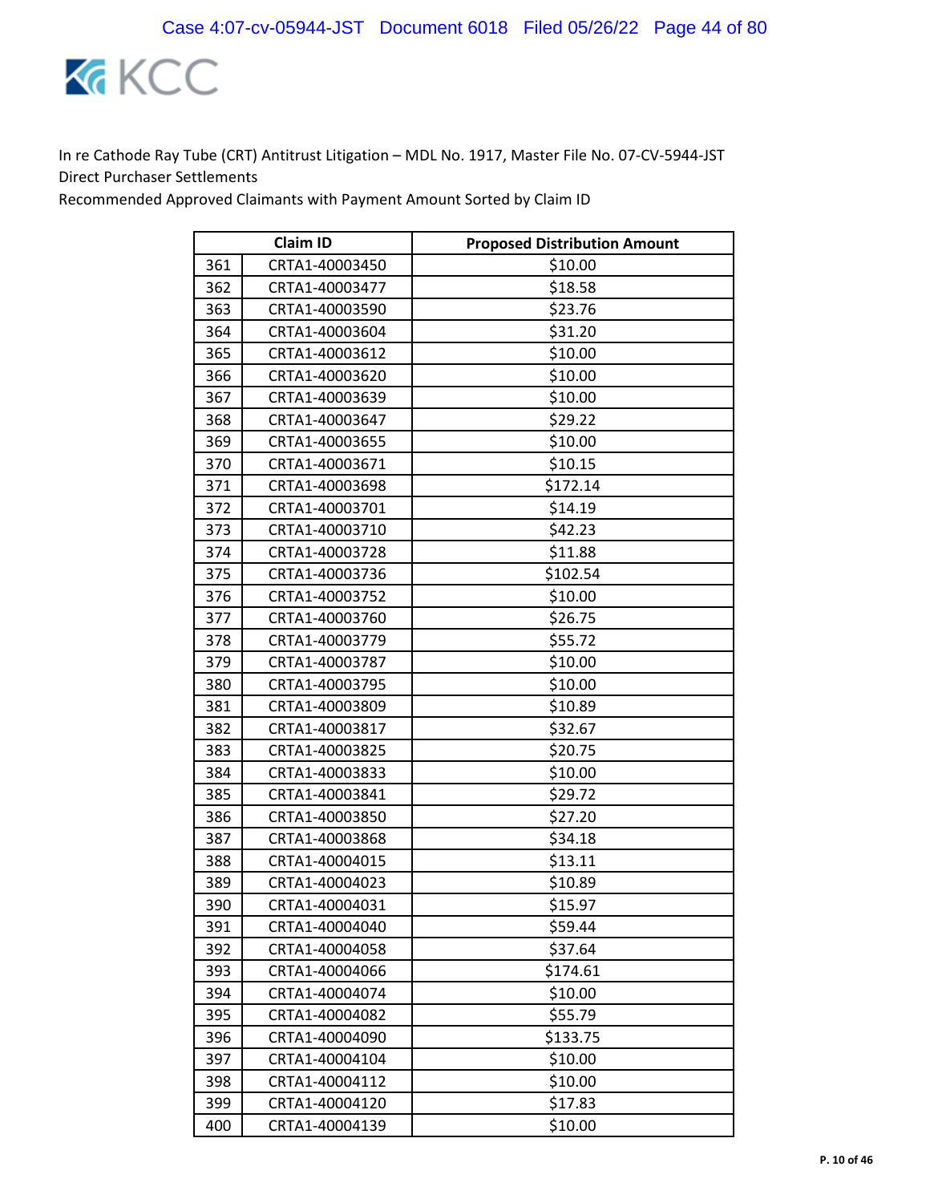In re Cathode Ray Tube (CRT) Antitrust Litigation – MDL No. 1917, Master File No. 07-CV-5944-JST
Direct Purchaser Settlements
Recommended Approved Claimants with Payment Amount Sorted by Claim ID

| | Claim ID | Proposed Distribution Amount |
|---|---|---|
| 361 | CRTA1-40003450 | $10.00 |
| 362 | CRTA1-40003477 | $18.58 |
| 363 | CRTA1-40003590 | $23.76 |
| 364 | CRTA1-40003604 | $31.20 |
| 365 | CRTA1-40003612 | $10.00 |
| 366 | CRTA1-40003620 | $10.00 |
| 367 | CRTA1-40003639 | $10.00 |
| 368 | CRTA1-40003647 | $29.22 |
| 369 | CRTA1-40003655 | $10.00 |
| 370 | CRTA1-40003671 | $10.15 |
| 371 | CRTA1-40003698 | $172.14 |
| 372 | CRTA1-40003701 | $14.19 |
| 373 | CRTA1-40003710 | $42.23 |
| 374 | CRTA1-40003728 | $11.88 |
| 375 | CRTA1-40003736 | $102.54 |
| 376 | CRTA1-40003752 | $10.00 |
| 377 | CRTA1-40003760 | $26.75 |
| 378 | CRTA1-40003779 | $55.72 |
| 379 | CRTA1-40003787 | $10.00 |
| 380 | CRTA1-40003795 | $10.00 |
| 381 | CRTA1-40003809 | $10.89 |
| 382 | CRTA1-40003817 | $32.67 |
| 383 | CRTA1-40003825 | $20.75 |
| 384 | CRTA1-40003833 | $10.00 |
| 385 | CRTA1-40003841 | $29.72 |
| 386 | CRTA1-40003850 | $27.20 |
| 387 | CRTA1-40003868 | $34.18 |
| 388 | CRTA1-40004015 | $13.11 |
| 389 | CRTA1-40004023 | $10.89 |
| 390 | CRTA1-40004031 | $15.97 |
| 391 | CRTA1-40004040 | $59.44 |
| 392 | CRTA1-40004058 | $37.64 |
| 393 | CRTA1-40004066 | $174.61 |
| 394 | CRTA1-40004074 | $10.00 |
| 395 | CRTA1-40004082 | $55.79 |
| 396 | CRTA1-40004090 | $133.75 |
| 397 | CRTA1-40004104 | $10.00 |
| 398 | CRTA1-40004112 | $10.00 |
| 399 | CRTA1-40004120 | $17.83 |
| 400 | CRTA1-40004139 | $10.00 |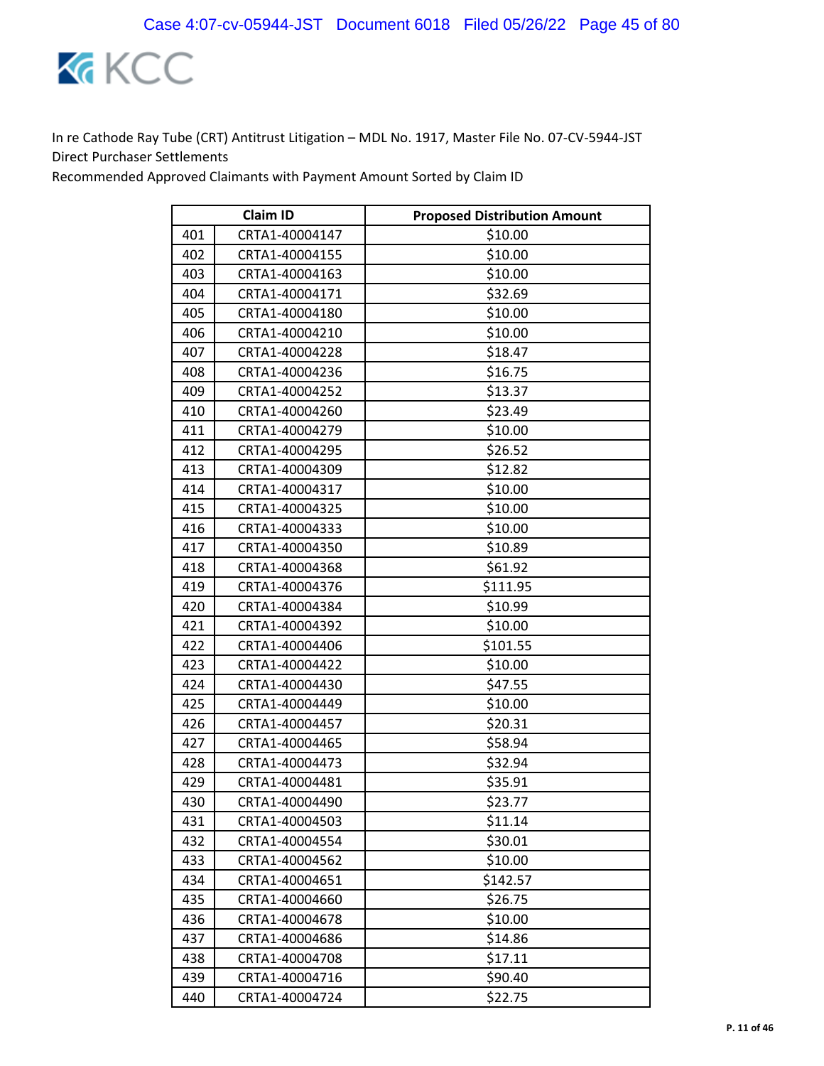In re Cathode Ray Tube (CRT) Antitrust Litigation – MDL No. 1917, Master File No. 07-CV-5944-JST
Direct Purchaser Settlements
Recommended Approved Claimants with Payment Amount Sorted by Claim ID

| | Claim ID | Proposed Distribution Amount |
|---|---|---|
| 401 | CRTA1-40004147 | $10.00 |
| 402 | CRTA1-40004155 | $10.00 |
| 403 | CRTA1-40004163 | $10.00 |
| 404 | CRTA1-40004171 | $32.69 |
| 405 | CRTA1-40004180 | $10.00 |
| 406 | CRTA1-40004210 | $10.00 |
| 407 | CRTA1-40004228 | $18.47 |
| 408 | CRTA1-40004236 | $16.75 |
| 409 | CRTA1-40004252 | $13.37 |
| 410 | CRTA1-40004260 | $23.49 |
| 411 | CRTA1-40004279 | $10.00 |
| 412 | CRTA1-40004295 | $26.52 |
| 413 | CRTA1-40004309 | $12.82 |
| 414 | CRTA1-40004317 | $10.00 |
| 415 | CRTA1-40004325 | $10.00 |
| 416 | CRTA1-40004333 | $10.00 |
| 417 | CRTA1-40004350 | $10.89 |
| 418 | CRTA1-40004368 | $61.92 |
| 419 | CRTA1-40004376 | $111.95 |
| 420 | CRTA1-40004384 | $10.99 |
| 421 | CRTA1-40004392 | $10.00 |
| 422 | CRTA1-40004406 | $101.55 |
| 423 | CRTA1-40004422 | $10.00 |
| 424 | CRTA1-40004430 | $47.55 |
| 425 | CRTA1-40004449 | $10.00 |
| 426 | CRTA1-40004457 | $20.31 |
| 427 | CRTA1-40004465 | $58.94 |
| 428 | CRTA1-40004473 | $32.94 |
| 429 | CRTA1-40004481 | $35.91 |
| 430 | CRTA1-40004490 | $23.77 |
| 431 | CRTA1-40004503 | $11.14 |
| 432 | CRTA1-40004554 | $30.01 |
| 433 | CRTA1-40004562 | $10.00 |
| 434 | CRTA1-40004651 | $142.57 |
| 435 | CRTA1-40004660 | $26.75 |
| 436 | CRTA1-40004678 | $10.00 |
| 437 | CRTA1-40004686 | $14.86 |
| 438 | CRTA1-40004708 | $17.11 |
| 439 | CRTA1-40004716 | $90.40 |
| 440 | CRTA1-40004724 | $22.75 |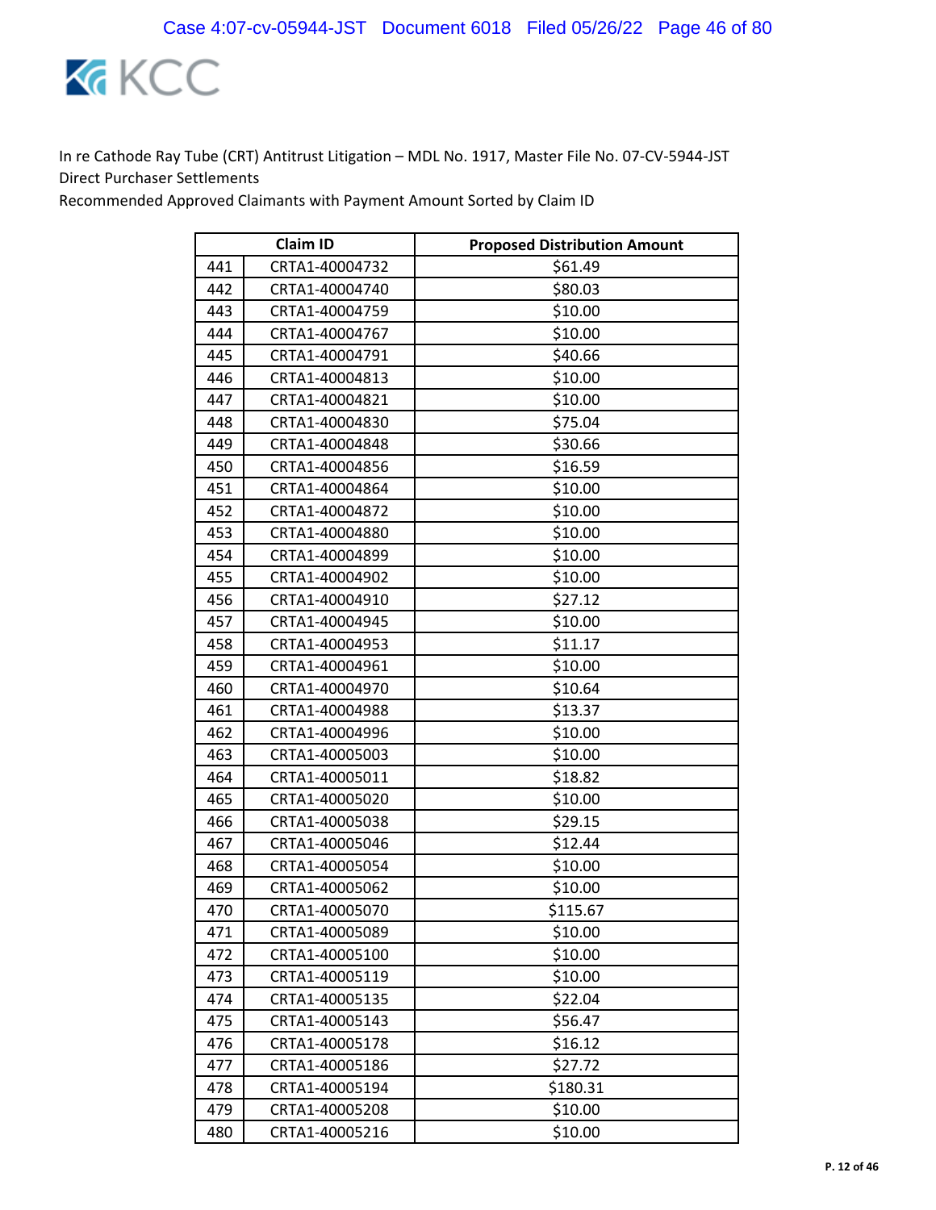In re Cathode Ray Tube (CRT) Antitrust Litigation – MDL No. 1917, Master File No. 07-CV-5944-JST
Direct Purchaser Settlements
Recommended Approved Claimants with Payment Amount Sorted by Claim ID

| | Claim ID | Proposed Distribution Amount |
|---|---|---|
| 441 | CRTA1-40004732 | $61.49 |
| 442 | CRTA1-40004740 | $80.03 |
| 443 | CRTA1-40004759 | $10.00 |
| 444 | CRTA1-40004767 | $10.00 |
| 445 | CRTA1-40004791 | $40.66 |
| 446 | CRTA1-40004813 | $10.00 |
| 447 | CRTA1-40004821 | $10.00 |
| 448 | CRTA1-40004830 | $75.04 |
| 449 | CRTA1-40004848 | $30.66 |
| 450 | CRTA1-40004856 | $16.59 |
| 451 | CRTA1-40004864 | $10.00 |
| 452 | CRTA1-40004872 | $10.00 |
| 453 | CRTA1-40004880 | $10.00 |
| 454 | CRTA1-40004899 | $10.00 |
| 455 | CRTA1-40004902 | $10.00 |
| 456 | CRTA1-40004910 | $27.12 |
| 457 | CRTA1-40004945 | $10.00 |
| 458 | CRTA1-40004953 | $11.17 |
| 459 | CRTA1-40004961 | $10.00 |
| 460 | CRTA1-40004970 | $10.64 |
| 461 | CRTA1-40004988 | $13.37 |
| 462 | CRTA1-40004996 | $10.00 |
| 463 | CRTA1-40005003 | $10.00 |
| 464 | CRTA1-40005011 | $18.82 |
| 465 | CRTA1-40005020 | $10.00 |
| 466 | CRTA1-40005038 | $29.15 |
| 467 | CRTA1-40005046 | $12.44 |
| 468 | CRTA1-40005054 | $10.00 |
| 469 | CRTA1-40005062 | $10.00 |
| 470 | CRTA1-40005070 | $115.67 |
| 471 | CRTA1-40005089 | $10.00 |
| 472 | CRTA1-40005100 | $10.00 |
| 473 | CRTA1-40005119 | $10.00 |
| 474 | CRTA1-40005135 | $22.04 |
| 475 | CRTA1-40005143 | $56.47 |
| 476 | CRTA1-40005178 | $16.12 |
| 477 | CRTA1-40005186 | $27.72 |
| 478 | CRTA1-40005194 | $180.31 |
| 479 | CRTA1-40005208 | $10.00 |
| 480 | CRTA1-40005216 | $10.00 |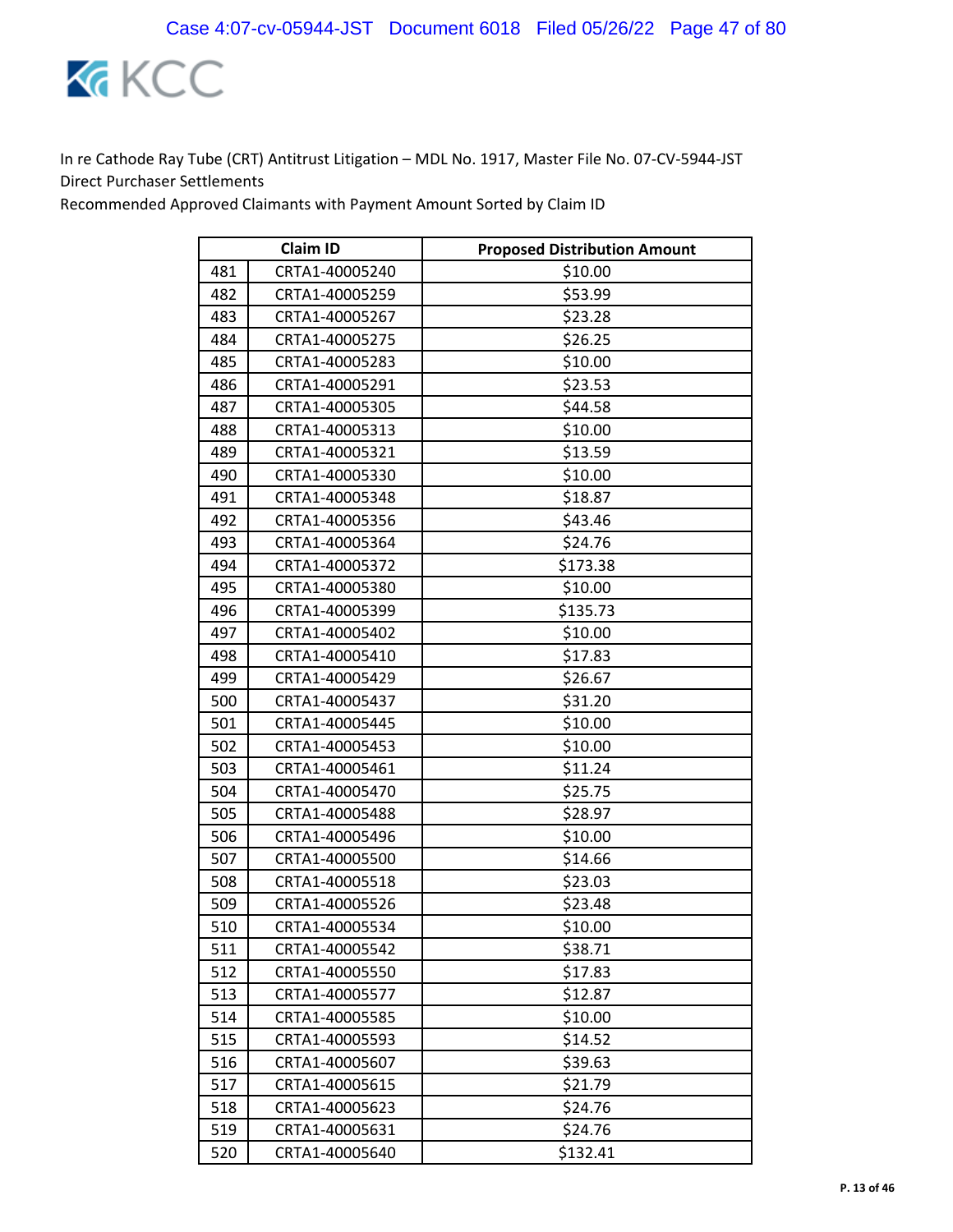In re Cathode Ray Tube (CRT) Antitrust Litigation – MDL No. 1917, Master File No. 07-CV-5944-JST
Direct Purchaser Settlements
Recommended Approved Claimants with Payment Amount Sorted by Claim ID

| | Claim ID | Proposed Distribution Amount |
|---|---|---|
| 481 | CRTA1-40005240 | $10.00 |
| 482 | CRTA1-40005259 | $53.99 |
| 483 | CRTA1-40005267 | $23.28 |
| 484 | CRTA1-40005275 | $26.25 |
| 485 | CRTA1-40005283 | $10.00 |
| 486 | CRTA1-40005291 | $23.53 |
| 487 | CRTA1-40005305 | $44.58 |
| 488 | CRTA1-40005313 | $10.00 |
| 489 | CRTA1-40005321 | $13.59 |
| 490 | CRTA1-40005330 | $10.00 |
| 491 | CRTA1-40005348 | $18.87 |
| 492 | CRTA1-40005356 | $43.46 |
| 493 | CRTA1-40005364 | $24.76 |
| 494 | CRTA1-40005372 | $173.38 |
| 495 | CRTA1-40005380 | $10.00 |
| 496 | CRTA1-40005399 | $135.73 |
| 497 | CRTA1-40005402 | $10.00 |
| 498 | CRTA1-40005410 | $17.83 |
| 499 | CRTA1-40005429 | $26.67 |
| 500 | CRTA1-40005437 | $31.20 |
| 501 | CRTA1-40005445 | $10.00 |
| 502 | CRTA1-40005453 | $10.00 |
| 503 | CRTA1-40005461 | $11.24 |
| 504 | CRTA1-40005470 | $25.75 |
| 505 | CRTA1-40005488 | $28.97 |
| 506 | CRTA1-40005496 | $10.00 |
| 507 | CRTA1-40005500 | $14.66 |
| 508 | CRTA1-40005518 | $23.03 |
| 509 | CRTA1-40005526 | $23.48 |
| 510 | CRTA1-40005534 | $10.00 |
| 511 | CRTA1-40005542 | $38.71 |
| 512 | CRTA1-40005550 | $17.83 |
| 513 | CRTA1-40005577 | $12.87 |
| 514 | CRTA1-40005585 | $10.00 |
| 515 | CRTA1-40005593 | $14.52 |
| 516 | CRTA1-40005607 | $39.63 |
| 517 | CRTA1-40005615 | $21.79 |
| 518 | CRTA1-40005623 | $24.76 |
| 519 | CRTA1-40005631 | $24.76 |
| 520 | CRTA1-40005640 | $132.41 |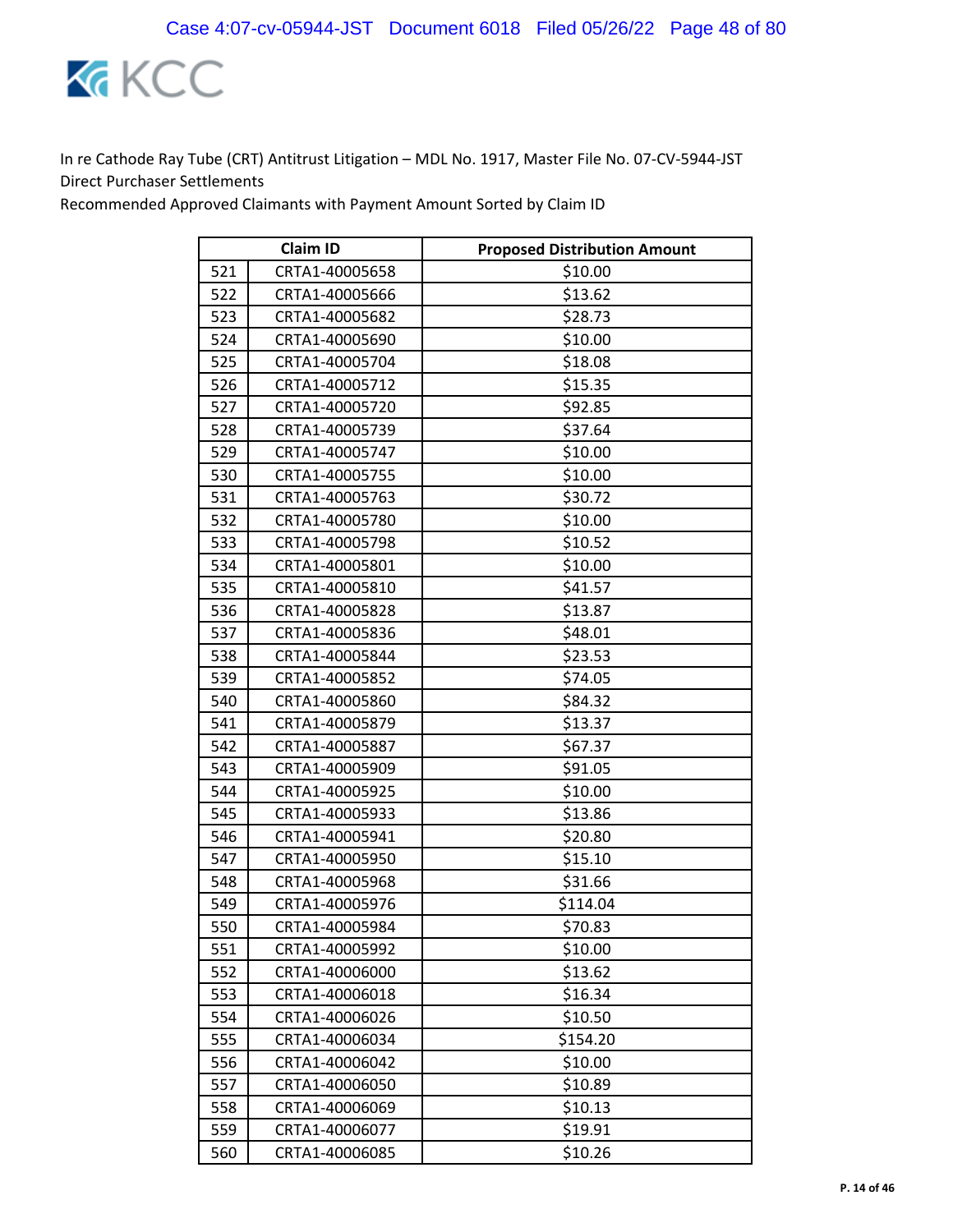In re Cathode Ray Tube (CRT) Antitrust Litigation – MDL No. 1917, Master File No. 07-CV-5944-JST
Direct Purchaser Settlements
Recommended Approved Claimants with Payment Amount Sorted by Claim ID

| | Claim ID | Proposed Distribution Amount |
|---|---|---|
| 521 | CRTA1-40005658 | $10.00 |
| 522 | CRTA1-40005666 | $13.62 |
| 523 | CRTA1-40005682 | $28.73 |
| 524 | CRTA1-40005690 | $10.00 |
| 525 | CRTA1-40005704 | $18.08 |
| 526 | CRTA1-40005712 | $15.35 |
| 527 | CRTA1-40005720 | $92.85 |
| 528 | CRTA1-40005739 | $37.64 |
| 529 | CRTA1-40005747 | $10.00 |
| 530 | CRTA1-40005755 | $10.00 |
| 531 | CRTA1-40005763 | $30.72 |
| 532 | CRTA1-40005780 | $10.00 |
| 533 | CRTA1-40005798 | $10.52 |
| 534 | CRTA1-40005801 | $10.00 |
| 535 | CRTA1-40005810 | $41.57 |
| 536 | CRTA1-40005828 | $13.87 |
| 537 | CRTA1-40005836 | $48.01 |
| 538 | CRTA1-40005844 | $23.53 |
| 539 | CRTA1-40005852 | $74.05 |
| 540 | CRTA1-40005860 | $84.32 |
| 541 | CRTA1-40005879 | $13.37 |
| 542 | CRTA1-40005887 | $67.37 |
| 543 | CRTA1-40005909 | $91.05 |
| 544 | CRTA1-40005925 | $10.00 |
| 545 | CRTA1-40005933 | $13.86 |
| 546 | CRTA1-40005941 | $20.80 |
| 547 | CRTA1-40005950 | $15.10 |
| 548 | CRTA1-40005968 | $31.66 |
| 549 | CRTA1-40005976 | $114.04 |
| 550 | CRTA1-40005984 | $70.83 |
| 551 | CRTA1-40005992 | $10.00 |
| 552 | CRTA1-40006000 | $13.62 |
| 553 | CRTA1-40006018 | $16.34 |
| 554 | CRTA1-40006026 | $10.50 |
| 555 | CRTA1-40006034 | $154.20 |
| 556 | CRTA1-40006042 | $10.00 |
| 557 | CRTA1-40006050 | $10.89 |
| 558 | CRTA1-40006069 | $10.13 |
| 559 | CRTA1-40006077 | $19.91 |
| 560 | CRTA1-40006085 | $10.26 |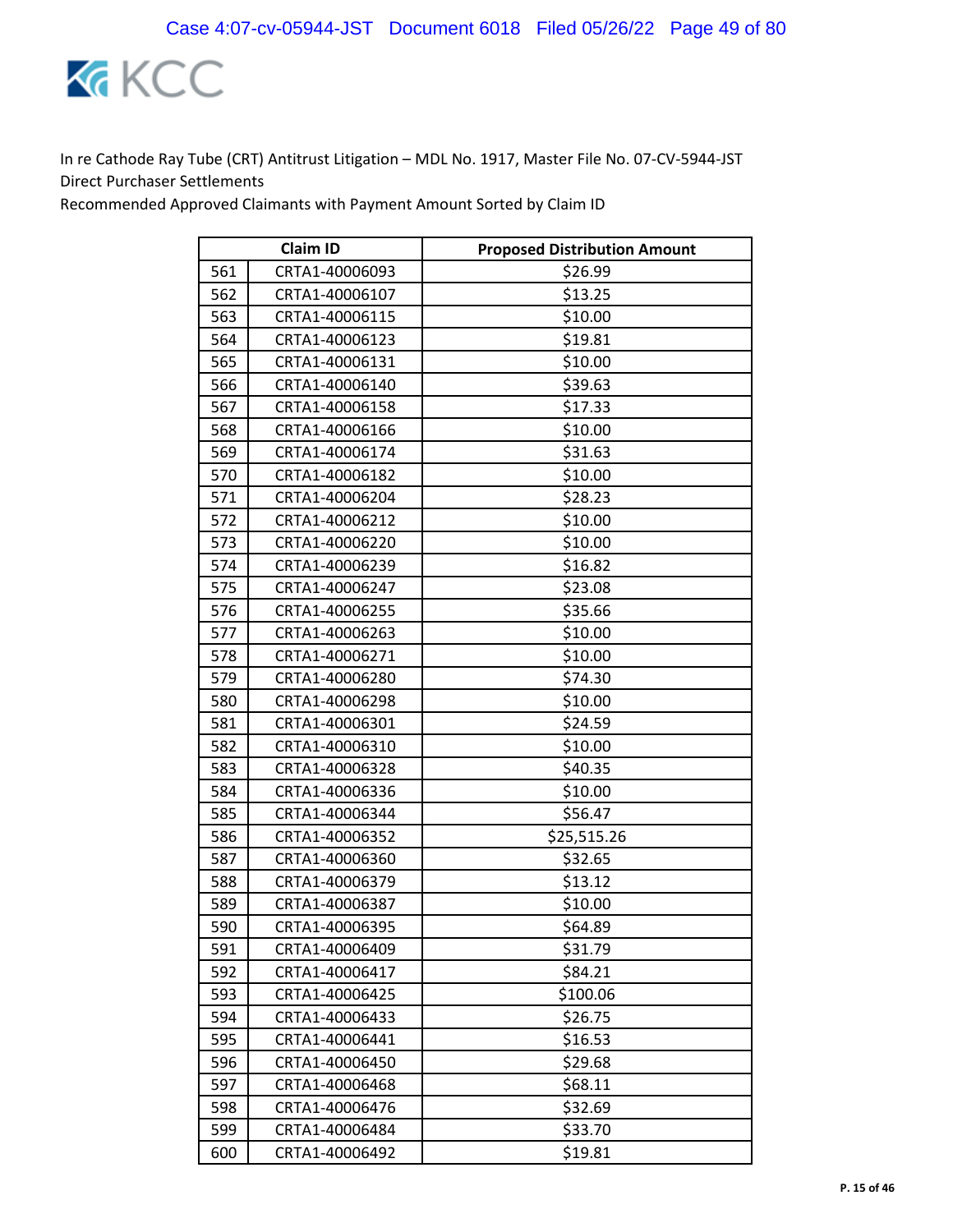In re Cathode Ray Tube (CRT) Antitrust Litigation – MDL No. 1917, Master File No. 07-CV-5944-JST
Direct Purchaser Settlements
Recommended Approved Claimants with Payment Amount Sorted by Claim ID

| | Claim ID | Proposed Distribution Amount |
|---|---|---|
| 561 | CRTA1-40006093 | $26.99 |
| 562 | CRTA1-40006107 | $13.25 |
| 563 | CRTA1-40006115 | $10.00 |
| 564 | CRTA1-40006123 | $19.81 |
| 565 | CRTA1-40006131 | $10.00 |
| 566 | CRTA1-40006140 | $39.63 |
| 567 | CRTA1-40006158 | $17.33 |
| 568 | CRTA1-40006166 | $10.00 |
| 569 | CRTA1-40006174 | $31.63 |
| 570 | CRTA1-40006182 | $10.00 |
| 571 | CRTA1-40006204 | $28.23 |
| 572 | CRTA1-40006212 | $10.00 |
| 573 | CRTA1-40006220 | $10.00 |
| 574 | CRTA1-40006239 | $16.82 |
| 575 | CRTA1-40006247 | $23.08 |
| 576 | CRTA1-40006255 | $35.66 |
| 577 | CRTA1-40006263 | $10.00 |
| 578 | CRTA1-40006271 | $10.00 |
| 579 | CRTA1-40006280 | $74.30 |
| 580 | CRTA1-40006298 | $10.00 |
| 581 | CRTA1-40006301 | $24.59 |
| 582 | CRTA1-40006310 | $10.00 |
| 583 | CRTA1-40006328 | $40.35 |
| 584 | CRTA1-40006336 | $10.00 |
| 585 | CRTA1-40006344 | $56.47 |
| 586 | CRTA1-40006352 | $25,515.26 |
| 587 | CRTA1-40006360 | $32.65 |
| 588 | CRTA1-40006379 | $13.12 |
| 589 | CRTA1-40006387 | $10.00 |
| 590 | CRTA1-40006395 | $64.89 |
| 591 | CRTA1-40006409 | $31.79 |
| 592 | CRTA1-40006417 | $84.21 |
| 593 | CRTA1-40006425 | $100.06 |
| 594 | CRTA1-40006433 | $26.75 |
| 595 | CRTA1-40006441 | $16.53 |
| 596 | CRTA1-40006450 | $29.68 |
| 597 | CRTA1-40006468 | $68.11 |
| 598 | CRTA1-40006476 | $32.69 |
| 599 | CRTA1-40006484 | $33.70 |
| 600 | CRTA1-40006492 | $19.81 |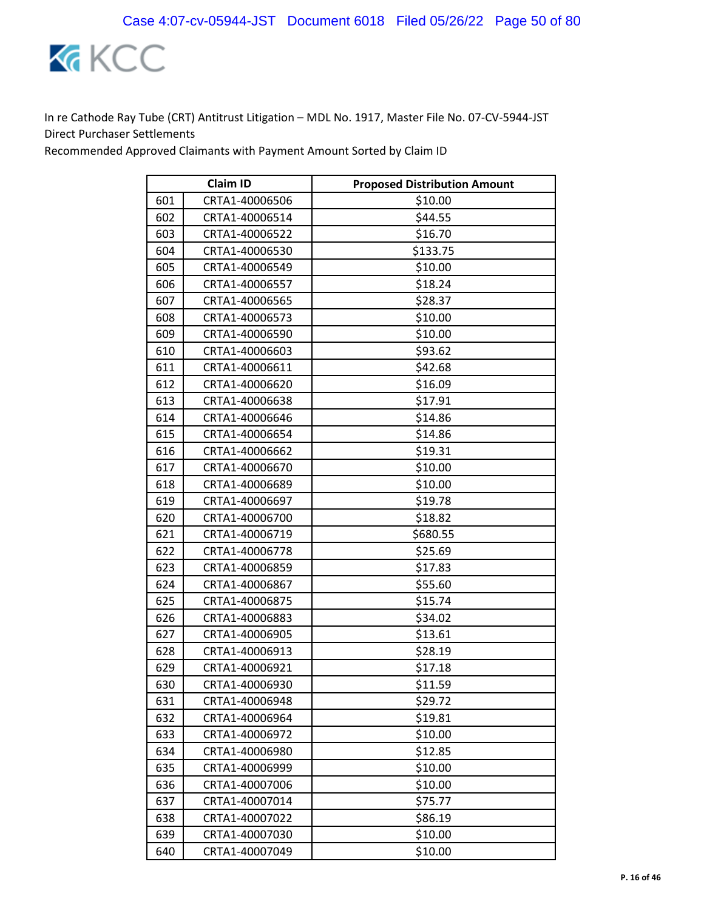In re Cathode Ray Tube (CRT) Antitrust Litigation – MDL No. 1917, Master File No. 07-CV-5944-JST
Direct Purchaser Settlements
Recommended Approved Claimants with Payment Amount Sorted by Claim ID

| | Claim ID | Proposed Distribution Amount |
|---|---|---|
| 601 | CRTA1-40006506 | $10.00 |
| 602 | CRTA1-40006514 | $44.55 |
| 603 | CRTA1-40006522 | $16.70 |
| 604 | CRTA1-40006530 | $133.75 |
| 605 | CRTA1-40006549 | $10.00 |
| 606 | CRTA1-40006557 | $18.24 |
| 607 | CRTA1-40006565 | $28.37 |
| 608 | CRTA1-40006573 | $10.00 |
| 609 | CRTA1-40006590 | $10.00 |
| 610 | CRTA1-40006603 | $93.62 |
| 611 | CRTA1-40006611 | $42.68 |
| 612 | CRTA1-40006620 | $16.09 |
| 613 | CRTA1-40006638 | $17.91 |
| 614 | CRTA1-40006646 | $14.86 |
| 615 | CRTA1-40006654 | $14.86 |
| 616 | CRTA1-40006662 | $19.31 |
| 617 | CRTA1-40006670 | $10.00 |
| 618 | CRTA1-40006689 | $10.00 |
| 619 | CRTA1-40006697 | $19.78 |
| 620 | CRTA1-40006700 | $18.82 |
| 621 | CRTA1-40006719 | $680.55 |
| 622 | CRTA1-40006778 | $25.69 |
| 623 | CRTA1-40006859 | $17.83 |
| 624 | CRTA1-40006867 | $55.60 |
| 625 | CRTA1-40006875 | $15.74 |
| 626 | CRTA1-40006883 | $34.02 |
| 627 | CRTA1-40006905 | $13.61 |
| 628 | CRTA1-40006913 | $28.19 |
| 629 | CRTA1-40006921 | $17.18 |
| 630 | CRTA1-40006930 | $11.59 |
| 631 | CRTA1-40006948 | $29.72 |
| 632 | CRTA1-40006964 | $19.81 |
| 633 | CRTA1-40006972 | $10.00 |
| 634 | CRTA1-40006980 | $12.85 |
| 635 | CRTA1-40006999 | $10.00 |
| 636 | CRTA1-40007006 | $10.00 |
| 637 | CRTA1-40007014 | $75.77 |
| 638 | CRTA1-40007022 | $86.19 |
| 639 | CRTA1-40007030 | $10.00 |
| 640 | CRTA1-40007049 | $10.00 |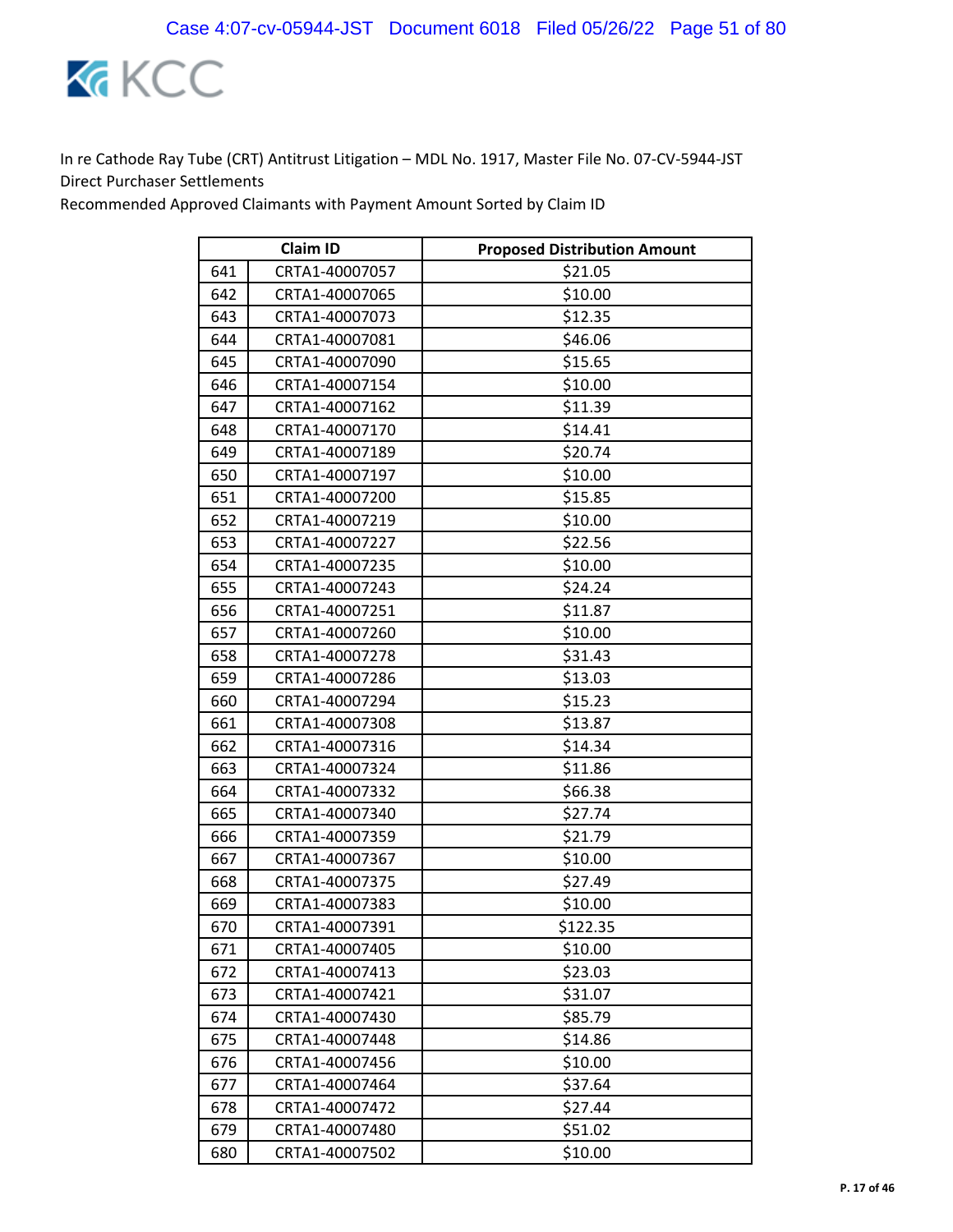In re Cathode Ray Tube (CRT) Antitrust Litigation – MDL No. 1917, Master File No. 07-CV-5944-JST
Direct Purchaser Settlements
Recommended Approved Claimants with Payment Amount Sorted by Claim ID

| | Claim ID | Proposed Distribution Amount |
|---|---|---|
| 641 | CRTA1-40007057 | $21.05 |
| 642 | CRTA1-40007065 | $10.00 |
| 643 | CRTA1-40007073 | $12.35 |
| 644 | CRTA1-40007081 | $46.06 |
| 645 | CRTA1-40007090 | $15.65 |
| 646 | CRTA1-40007154 | $10.00 |
| 647 | CRTA1-40007162 | $11.39 |
| 648 | CRTA1-40007170 | $14.41 |
| 649 | CRTA1-40007189 | $20.74 |
| 650 | CRTA1-40007197 | $10.00 |
| 651 | CRTA1-40007200 | $15.85 |
| 652 | CRTA1-40007219 | $10.00 |
| 653 | CRTA1-40007227 | $22.56 |
| 654 | CRTA1-40007235 | $10.00 |
| 655 | CRTA1-40007243 | $24.24 |
| 656 | CRTA1-40007251 | $11.87 |
| 657 | CRTA1-40007260 | $10.00 |
| 658 | CRTA1-40007278 | $31.43 |
| 659 | CRTA1-40007286 | $13.03 |
| 660 | CRTA1-40007294 | $15.23 |
| 661 | CRTA1-40007308 | $13.87 |
| 662 | CRTA1-40007316 | $14.34 |
| 663 | CRTA1-40007324 | $11.86 |
| 664 | CRTA1-40007332 | $66.38 |
| 665 | CRTA1-40007340 | $27.74 |
| 666 | CRTA1-40007359 | $21.79 |
| 667 | CRTA1-40007367 | $10.00 |
| 668 | CRTA1-40007375 | $27.49 |
| 669 | CRTA1-40007383 | $10.00 |
| 670 | CRTA1-40007391 | $122.35 |
| 671 | CRTA1-40007405 | $10.00 |
| 672 | CRTA1-40007413 | $23.03 |
| 673 | CRTA1-40007421 | $31.07 |
| 674 | CRTA1-40007430 | $85.79 |
| 675 | CRTA1-40007448 | $14.86 |
| 676 | CRTA1-40007456 | $10.00 |
| 677 | CRTA1-40007464 | $37.64 |
| 678 | CRTA1-40007472 | $27.44 |
| 679 | CRTA1-40007480 | $51.02 |
| 680 | CRTA1-40007502 | $10.00 |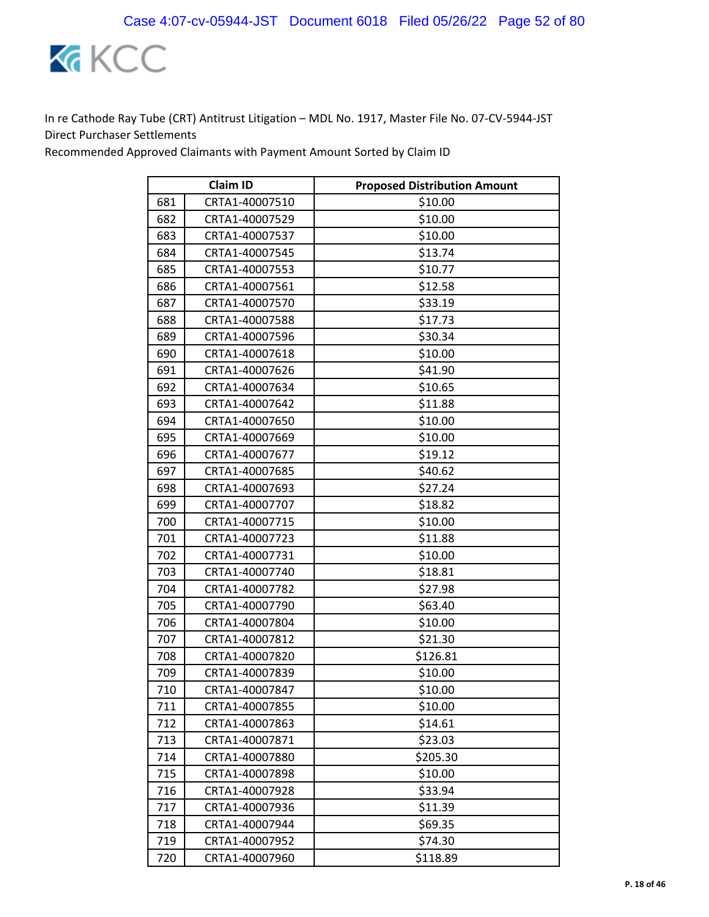In re Cathode Ray Tube (CRT) Antitrust Litigation – MDL No. 1917, Master File No. 07-CV-5944-JST
Direct Purchaser Settlements
Recommended Approved Claimants with Payment Amount Sorted by Claim ID

| | Claim ID | Proposed Distribution Amount |
|---|---|---|
| 681 | CRTA1-40007510 | $10.00 |
| 682 | CRTA1-40007529 | $10.00 |
| 683 | CRTA1-40007537 | $10.00 |
| 684 | CRTA1-40007545 | $13.74 |
| 685 | CRTA1-40007553 | $10.77 |
| 686 | CRTA1-40007561 | $12.58 |
| 687 | CRTA1-40007570 | $33.19 |
| 688 | CRTA1-40007588 | $17.73 |
| 689 | CRTA1-40007596 | $30.34 |
| 690 | CRTA1-40007618 | $10.00 |
| 691 | CRTA1-40007626 | $41.90 |
| 692 | CRTA1-40007634 | $10.65 |
| 693 | CRTA1-40007642 | $11.88 |
| 694 | CRTA1-40007650 | $10.00 |
| 695 | CRTA1-40007669 | $10.00 |
| 696 | CRTA1-40007677 | $19.12 |
| 697 | CRTA1-40007685 | $40.62 |
| 698 | CRTA1-40007693 | $27.24 |
| 699 | CRTA1-40007707 | $18.82 |
| 700 | CRTA1-40007715 | $10.00 |
| 701 | CRTA1-40007723 | $11.88 |
| 702 | CRTA1-40007731 | $10.00 |
| 703 | CRTA1-40007740 | $18.81 |
| 704 | CRTA1-40007782 | $27.98 |
| 705 | CRTA1-40007790 | $63.40 |
| 706 | CRTA1-40007804 | $10.00 |
| 707 | CRTA1-40007812 | $21.30 |
| 708 | CRTA1-40007820 | $126.81 |
| 709 | CRTA1-40007839 | $10.00 |
| 710 | CRTA1-40007847 | $10.00 |
| 711 | CRTA1-40007855 | $10.00 |
| 712 | CRTA1-40007863 | $14.61 |
| 713 | CRTA1-40007871 | $23.03 |
| 714 | CRTA1-40007880 | $205.30 |
| 715 | CRTA1-40007898 | $10.00 |
| 716 | CRTA1-40007928 | $33.94 |
| 717 | CRTA1-40007936 | $11.39 |
| 718 | CRTA1-40007944 | $69.35 |
| 719 | CRTA1-40007952 | $74.30 |
| 720 | CRTA1-40007960 | $118.89 |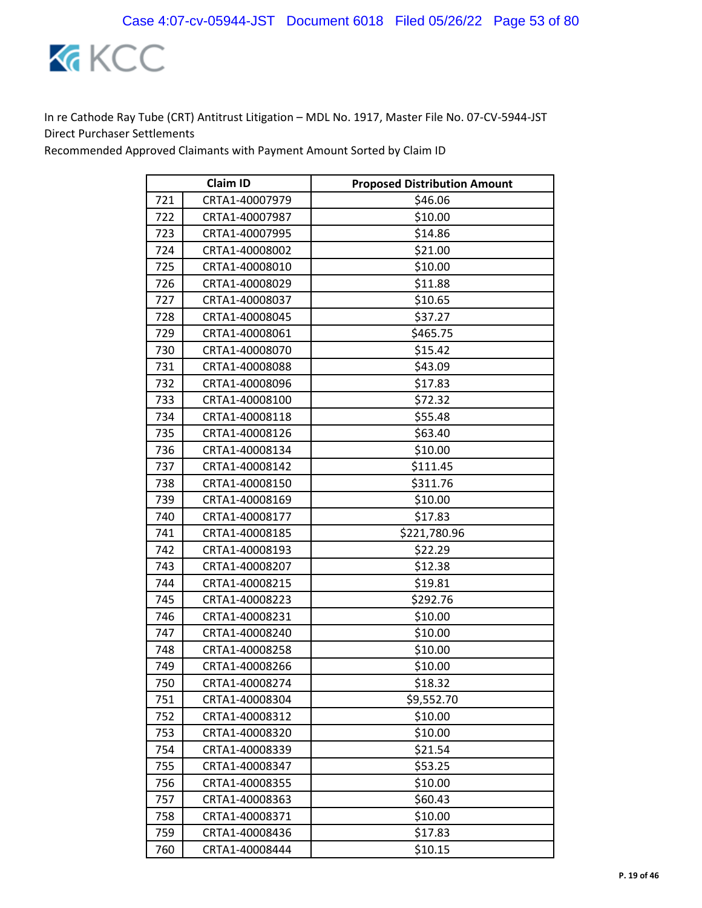In re Cathode Ray Tube (CRT) Antitrust Litigation – MDL No. 1917, Master File No. 07-CV-5944-JST
Direct Purchaser Settlements
Recommended Approved Claimants with Payment Amount Sorted by Claim ID

| | Claim ID | Proposed Distribution Amount |
|---|---|---|
| 721 | CRTA1-40007979 | $46.06 |
| 722 | CRTA1-40007987 | $10.00 |
| 723 | CRTA1-40007995 | $14.86 |
| 724 | CRTA1-40008002 | $21.00 |
| 725 | CRTA1-40008010 | $10.00 |
| 726 | CRTA1-40008029 | $11.88 |
| 727 | CRTA1-40008037 | $10.65 |
| 728 | CRTA1-40008045 | $37.27 |
| 729 | CRTA1-40008061 | $465.75 |
| 730 | CRTA1-40008070 | $15.42 |
| 731 | CRTA1-40008088 | $43.09 |
| 732 | CRTA1-40008096 | $17.83 |
| 733 | CRTA1-40008100 | $72.32 |
| 734 | CRTA1-40008118 | $55.48 |
| 735 | CRTA1-40008126 | $63.40 |
| 736 | CRTA1-40008134 | $10.00 |
| 737 | CRTA1-40008142 | $111.45 |
| 738 | CRTA1-40008150 | $311.76 |
| 739 | CRTA1-40008169 | $10.00 |
| 740 | CRTA1-40008177 | $17.83 |
| 741 | CRTA1-40008185 | $221,780.96 |
| 742 | CRTA1-40008193 | $22.29 |
| 743 | CRTA1-40008207 | $12.38 |
| 744 | CRTA1-40008215 | $19.81 |
| 745 | CRTA1-40008223 | $292.76 |
| 746 | CRTA1-40008231 | $10.00 |
| 747 | CRTA1-40008240 | $10.00 |
| 748 | CRTA1-40008258 | $10.00 |
| 749 | CRTA1-40008266 | $10.00 |
| 750 | CRTA1-40008274 | $18.32 |
| 751 | CRTA1-40008304 | $9,552.70 |
| 752 | CRTA1-40008312 | $10.00 |
| 753 | CRTA1-40008320 | $10.00 |
| 754 | CRTA1-40008339 | $21.54 |
| 755 | CRTA1-40008347 | $53.25 |
| 756 | CRTA1-40008355 | $10.00 |
| 757 | CRTA1-40008363 | $60.43 |
| 758 | CRTA1-40008371 | $10.00 |
| 759 | CRTA1-40008436 | $17.83 |
| 760 | CRTA1-40008444 | $10.15 |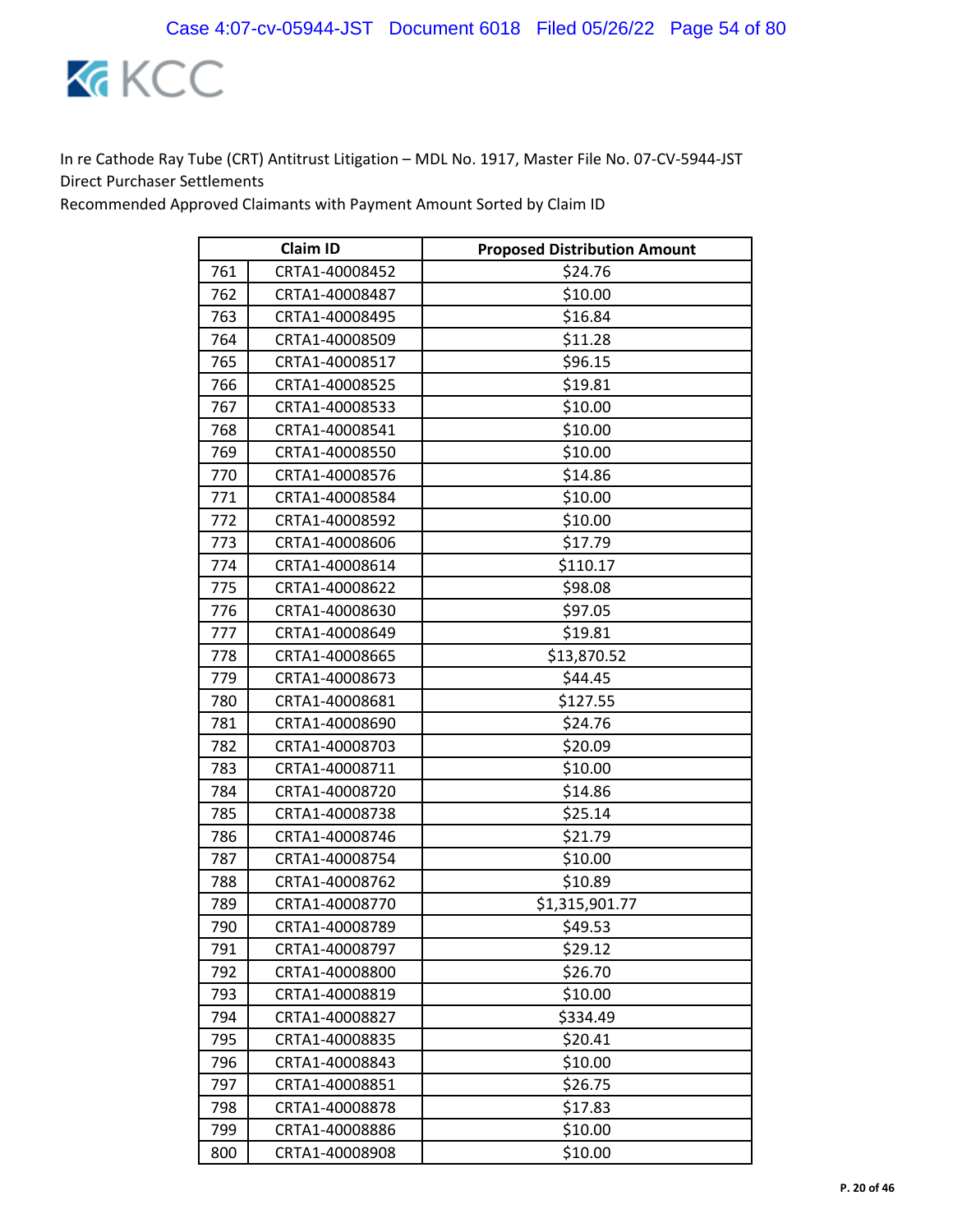In re Cathode Ray Tube (CRT) Antitrust Litigation – MDL No. 1917, Master File No. 07-CV-5944-JST
Direct Purchaser Settlements
Recommended Approved Claimants with Payment Amount Sorted by Claim ID

| Claim ID | | Proposed Distribution Amount |
|---|---|---|
| 761 | CRTA1-40008452 | $24.76 |
| 762 | CRTA1-40008487 | $10.00 |
| 763 | CRTA1-40008495 | $16.84 |
| 764 | CRTA1-40008509 | $11.28 |
| 765 | CRTA1-40008517 | $96.15 |
| 766 | CRTA1-40008525 | $19.81 |
| 767 | CRTA1-40008533 | $10.00 |
| 768 | CRTA1-40008541 | $10.00 |
| 769 | CRTA1-40008550 | $10.00 |
| 770 | CRTA1-40008576 | $14.86 |
| 771 | CRTA1-40008584 | $10.00 |
| 772 | CRTA1-40008592 | $10.00 |
| 773 | CRTA1-40008606 | $17.79 |
| 774 | CRTA1-40008614 | $110.17 |
| 775 | CRTA1-40008622 | $98.08 |
| 776 | CRTA1-40008630 | $97.05 |
| 777 | CRTA1-40008649 | $19.81 |
| 778 | CRTA1-40008665 | $13,870.52 |
| 779 | CRTA1-40008673 | $44.45 |
| 780 | CRTA1-40008681 | $127.55 |
| 781 | CRTA1-40008690 | $24.76 |
| 782 | CRTA1-40008703 | $20.09 |
| 783 | CRTA1-40008711 | $10.00 |
| 784 | CRTA1-40008720 | $14.86 |
| 785 | CRTA1-40008738 | $25.14 |
| 786 | CRTA1-40008746 | $21.79 |
| 787 | CRTA1-40008754 | $10.00 |
| 788 | CRTA1-40008762 | $10.89 |
| 789 | CRTA1-40008770 | $1,315,901.77 |
| 790 | CRTA1-40008789 | $49.53 |
| 791 | CRTA1-40008797 | $29.12 |
| 792 | CRTA1-40008800 | $26.70 |
| 793 | CRTA1-40008819 | $10.00 |
| 794 | CRTA1-40008827 | $334.49 |
| 795 | CRTA1-40008835 | $20.41 |
| 796 | CRTA1-40008843 | $10.00 |
| 797 | CRTA1-40008851 | $26.75 |
| 798 | CRTA1-40008878 | $17.83 |
| 799 | CRTA1-40008886 | $10.00 |
| 800 | CRTA1-40008908 | $10.00 |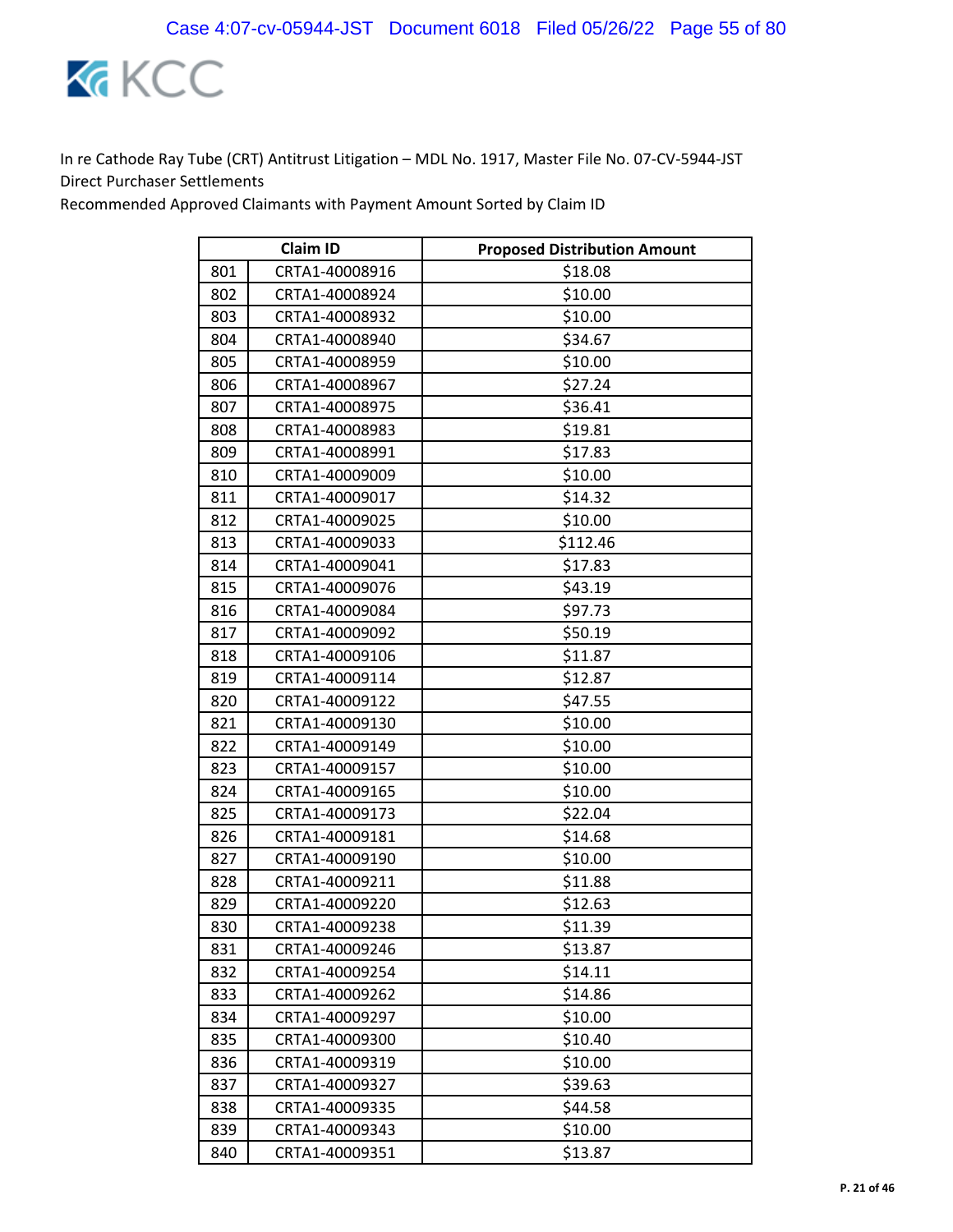In re Cathode Ray Tube (CRT) Antitrust Litigation – MDL No. 1917, Master File No. 07-CV-5944-JST
Direct Purchaser Settlements
Recommended Approved Claimants with Payment Amount Sorted by Claim ID

| Claim ID | | Proposed Distribution Amount |
|---|---|---|
| 801 | CRTA1-40008916 | $18.08 |
| 802 | CRTA1-40008924 | $10.00 |
| 803 | CRTA1-40008932 | $10.00 |
| 804 | CRTA1-40008940 | $34.67 |
| 805 | CRTA1-40008959 | $10.00 |
| 806 | CRTA1-40008967 | $27.24 |
| 807 | CRTA1-40008975 | $36.41 |
| 808 | CRTA1-40008983 | $19.81 |
| 809 | CRTA1-40008991 | $17.83 |
| 810 | CRTA1-40009009 | $10.00 |
| 811 | CRTA1-40009017 | $14.32 |
| 812 | CRTA1-40009025 | $10.00 |
| 813 | CRTA1-40009033 | $112.46 |
| 814 | CRTA1-40009041 | $17.83 |
| 815 | CRTA1-40009076 | $43.19 |
| 816 | CRTA1-40009084 | $97.73 |
| 817 | CRTA1-40009092 | $50.19 |
| 818 | CRTA1-40009106 | $11.87 |
| 819 | CRTA1-40009114 | $12.87 |
| 820 | CRTA1-40009122 | $47.55 |
| 821 | CRTA1-40009130 | $10.00 |
| 822 | CRTA1-40009149 | $10.00 |
| 823 | CRTA1-40009157 | $10.00 |
| 824 | CRTA1-40009165 | $10.00 |
| 825 | CRTA1-40009173 | $22.04 |
| 826 | CRTA1-40009181 | $14.68 |
| 827 | CRTA1-40009190 | $10.00 |
| 828 | CRTA1-40009211 | $11.88 |
| 829 | CRTA1-40009220 | $12.63 |
| 830 | CRTA1-40009238 | $11.39 |
| 831 | CRTA1-40009246 | $13.87 |
| 832 | CRTA1-40009254 | $14.11 |
| 833 | CRTA1-40009262 | $14.86 |
| 834 | CRTA1-40009297 | $10.00 |
| 835 | CRTA1-40009300 | $10.40 |
| 836 | CRTA1-40009319 | $10.00 |
| 837 | CRTA1-40009327 | $39.63 |
| 838 | CRTA1-40009335 | $44.58 |
| 839 | CRTA1-40009343 | $10.00 |
| 840 | CRTA1-40009351 | $13.87 |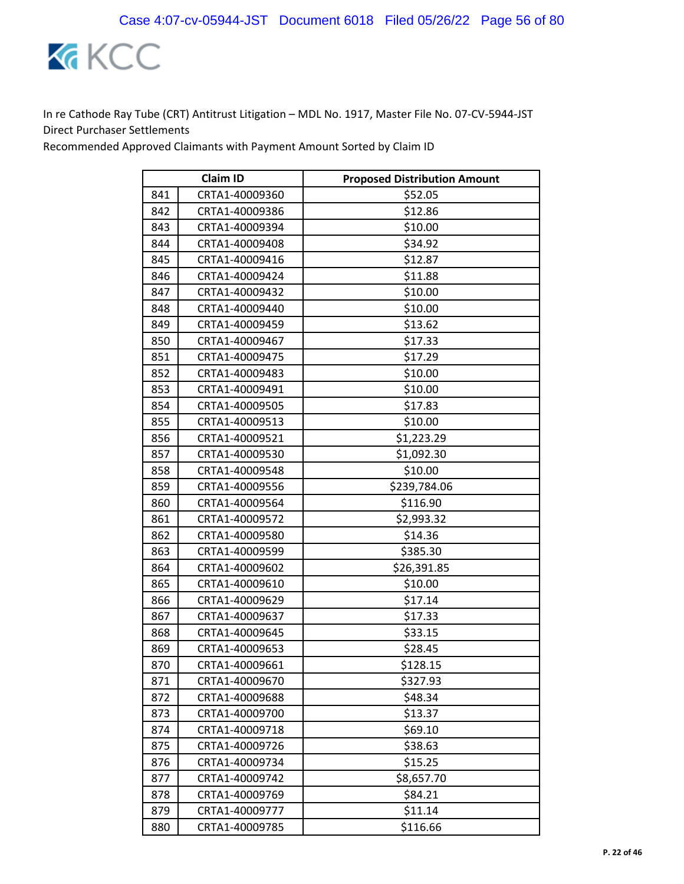In re Cathode Ray Tube (CRT) Antitrust Litigation – MDL No. 1917, Master File No. 07-CV-5944-JST
Direct Purchaser Settlements
Recommended Approved Claimants with Payment Amount Sorted by Claim ID

| | Claim ID | Proposed Distribution Amount |
|---|---|---|
| 841 | CRTA1-40009360 | $52.05 |
| 842 | CRTA1-40009386 | $12.86 |
| 843 | CRTA1-40009394 | $10.00 |
| 844 | CRTA1-40009408 | $34.92 |
| 845 | CRTA1-40009416 | $12.87 |
| 846 | CRTA1-40009424 | $11.88 |
| 847 | CRTA1-40009432 | $10.00 |
| 848 | CRTA1-40009440 | $10.00 |
| 849 | CRTA1-40009459 | $13.62 |
| 850 | CRTA1-40009467 | $17.33 |
| 851 | CRTA1-40009475 | $17.29 |
| 852 | CRTA1-40009483 | $10.00 |
| 853 | CRTA1-40009491 | $10.00 |
| 854 | CRTA1-40009505 | $17.83 |
| 855 | CRTA1-40009513 | $10.00 |
| 856 | CRTA1-40009521 | $1,223.29 |
| 857 | CRTA1-40009530 | $1,092.30 |
| 858 | CRTA1-40009548 | $10.00 |
| 859 | CRTA1-40009556 | $239,784.06 |
| 860 | CRTA1-40009564 | $116.90 |
| 861 | CRTA1-40009572 | $2,993.32 |
| 862 | CRTA1-40009580 | $14.36 |
| 863 | CRTA1-40009599 | $385.30 |
| 864 | CRTA1-40009602 | $26,391.85 |
| 865 | CRTA1-40009610 | $10.00 |
| 866 | CRTA1-40009629 | $17.14 |
| 867 | CRTA1-40009637 | $17.33 |
| 868 | CRTA1-40009645 | $33.15 |
| 869 | CRTA1-40009653 | $28.45 |
| 870 | CRTA1-40009661 | $128.15 |
| 871 | CRTA1-40009670 | $327.93 |
| 872 | CRTA1-40009688 | $48.34 |
| 873 | CRTA1-40009700 | $13.37 |
| 874 | CRTA1-40009718 | $69.10 |
| 875 | CRTA1-40009726 | $38.63 |
| 876 | CRTA1-40009734 | $15.25 |
| 877 | CRTA1-40009742 | $8,657.70 |
| 878 | CRTA1-40009769 | $84.21 |
| 879 | CRTA1-40009777 | $11.14 |
| 880 | CRTA1-40009785 | $116.66 |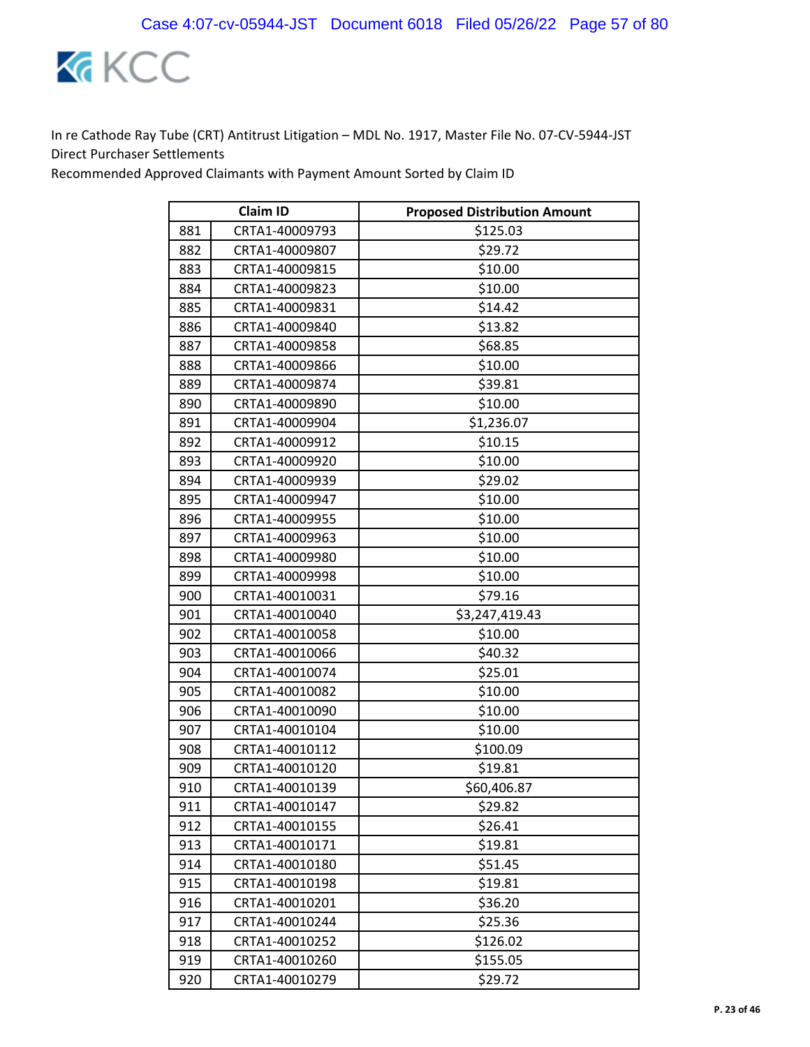In re Cathode Ray Tube (CRT) Antitrust Litigation – MDL No. 1917, Master File No. 07-CV-5944-JST
Direct Purchaser Settlements
Recommended Approved Claimants with Payment Amount Sorted by Claim ID

| | Claim ID | Proposed Distribution Amount |
|---|---|---|
| 881 | CRTA1-40009793 | $125.03 |
| 882 | CRTA1-40009807 | $29.72 |
| 883 | CRTA1-40009815 | $10.00 |
| 884 | CRTA1-40009823 | $10.00 |
| 885 | CRTA1-40009831 | $14.42 |
| 886 | CRTA1-40009840 | $13.82 |
| 887 | CRTA1-40009858 | $68.85 |
| 888 | CRTA1-40009866 | $10.00 |
| 889 | CRTA1-40009874 | $39.81 |
| 890 | CRTA1-40009890 | $10.00 |
| 891 | CRTA1-40009904 | $1,236.07 |
| 892 | CRTA1-40009912 | $10.15 |
| 893 | CRTA1-40009920 | $10.00 |
| 894 | CRTA1-40009939 | $29.02 |
| 895 | CRTA1-40009947 | $10.00 |
| 896 | CRTA1-40009955 | $10.00 |
| 897 | CRTA1-40009963 | $10.00 |
| 898 | CRTA1-40009980 | $10.00 |
| 899 | CRTA1-40009998 | $10.00 |
| 900 | CRTA1-40010031 | $79.16 |
| 901 | CRTA1-40010040 | $3,247,419.43 |
| 902 | CRTA1-40010058 | $10.00 |
| 903 | CRTA1-40010066 | $40.32 |
| 904 | CRTA1-40010074 | $25.01 |
| 905 | CRTA1-40010082 | $10.00 |
| 906 | CRTA1-40010090 | $10.00 |
| 907 | CRTA1-40010104 | $10.00 |
| 908 | CRTA1-40010112 | $100.09 |
| 909 | CRTA1-40010120 | $19.81 |
| 910 | CRTA1-40010139 | $60,406.87 |
| 911 | CRTA1-40010147 | $29.82 |
| 912 | CRTA1-40010155 | $26.41 |
| 913 | CRTA1-40010171 | $19.81 |
| 914 | CRTA1-40010180 | $51.45 |
| 915 | CRTA1-40010198 | $19.81 |
| 916 | CRTA1-40010201 | $36.20 |
| 917 | CRTA1-40010244 | $25.36 |
| 918 | CRTA1-40010252 | $126.02 |
| 919 | CRTA1-40010260 | $155.05 |
| 920 | CRTA1-40010279 | $29.72 |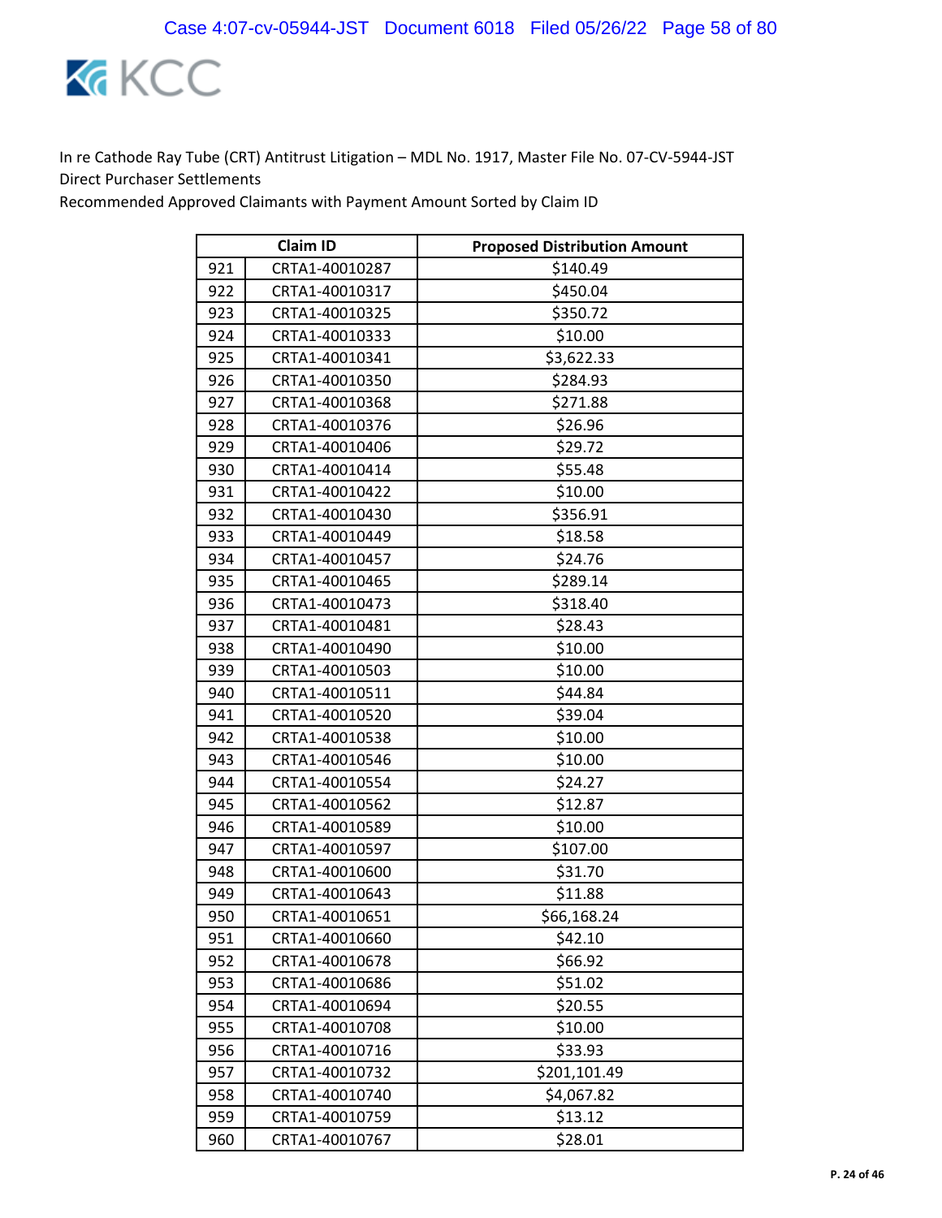In re Cathode Ray Tube (CRT) Antitrust Litigation – MDL No. 1917, Master File No. 07-CV-5944-JST
Direct Purchaser Settlements
Recommended Approved Claimants with Payment Amount Sorted by Claim ID

| | Claim ID | Proposed Distribution Amount |
|---|---|---|
| 921 | CRTA1-40010287 | $140.49 |
| 922 | CRTA1-40010317 | $450.04 |
| 923 | CRTA1-40010325 | $350.72 |
| 924 | CRTA1-40010333 | $10.00 |
| 925 | CRTA1-40010341 | $3,622.33 |
| 926 | CRTA1-40010350 | $284.93 |
| 927 | CRTA1-40010368 | $271.88 |
| 928 | CRTA1-40010376 | $26.96 |
| 929 | CRTA1-40010406 | $29.72 |
| 930 | CRTA1-40010414 | $55.48 |
| 931 | CRTA1-40010422 | $10.00 |
| 932 | CRTA1-40010430 | $356.91 |
| 933 | CRTA1-40010449 | $18.58 |
| 934 | CRTA1-40010457 | $24.76 |
| 935 | CRTA1-40010465 | $289.14 |
| 936 | CRTA1-40010473 | $318.40 |
| 937 | CRTA1-40010481 | $28.43 |
| 938 | CRTA1-40010490 | $10.00 |
| 939 | CRTA1-40010503 | $10.00 |
| 940 | CRTA1-40010511 | $44.84 |
| 941 | CRTA1-40010520 | $39.04 |
| 942 | CRTA1-40010538 | $10.00 |
| 943 | CRTA1-40010546 | $10.00 |
| 944 | CRTA1-40010554 | $24.27 |
| 945 | CRTA1-40010562 | $12.87 |
| 946 | CRTA1-40010589 | $10.00 |
| 947 | CRTA1-40010597 | $107.00 |
| 948 | CRTA1-40010600 | $31.70 |
| 949 | CRTA1-40010643 | $11.88 |
| 950 | CRTA1-40010651 | $66,168.24 |
| 951 | CRTA1-40010660 | $42.10 |
| 952 | CRTA1-40010678 | $66.92 |
| 953 | CRTA1-40010686 | $51.02 |
| 954 | CRTA1-40010694 | $20.55 |
| 955 | CRTA1-40010708 | $10.00 |
| 956 | CRTA1-40010716 | $33.93 |
| 957 | CRTA1-40010732 | $201,101.49 |
| 958 | CRTA1-40010740 | $4,067.82 |
| 959 | CRTA1-40010759 | $13.12 |
| 960 | CRTA1-40010767 | $28.01 |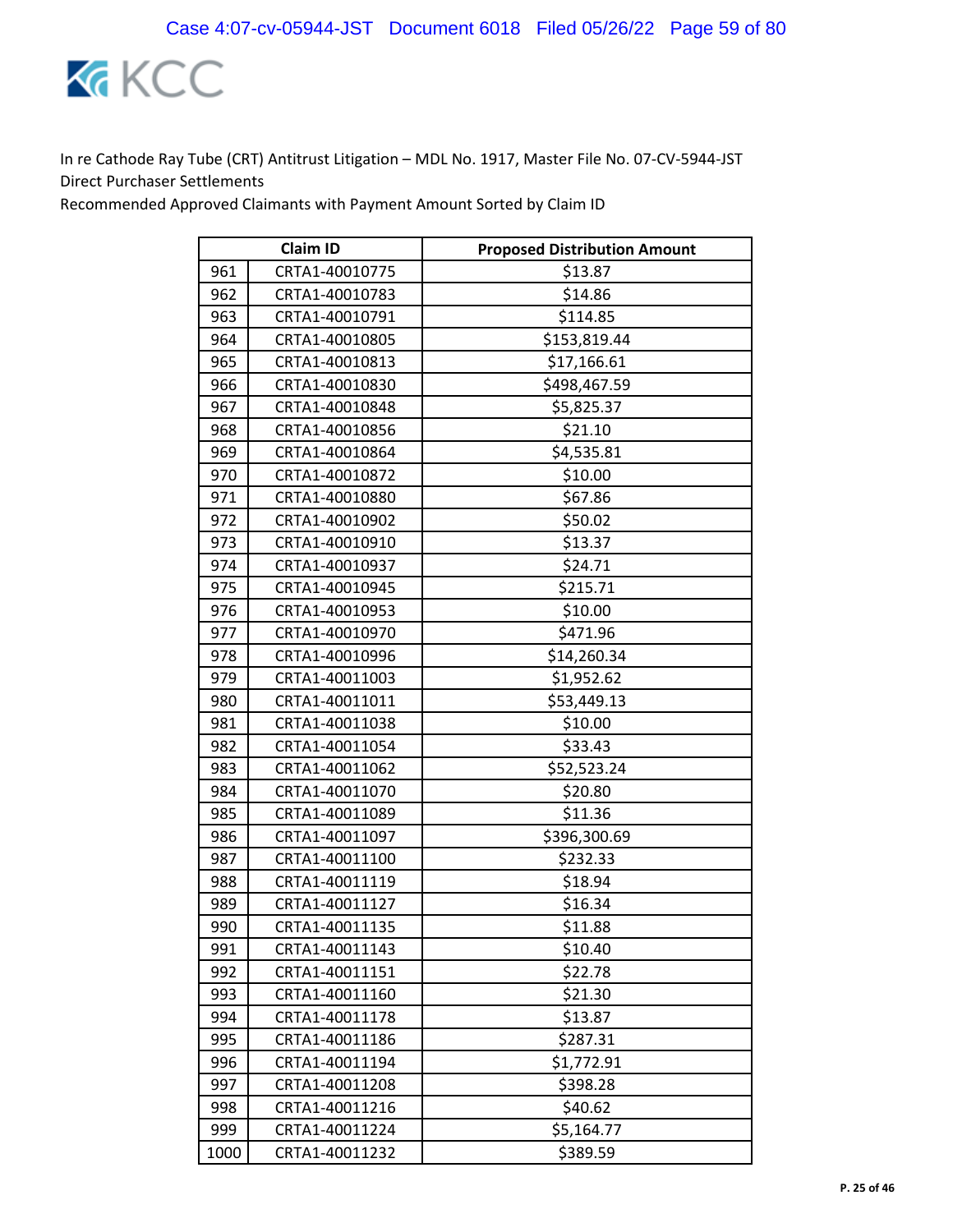In re Cathode Ray Tube (CRT) Antitrust Litigation – MDL No. 1917, Master File No. 07-CV-5944-JST
Direct Purchaser Settlements
Recommended Approved Claimants with Payment Amount Sorted by Claim ID

| Claim ID | | Proposed Distribution Amount |
|---|---|---|
| 961 | CRTA1-40010775 | $13.87 |
| 962 | CRTA1-40010783 | $14.86 |
| 963 | CRTA1-40010791 | $114.85 |
| 964 | CRTA1-40010805 | $153,819.44 |
| 965 | CRTA1-40010813 | $17,166.61 |
| 966 | CRTA1-40010830 | $498,467.59 |
| 967 | CRTA1-40010848 | $5,825.37 |
| 968 | CRTA1-40010856 | $21.10 |
| 969 | CRTA1-40010864 | $4,535.81 |
| 970 | CRTA1-40010872 | $10.00 |
| 971 | CRTA1-40010880 | $67.86 |
| 972 | CRTA1-40010902 | $50.02 |
| 973 | CRTA1-40010910 | $13.37 |
| 974 | CRTA1-40010937 | $24.71 |
| 975 | CRTA1-40010945 | $215.71 |
| 976 | CRTA1-40010953 | $10.00 |
| 977 | CRTA1-40010970 | $471.96 |
| 978 | CRTA1-40010996 | $14,260.34 |
| 979 | CRTA1-40011003 | $1,952.62 |
| 980 | CRTA1-40011011 | $53,449.13 |
| 981 | CRTA1-40011038 | $10.00 |
| 982 | CRTA1-40011054 | $33.43 |
| 983 | CRTA1-40011062 | $52,523.24 |
| 984 | CRTA1-40011070 | $20.80 |
| 985 | CRTA1-40011089 | $11.36 |
| 986 | CRTA1-40011097 | $396,300.69 |
| 987 | CRTA1-40011100 | $232.33 |
| 988 | CRTA1-40011119 | $18.94 |
| 989 | CRTA1-40011127 | $16.34 |
| 990 | CRTA1-40011135 | $11.88 |
| 991 | CRTA1-40011143 | $10.40 |
| 992 | CRTA1-40011151 | $22.78 |
| 993 | CRTA1-40011160 | $21.30 |
| 994 | CRTA1-40011178 | $13.87 |
| 995 | CRTA1-40011186 | $287.31 |
| 996 | CRTA1-40011194 | $1,772.91 |
| 997 | CRTA1-40011208 | $398.28 |
| 998 | CRTA1-40011216 | $40.62 |
| 999 | CRTA1-40011224 | $5,164.77 |
| 1000 | CRTA1-40011232 | $389.59 |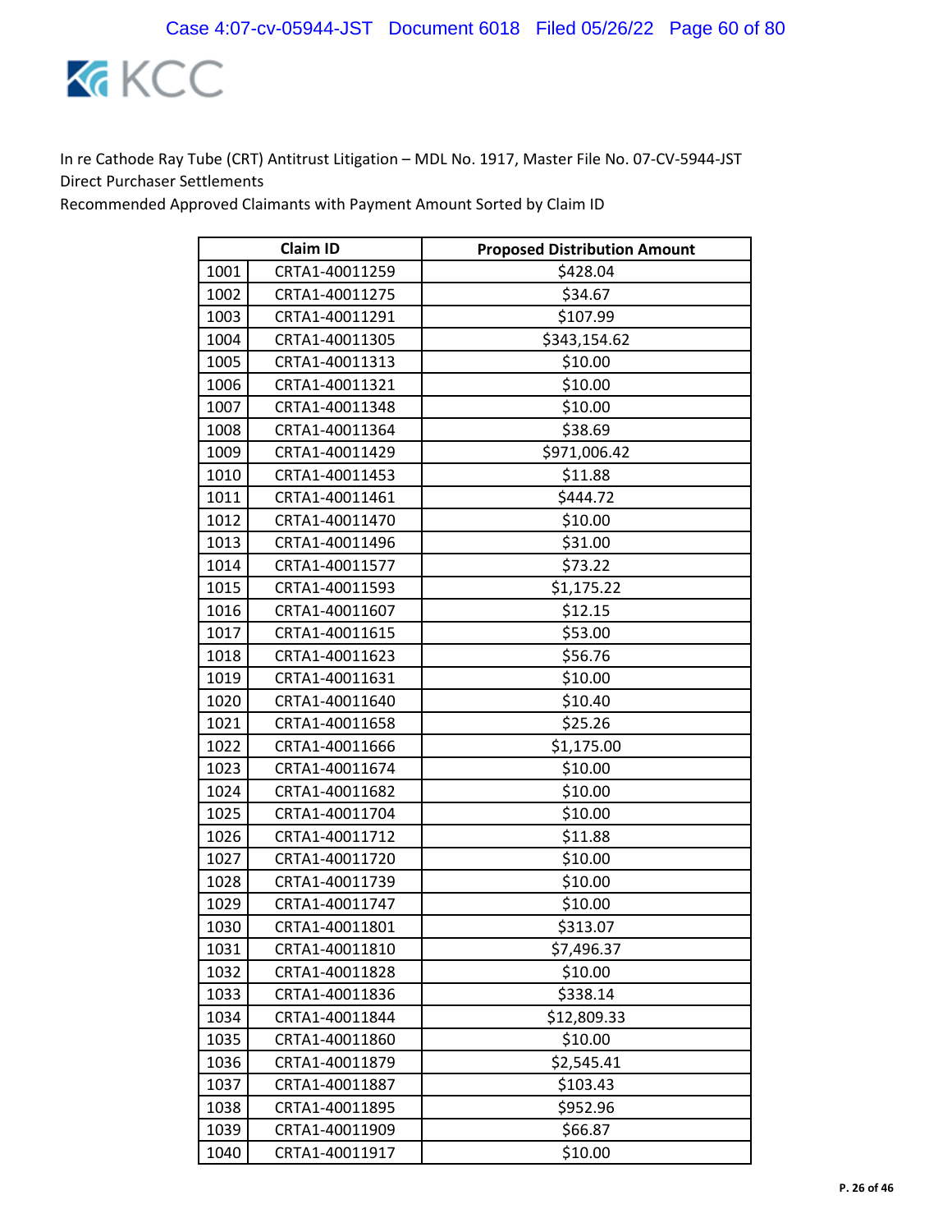In re Cathode Ray Tube (CRT) Antitrust Litigation – MDL No. 1917, Master File No. 07-CV-5944-JST
Direct Purchaser Settlements
Recommended Approved Claimants with Payment Amount Sorted by Claim ID

| Claim ID | | Proposed Distribution Amount |
|---|---|---|
| 1001 | CRTA1-40011259 | $428.04 |
| 1002 | CRTA1-40011275 | $34.67 |
| 1003 | CRTA1-40011291 | $107.99 |
| 1004 | CRTA1-40011305 | $343,154.62 |
| 1005 | CRTA1-40011313 | $10.00 |
| 1006 | CRTA1-40011321 | $10.00 |
| 1007 | CRTA1-40011348 | $10.00 |
| 1008 | CRTA1-40011364 | $38.69 |
| 1009 | CRTA1-40011429 | $971,006.42 |
| 1010 | CRTA1-40011453 | $11.88 |
| 1011 | CRTA1-40011461 | $444.72 |
| 1012 | CRTA1-40011470 | $10.00 |
| 1013 | CRTA1-40011496 | $31.00 |
| 1014 | CRTA1-40011577 | $73.22 |
| 1015 | CRTA1-40011593 | $1,175.22 |
| 1016 | CRTA1-40011607 | $12.15 |
| 1017 | CRTA1-40011615 | $53.00 |
| 1018 | CRTA1-40011623 | $56.76 |
| 1019 | CRTA1-40011631 | $10.00 |
| 1020 | CRTA1-40011640 | $10.40 |
| 1021 | CRTA1-40011658 | $25.26 |
| 1022 | CRTA1-40011666 | $1,175.00 |
| 1023 | CRTA1-40011674 | $10.00 |
| 1024 | CRTA1-40011682 | $10.00 |
| 1025 | CRTA1-40011704 | $10.00 |
| 1026 | CRTA1-40011712 | $11.88 |
| 1027 | CRTA1-40011720 | $10.00 |
| 1028 | CRTA1-40011739 | $10.00 |
| 1029 | CRTA1-40011747 | $10.00 |
| 1030 | CRTA1-40011801 | $313.07 |
| 1031 | CRTA1-40011810 | $7,496.37 |
| 1032 | CRTA1-40011828 | $10.00 |
| 1033 | CRTA1-40011836 | $338.14 |
| 1034 | CRTA1-40011844 | $12,809.33 |
| 1035 | CRTA1-40011860 | $10.00 |
| 1036 | CRTA1-40011879 | $2,545.41 |
| 1037 | CRTA1-40011887 | $103.43 |
| 1038 | CRTA1-40011895 | $952.96 |
| 1039 | CRTA1-40011909 | $66.87 |
| 1040 | CRTA1-40011917 | $10.00 |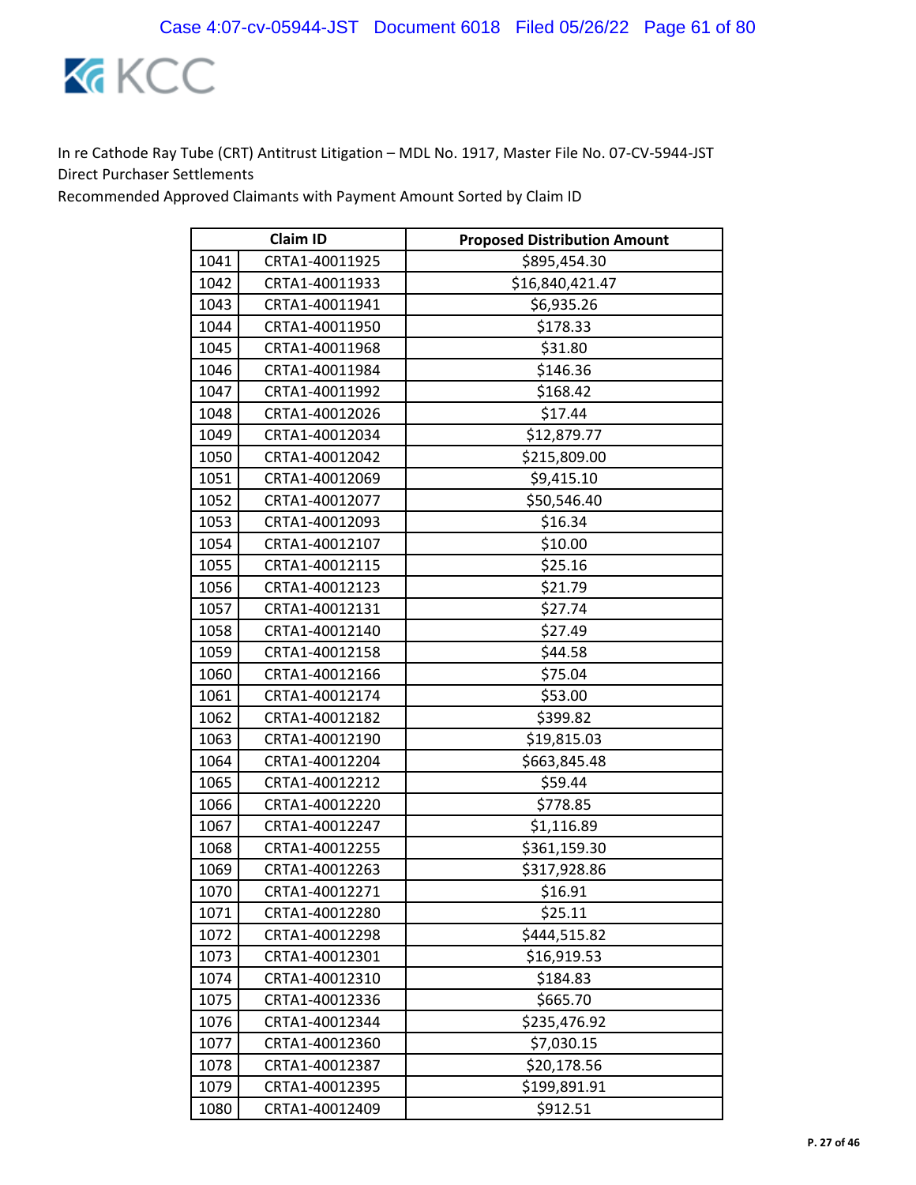In re Cathode Ray Tube (CRT) Antitrust Litigation – MDL No. 1917, Master File No. 07-CV-5944-JST
Direct Purchaser Settlements
Recommended Approved Claimants with Payment Amount Sorted by Claim ID

| | Claim ID | Proposed Distribution Amount |
|---|---|---|
| 1041 | CRTA1-40011925 | $895,454.30 |
| 1042 | CRTA1-40011933 | $16,840,421.47 |
| 1043 | CRTA1-40011941 | $6,935.26 |
| 1044 | CRTA1-40011950 | $178.33 |
| 1045 | CRTA1-40011968 | $31.80 |
| 1046 | CRTA1-40011984 | $146.36 |
| 1047 | CRTA1-40011992 | $168.42 |
| 1048 | CRTA1-40012026 | $17.44 |
| 1049 | CRTA1-40012034 | $12,879.77 |
| 1050 | CRTA1-40012042 | $215,809.00 |
| 1051 | CRTA1-40012069 | $9,415.10 |
| 1052 | CRTA1-40012077 | $50,546.40 |
| 1053 | CRTA1-40012093 | $16.34 |
| 1054 | CRTA1-40012107 | $10.00 |
| 1055 | CRTA1-40012115 | $25.16 |
| 1056 | CRTA1-40012123 | $21.79 |
| 1057 | CRTA1-40012131 | $27.74 |
| 1058 | CRTA1-40012140 | $27.49 |
| 1059 | CRTA1-40012158 | $44.58 |
| 1060 | CRTA1-40012166 | $75.04 |
| 1061 | CRTA1-40012174 | $53.00 |
| 1062 | CRTA1-40012182 | $399.82 |
| 1063 | CRTA1-40012190 | $19,815.03 |
| 1064 | CRTA1-40012204 | $663,845.48 |
| 1065 | CRTA1-40012212 | $59.44 |
| 1066 | CRTA1-40012220 | $778.85 |
| 1067 | CRTA1-40012247 | $1,116.89 |
| 1068 | CRTA1-40012255 | $361,159.30 |
| 1069 | CRTA1-40012263 | $317,928.86 |
| 1070 | CRTA1-40012271 | $16.91 |
| 1071 | CRTA1-40012280 | $25.11 |
| 1072 | CRTA1-40012298 | $444,515.82 |
| 1073 | CRTA1-40012301 | $16,919.53 |
| 1074 | CRTA1-40012310 | $184.83 |
| 1075 | CRTA1-40012336 | $665.70 |
| 1076 | CRTA1-40012344 | $235,476.92 |
| 1077 | CRTA1-40012360 | $7,030.15 |
| 1078 | CRTA1-40012387 | $20,178.56 |
| 1079 | CRTA1-40012395 | $199,891.91 |
| 1080 | CRTA1-40012409 | $912.51 |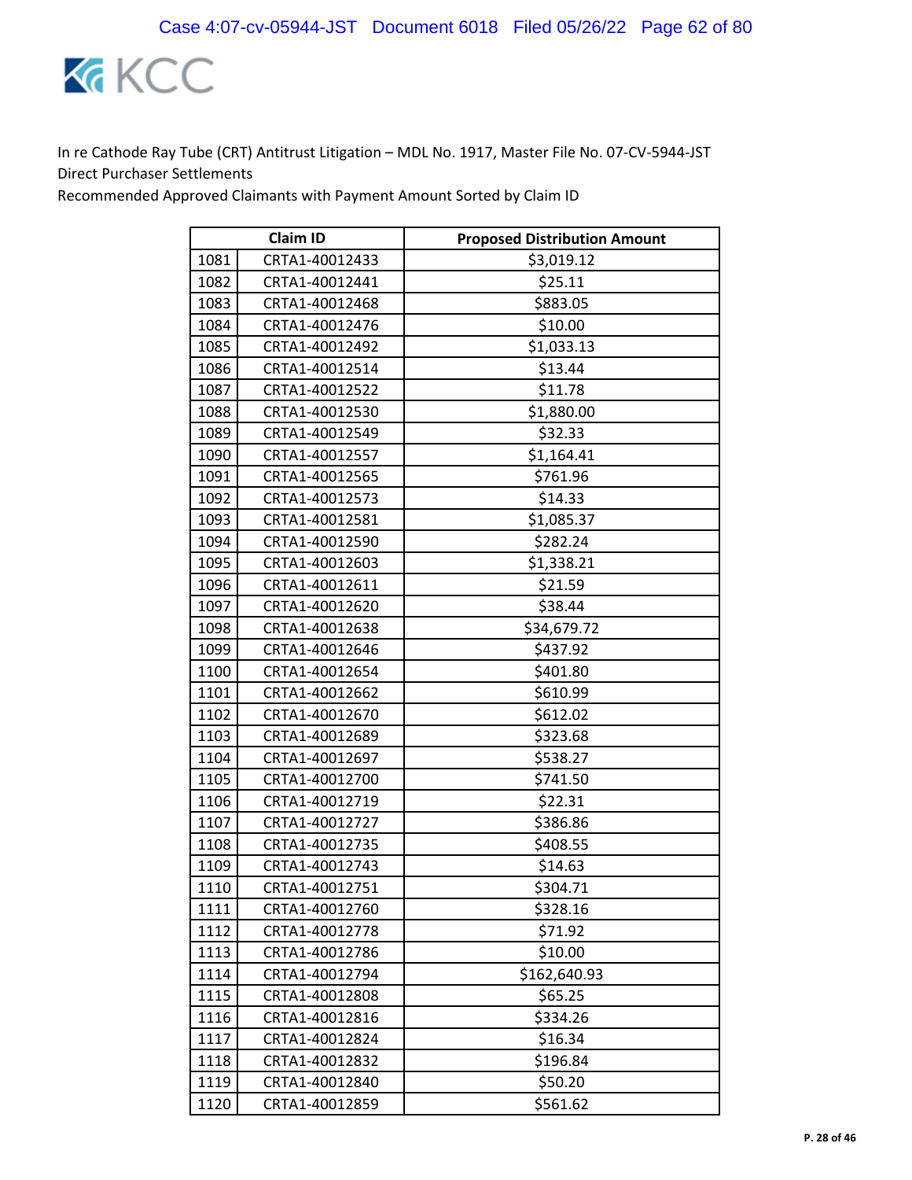In re Cathode Ray Tube (CRT) Antitrust Litigation – MDL No. 1917, Master File No. 07-CV-5944-JST
Direct Purchaser Settlements
Recommended Approved Claimants with Payment Amount Sorted by Claim ID

| Claim ID | | Proposed Distribution Amount |
|---|---|---|
| 1081 | CRTA1-40012433 | $3,019.12 |
| 1082 | CRTA1-40012441 | $25.11 |
| 1083 | CRTA1-40012468 | $883.05 |
| 1084 | CRTA1-40012476 | $10.00 |
| 1085 | CRTA1-40012492 | $1,033.13 |
| 1086 | CRTA1-40012514 | $13.44 |
| 1087 | CRTA1-40012522 | $11.78 |
| 1088 | CRTA1-40012530 | $1,880.00 |
| 1089 | CRTA1-40012549 | $32.33 |
| 1090 | CRTA1-40012557 | $1,164.41 |
| 1091 | CRTA1-40012565 | $761.96 |
| 1092 | CRTA1-40012573 | $14.33 |
| 1093 | CRTA1-40012581 | $1,085.37 |
| 1094 | CRTA1-40012590 | $282.24 |
| 1095 | CRTA1-40012603 | $1,338.21 |
| 1096 | CRTA1-40012611 | $21.59 |
| 1097 | CRTA1-40012620 | $38.44 |
| 1098 | CRTA1-40012638 | $34,679.72 |
| 1099 | CRTA1-40012646 | $437.92 |
| 1100 | CRTA1-40012654 | $401.80 |
| 1101 | CRTA1-40012662 | $610.99 |
| 1102 | CRTA1-40012670 | $612.02 |
| 1103 | CRTA1-40012689 | $323.68 |
| 1104 | CRTA1-40012697 | $538.27 |
| 1105 | CRTA1-40012700 | $741.50 |
| 1106 | CRTA1-40012719 | $22.31 |
| 1107 | CRTA1-40012727 | $386.86 |
| 1108 | CRTA1-40012735 | $408.55 |
| 1109 | CRTA1-40012743 | $14.63 |
| 1110 | CRTA1-40012751 | $304.71 |
| 1111 | CRTA1-40012760 | $328.16 |
| 1112 | CRTA1-40012778 | $71.92 |
| 1113 | CRTA1-40012786 | $10.00 |
| 1114 | CRTA1-40012794 | $162,640.93 |
| 1115 | CRTA1-40012808 | $65.25 |
| 1116 | CRTA1-40012816 | $334.26 |
| 1117 | CRTA1-40012824 | $16.34 |
| 1118 | CRTA1-40012832 | $196.84 |
| 1119 | CRTA1-40012840 | $50.20 |
| 1120 | CRTA1-40012859 | $561.62 |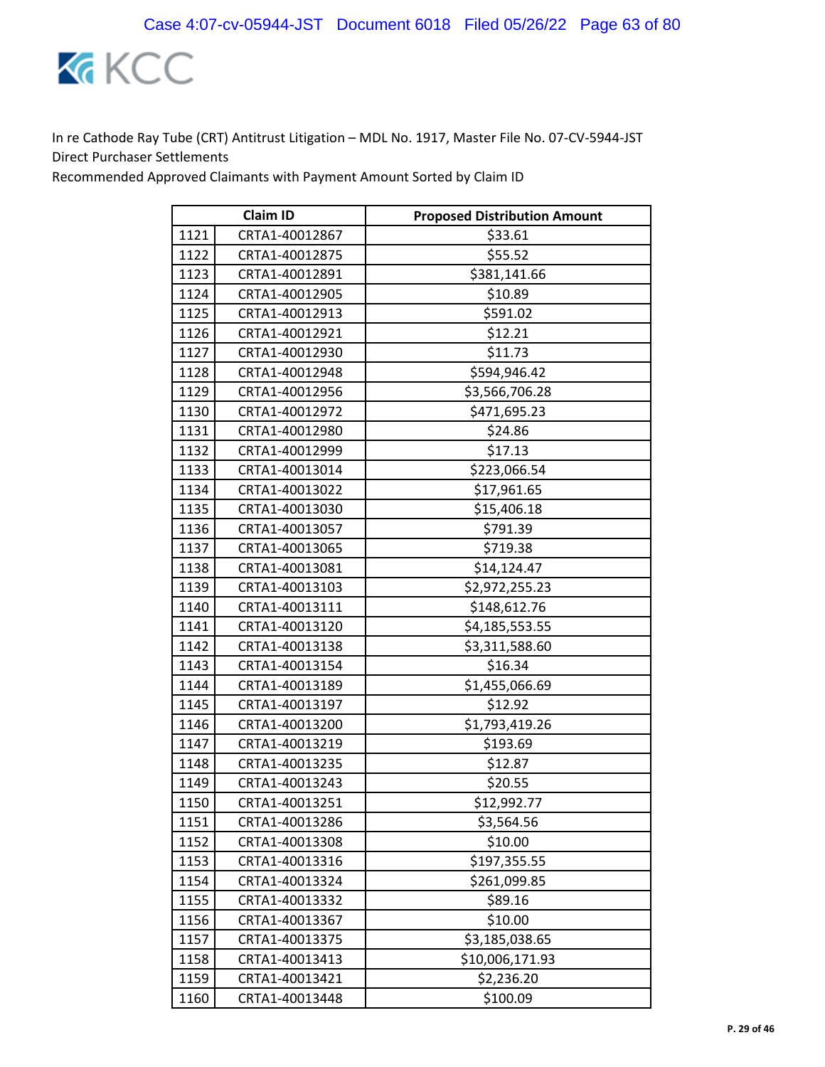In re Cathode Ray Tube (CRT) Antitrust Litigation – MDL No. 1917, Master File No. 07-CV-5944-JST
Direct Purchaser Settlements
Recommended Approved Claimants with Payment Amount Sorted by Claim ID

| | Claim ID | Proposed Distribution Amount |
|---|---|---|
| 1121 | CRTA1-40012867 | $33.61 |
| 1122 | CRTA1-40012875 | $55.52 |
| 1123 | CRTA1-40012891 | $381,141.66 |
| 1124 | CRTA1-40012905 | $10.89 |
| 1125 | CRTA1-40012913 | $591.02 |
| 1126 | CRTA1-40012921 | $12.21 |
| 1127 | CRTA1-40012930 | $11.73 |
| 1128 | CRTA1-40012948 | $594,946.42 |
| 1129 | CRTA1-40012956 | $3,566,706.28 |
| 1130 | CRTA1-40012972 | $471,695.23 |
| 1131 | CRTA1-40012980 | $24.86 |
| 1132 | CRTA1-40012999 | $17.13 |
| 1133 | CRTA1-40013014 | $223,066.54 |
| 1134 | CRTA1-40013022 | $17,961.65 |
| 1135 | CRTA1-40013030 | $15,406.18 |
| 1136 | CRTA1-40013057 | $791.39 |
| 1137 | CRTA1-40013065 | $719.38 |
| 1138 | CRTA1-40013081 | $14,124.47 |
| 1139 | CRTA1-40013103 | $2,972,255.23 |
| 1140 | CRTA1-40013111 | $148,612.76 |
| 1141 | CRTA1-40013120 | $4,185,553.55 |
| 1142 | CRTA1-40013138 | $3,311,588.60 |
| 1143 | CRTA1-40013154 | $16.34 |
| 1144 | CRTA1-40013189 | $1,455,066.69 |
| 1145 | CRTA1-40013197 | $12.92 |
| 1146 | CRTA1-40013200 | $1,793,419.26 |
| 1147 | CRTA1-40013219 | $193.69 |
| 1148 | CRTA1-40013235 | $12.87 |
| 1149 | CRTA1-40013243 | $20.55 |
| 1150 | CRTA1-40013251 | $12,992.77 |
| 1151 | CRTA1-40013286 | $3,564.56 |
| 1152 | CRTA1-40013308 | $10.00 |
| 1153 | CRTA1-40013316 | $197,355.55 |
| 1154 | CRTA1-40013324 | $261,099.85 |
| 1155 | CRTA1-40013332 | $89.16 |
| 1156 | CRTA1-40013367 | $10.00 |
| 1157 | CRTA1-40013375 | $3,185,038.65 |
| 1158 | CRTA1-40013413 | $10,006,171.93 |
| 1159 | CRTA1-40013421 | $2,236.20 |
| 1160 | CRTA1-40013448 | $100.09 |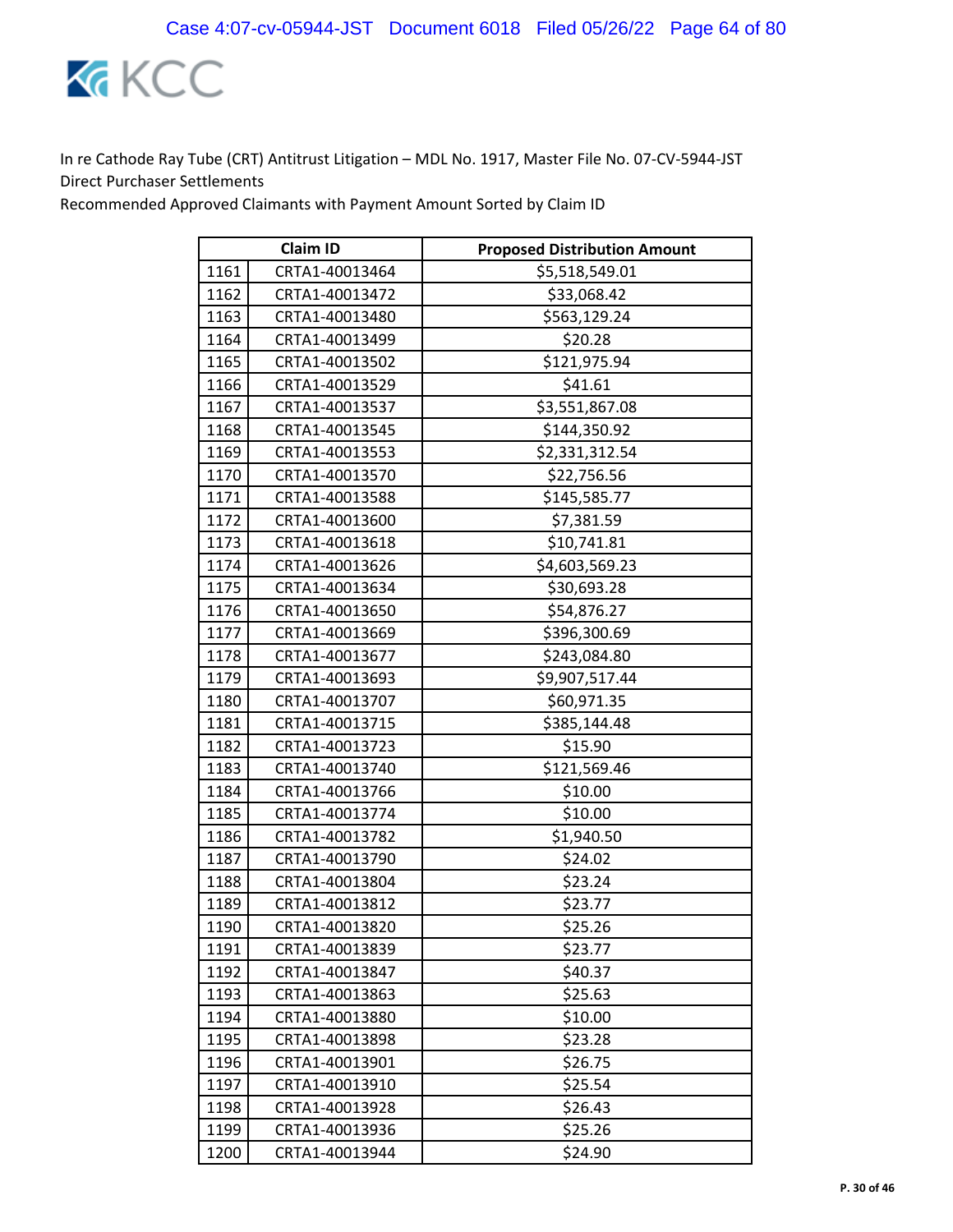In re Cathode Ray Tube (CRT) Antitrust Litigation – MDL No. 1917, Master File No. 07-CV-5944-JST
Direct Purchaser Settlements
Recommended Approved Claimants with Payment Amount Sorted by Claim ID

| | Claim ID | Proposed Distribution Amount |
|---|---|---|
| 1161 | CRTA1-40013464 | $5,518,549.01 |
| 1162 | CRTA1-40013472 | $33,068.42 |
| 1163 | CRTA1-40013480 | $563,129.24 |
| 1164 | CRTA1-40013499 | $20.28 |
| 1165 | CRTA1-40013502 | $121,975.94 |
| 1166 | CRTA1-40013529 | $41.61 |
| 1167 | CRTA1-40013537 | $3,551,867.08 |
| 1168 | CRTA1-40013545 | $144,350.92 |
| 1169 | CRTA1-40013553 | $2,331,312.54 |
| 1170 | CRTA1-40013570 | $22,756.56 |
| 1171 | CRTA1-40013588 | $145,585.77 |
| 1172 | CRTA1-40013600 | $7,381.59 |
| 1173 | CRTA1-40013618 | $10,741.81 |
| 1174 | CRTA1-40013626 | $4,603,569.23 |
| 1175 | CRTA1-40013634 | $30,693.28 |
| 1176 | CRTA1-40013650 | $54,876.27 |
| 1177 | CRTA1-40013669 | $396,300.69 |
| 1178 | CRTA1-40013677 | $243,084.80 |
| 1179 | CRTA1-40013693 | $9,907,517.44 |
| 1180 | CRTA1-40013707 | $60,971.35 |
| 1181 | CRTA1-40013715 | $385,144.48 |
| 1182 | CRTA1-40013723 | $15.90 |
| 1183 | CRTA1-40013740 | $121,569.46 |
| 1184 | CRTA1-40013766 | $10.00 |
| 1185 | CRTA1-40013774 | $10.00 |
| 1186 | CRTA1-40013782 | $1,940.50 |
| 1187 | CRTA1-40013790 | $24.02 |
| 1188 | CRTA1-40013804 | $23.24 |
| 1189 | CRTA1-40013812 | $23.77 |
| 1190 | CRTA1-40013820 | $25.26 |
| 1191 | CRTA1-40013839 | $23.77 |
| 1192 | CRTA1-40013847 | $40.37 |
| 1193 | CRTA1-40013863 | $25.63 |
| 1194 | CRTA1-40013880 | $10.00 |
| 1195 | CRTA1-40013898 | $23.28 |
| 1196 | CRTA1-40013901 | $26.75 |
| 1197 | CRTA1-40013910 | $25.54 |
| 1198 | CRTA1-40013928 | $26.43 |
| 1199 | CRTA1-40013936 | $25.26 |
| 1200 | CRTA1-40013944 | $24.90 |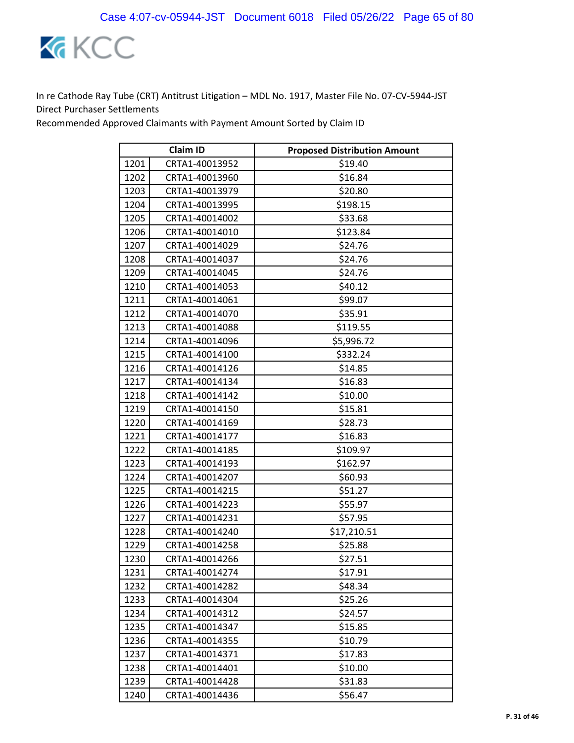In re Cathode Ray Tube (CRT) Antitrust Litigation – MDL No. 1917, Master File No. 07-CV-5944-JST
Direct Purchaser Settlements
Recommended Approved Claimants with Payment Amount Sorted by Claim ID

| | Claim ID | Proposed Distribution Amount |
|---|---|---|
| 1201 | CRTA1-40013952 | $19.40 |
| 1202 | CRTA1-40013960 | $16.84 |
| 1203 | CRTA1-40013979 | $20.80 |
| 1204 | CRTA1-40013995 | $198.15 |
| 1205 | CRTA1-40014002 | $33.68 |
| 1206 | CRTA1-40014010 | $123.84 |
| 1207 | CRTA1-40014029 | $24.76 |
| 1208 | CRTA1-40014037 | $24.76 |
| 1209 | CRTA1-40014045 | $24.76 |
| 1210 | CRTA1-40014053 | $40.12 |
| 1211 | CRTA1-40014061 | $99.07 |
| 1212 | CRTA1-40014070 | $35.91 |
| 1213 | CRTA1-40014088 | $119.55 |
| 1214 | CRTA1-40014096 | $5,996.72 |
| 1215 | CRTA1-40014100 | $332.24 |
| 1216 | CRTA1-40014126 | $14.85 |
| 1217 | CRTA1-40014134 | $16.83 |
| 1218 | CRTA1-40014142 | $10.00 |
| 1219 | CRTA1-40014150 | $15.81 |
| 1220 | CRTA1-40014169 | $28.73 |
| 1221 | CRTA1-40014177 | $16.83 |
| 1222 | CRTA1-40014185 | $109.97 |
| 1223 | CRTA1-40014193 | $162.97 |
| 1224 | CRTA1-40014207 | $60.93 |
| 1225 | CRTA1-40014215 | $51.27 |
| 1226 | CRTA1-40014223 | $55.97 |
| 1227 | CRTA1-40014231 | $57.95 |
| 1228 | CRTA1-40014240 | $17,210.51 |
| 1229 | CRTA1-40014258 | $25.88 |
| 1230 | CRTA1-40014266 | $27.51 |
| 1231 | CRTA1-40014274 | $17.91 |
| 1232 | CRTA1-40014282 | $48.34 |
| 1233 | CRTA1-40014304 | $25.26 |
| 1234 | CRTA1-40014312 | $24.57 |
| 1235 | CRTA1-40014347 | $15.85 |
| 1236 | CRTA1-40014355 | $10.79 |
| 1237 | CRTA1-40014371 | $17.83 |
| 1238 | CRTA1-40014401 | $10.00 |
| 1239 | CRTA1-40014428 | $31.83 |
| 1240 | CRTA1-40014436 | $56.47 |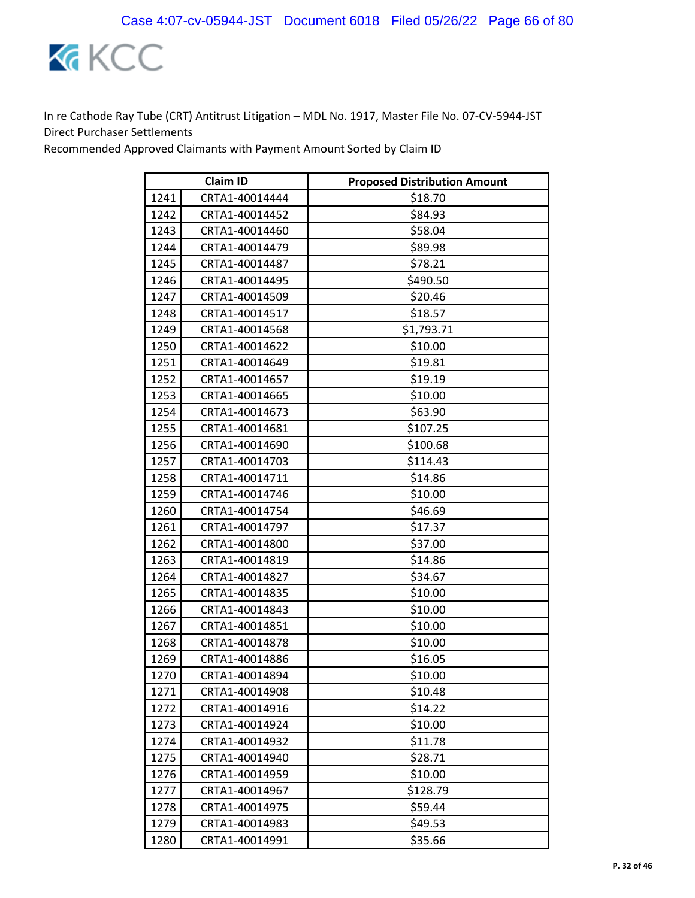In re Cathode Ray Tube (CRT) Antitrust Litigation – MDL No. 1917, Master File No. 07-CV-5944-JST
Direct Purchaser Settlements
Recommended Approved Claimants with Payment Amount Sorted by Claim ID

| | Claim ID | Proposed Distribution Amount |
|---|---|---|
| 1241 | CRTA1-40014444 | $18.70 |
| 1242 | CRTA1-40014452 | $84.93 |
| 1243 | CRTA1-40014460 | $58.04 |
| 1244 | CRTA1-40014479 | $89.98 |
| 1245 | CRTA1-40014487 | $78.21 |
| 1246 | CRTA1-40014495 | $490.50 |
| 1247 | CRTA1-40014509 | $20.46 |
| 1248 | CRTA1-40014517 | $18.57 |
| 1249 | CRTA1-40014568 | $1,793.71 |
| 1250 | CRTA1-40014622 | $10.00 |
| 1251 | CRTA1-40014649 | $19.81 |
| 1252 | CRTA1-40014657 | $19.19 |
| 1253 | CRTA1-40014665 | $10.00 |
| 1254 | CRTA1-40014673 | $63.90 |
| 1255 | CRTA1-40014681 | $107.25 |
| 1256 | CRTA1-40014690 | $100.68 |
| 1257 | CRTA1-40014703 | $114.43 |
| 1258 | CRTA1-40014711 | $14.86 |
| 1259 | CRTA1-40014746 | $10.00 |
| 1260 | CRTA1-40014754 | $46.69 |
| 1261 | CRTA1-40014797 | $17.37 |
| 1262 | CRTA1-40014800 | $37.00 |
| 1263 | CRTA1-40014819 | $14.86 |
| 1264 | CRTA1-40014827 | $34.67 |
| 1265 | CRTA1-40014835 | $10.00 |
| 1266 | CRTA1-40014843 | $10.00 |
| 1267 | CRTA1-40014851 | $10.00 |
| 1268 | CRTA1-40014878 | $10.00 |
| 1269 | CRTA1-40014886 | $16.05 |
| 1270 | CRTA1-40014894 | $10.00 |
| 1271 | CRTA1-40014908 | $10.48 |
| 1272 | CRTA1-40014916 | $14.22 |
| 1273 | CRTA1-40014924 | $10.00 |
| 1274 | CRTA1-40014932 | $11.78 |
| 1275 | CRTA1-40014940 | $28.71 |
| 1276 | CRTA1-40014959 | $10.00 |
| 1277 | CRTA1-40014967 | $128.79 |
| 1278 | CRTA1-40014975 | $59.44 |
| 1279 | CRTA1-40014983 | $49.53 |
| 1280 | CRTA1-40014991 | $35.66 |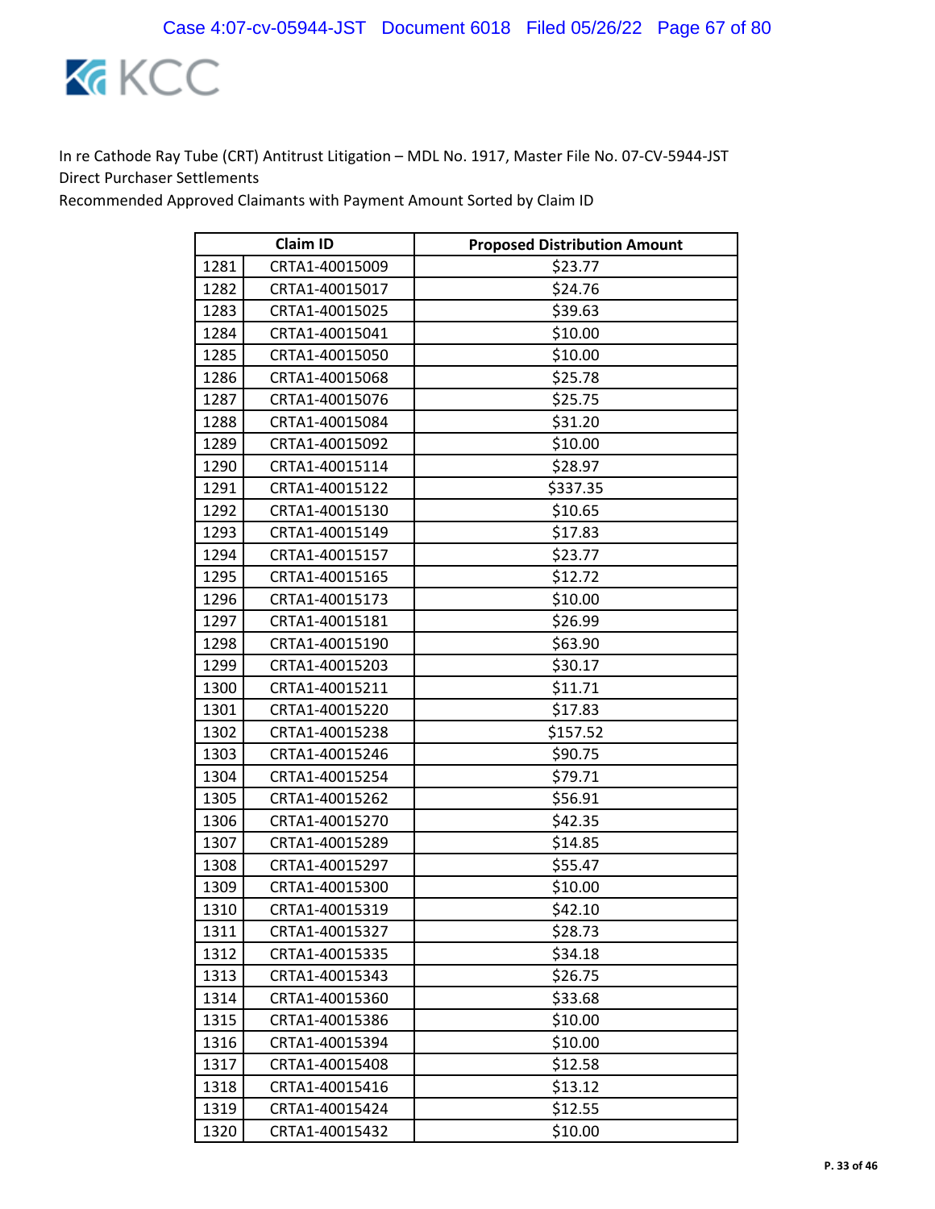In re Cathode Ray Tube (CRT) Antitrust Litigation – MDL No. 1917, Master File No. 07-CV-5944-JST
Direct Purchaser Settlements
Recommended Approved Claimants with Payment Amount Sorted by Claim ID

| | Claim ID | Proposed Distribution Amount |
|---|---|---|
| 1281 | CRTA1-40015009 | $23.77 |
| 1282 | CRTA1-40015017 | $24.76 |
| 1283 | CRTA1-40015025 | $39.63 |
| 1284 | CRTA1-40015041 | $10.00 |
| 1285 | CRTA1-40015050 | $10.00 |
| 1286 | CRTA1-40015068 | $25.78 |
| 1287 | CRTA1-40015076 | $25.75 |
| 1288 | CRTA1-40015084 | $31.20 |
| 1289 | CRTA1-40015092 | $10.00 |
| 1290 | CRTA1-40015114 | $28.97 |
| 1291 | CRTA1-40015122 | $337.35 |
| 1292 | CRTA1-40015130 | $10.65 |
| 1293 | CRTA1-40015149 | $17.83 |
| 1294 | CRTA1-40015157 | $23.77 |
| 1295 | CRTA1-40015165 | $12.72 |
| 1296 | CRTA1-40015173 | $10.00 |
| 1297 | CRTA1-40015181 | $26.99 |
| 1298 | CRTA1-40015190 | $63.90 |
| 1299 | CRTA1-40015203 | $30.17 |
| 1300 | CRTA1-40015211 | $11.71 |
| 1301 | CRTA1-40015220 | $17.83 |
| 1302 | CRTA1-40015238 | $157.52 |
| 1303 | CRTA1-40015246 | $90.75 |
| 1304 | CRTA1-40015254 | $79.71 |
| 1305 | CRTA1-40015262 | $56.91 |
| 1306 | CRTA1-40015270 | $42.35 |
| 1307 | CRTA1-40015289 | $14.85 |
| 1308 | CRTA1-40015297 | $55.47 |
| 1309 | CRTA1-40015300 | $10.00 |
| 1310 | CRTA1-40015319 | $42.10 |
| 1311 | CRTA1-40015327 | $28.73 |
| 1312 | CRTA1-40015335 | $34.18 |
| 1313 | CRTA1-40015343 | $26.75 |
| 1314 | CRTA1-40015360 | $33.68 |
| 1315 | CRTA1-40015386 | $10.00 |
| 1316 | CRTA1-40015394 | $10.00 |
| 1317 | CRTA1-40015408 | $12.58 |
| 1318 | CRTA1-40015416 | $13.12 |
| 1319 | CRTA1-40015424 | $12.55 |
| 1320 | CRTA1-40015432 | $10.00 |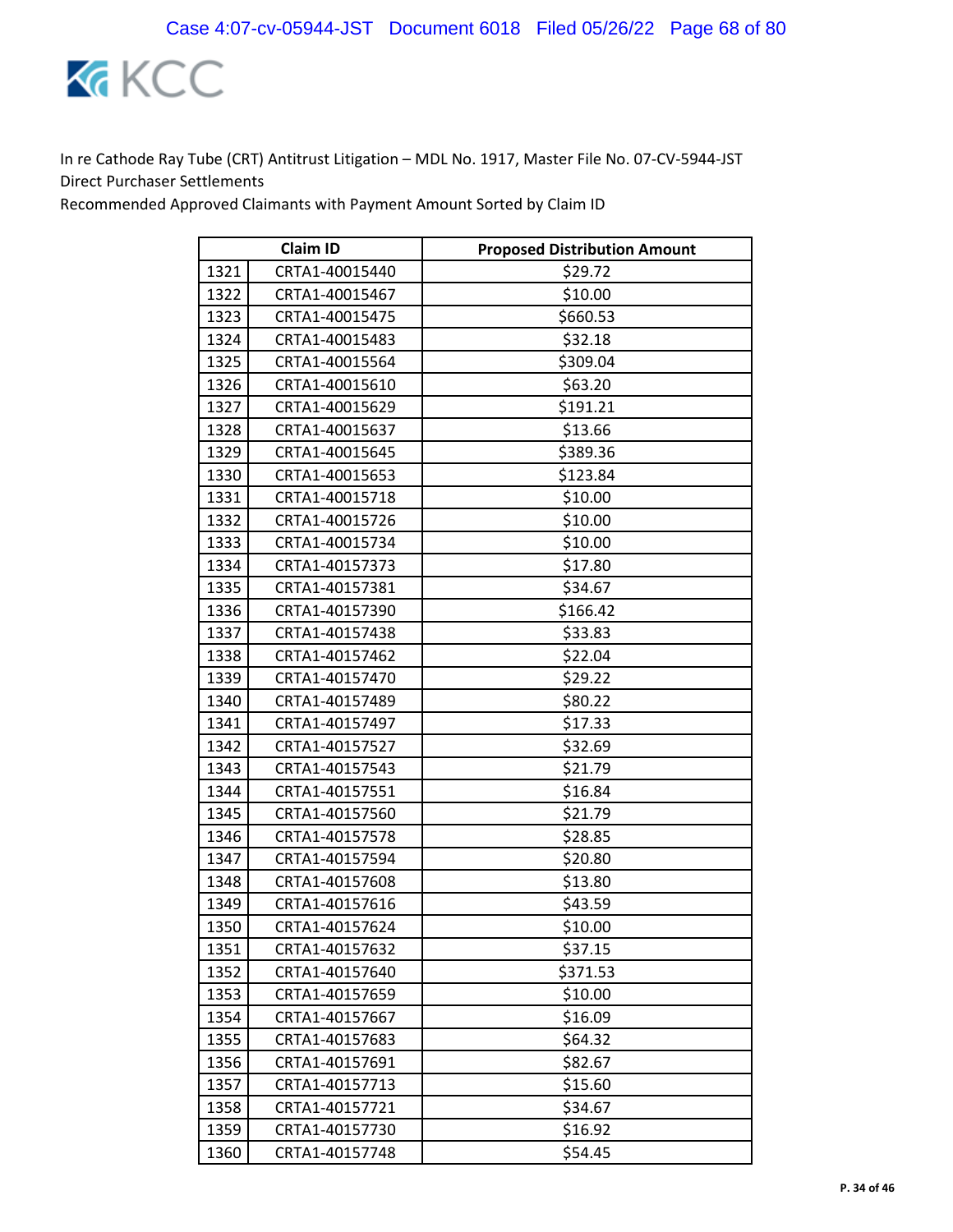In re Cathode Ray Tube (CRT) Antitrust Litigation – MDL No. 1917, Master File No. 07-CV-5944-JST
Direct Purchaser Settlements
Recommended Approved Claimants with Payment Amount Sorted by Claim ID

| | Claim ID | Proposed Distribution Amount |
|---|---|---|
| 1321 | CRTA1-40015440 | $29.72 |
| 1322 | CRTA1-40015467 | $10.00 |
| 1323 | CRTA1-40015475 | $660.53 |
| 1324 | CRTA1-40015483 | $32.18 |
| 1325 | CRTA1-40015564 | $309.04 |
| 1326 | CRTA1-40015610 | $63.20 |
| 1327 | CRTA1-40015629 | $191.21 |
| 1328 | CRTA1-40015637 | $13.66 |
| 1329 | CRTA1-40015645 | $389.36 |
| 1330 | CRTA1-40015653 | $123.84 |
| 1331 | CRTA1-40015718 | $10.00 |
| 1332 | CRTA1-40015726 | $10.00 |
| 1333 | CRTA1-40015734 | $10.00 |
| 1334 | CRTA1-40157373 | $17.80 |
| 1335 | CRTA1-40157381 | $34.67 |
| 1336 | CRTA1-40157390 | $166.42 |
| 1337 | CRTA1-40157438 | $33.83 |
| 1338 | CRTA1-40157462 | $22.04 |
| 1339 | CRTA1-40157470 | $29.22 |
| 1340 | CRTA1-40157489 | $80.22 |
| 1341 | CRTA1-40157497 | $17.33 |
| 1342 | CRTA1-40157527 | $32.69 |
| 1343 | CRTA1-40157543 | $21.79 |
| 1344 | CRTA1-40157551 | $16.84 |
| 1345 | CRTA1-40157560 | $21.79 |
| 1346 | CRTA1-40157578 | $28.85 |
| 1347 | CRTA1-40157594 | $20.80 |
| 1348 | CRTA1-40157608 | $13.80 |
| 1349 | CRTA1-40157616 | $43.59 |
| 1350 | CRTA1-40157624 | $10.00 |
| 1351 | CRTA1-40157632 | $37.15 |
| 1352 | CRTA1-40157640 | $371.53 |
| 1353 | CRTA1-40157659 | $10.00 |
| 1354 | CRTA1-40157667 | $16.09 |
| 1355 | CRTA1-40157683 | $64.32 |
| 1356 | CRTA1-40157691 | $82.67 |
| 1357 | CRTA1-40157713 | $15.60 |
| 1358 | CRTA1-40157721 | $34.67 |
| 1359 | CRTA1-40157730 | $16.92 |
| 1360 | CRTA1-40157748 | $54.45 |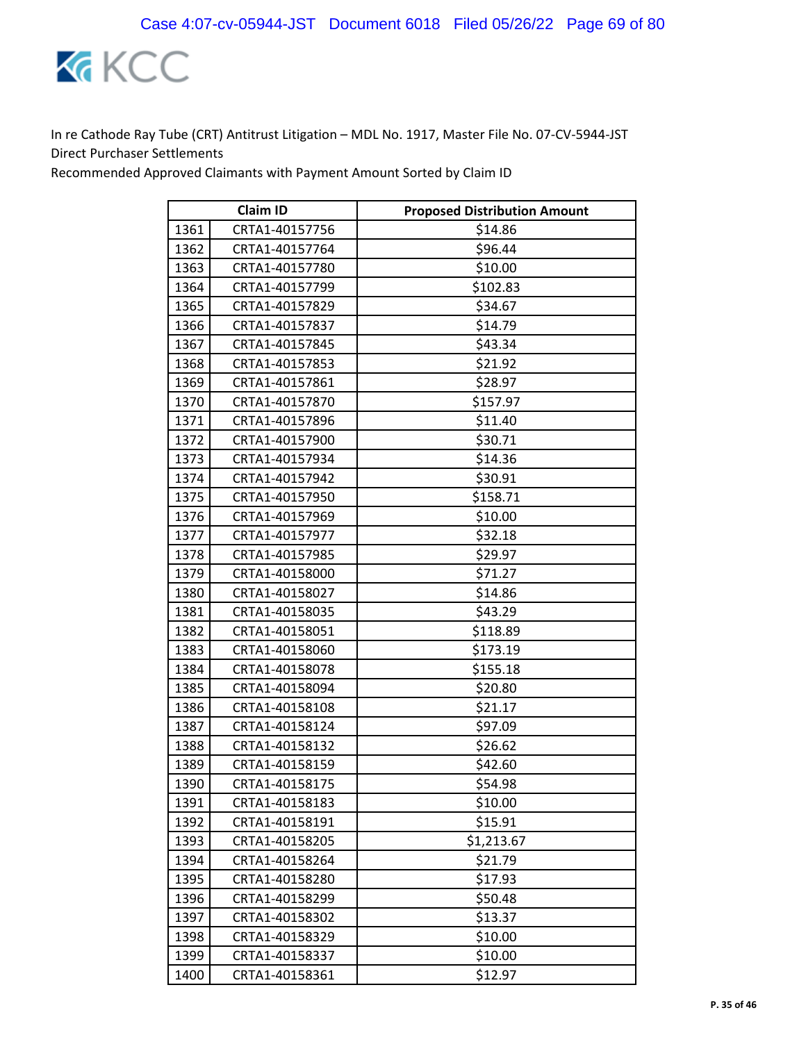In re Cathode Ray Tube (CRT) Antitrust Litigation – MDL No. 1917, Master File No. 07-CV-5944-JST
Direct Purchaser Settlements
Recommended Approved Claimants with Payment Amount Sorted by Claim ID

| | Claim ID | Proposed Distribution Amount |
|---|---|---|
| 1361 | CRTA1-40157756 | $14.86 |
| 1362 | CRTA1-40157764 | $96.44 |
| 1363 | CRTA1-40157780 | $10.00 |
| 1364 | CRTA1-40157799 | $102.83 |
| 1365 | CRTA1-40157829 | $34.67 |
| 1366 | CRTA1-40157837 | $14.79 |
| 1367 | CRTA1-40157845 | $43.34 |
| 1368 | CRTA1-40157853 | $21.92 |
| 1369 | CRTA1-40157861 | $28.97 |
| 1370 | CRTA1-40157870 | $157.97 |
| 1371 | CRTA1-40157896 | $11.40 |
| 1372 | CRTA1-40157900 | $30.71 |
| 1373 | CRTA1-40157934 | $14.36 |
| 1374 | CRTA1-40157942 | $30.91 |
| 1375 | CRTA1-40157950 | $158.71 |
| 1376 | CRTA1-40157969 | $10.00 |
| 1377 | CRTA1-40157977 | $32.18 |
| 1378 | CRTA1-40157985 | $29.97 |
| 1379 | CRTA1-40158000 | $71.27 |
| 1380 | CRTA1-40158027 | $14.86 |
| 1381 | CRTA1-40158035 | $43.29 |
| 1382 | CRTA1-40158051 | $118.89 |
| 1383 | CRTA1-40158060 | $173.19 |
| 1384 | CRTA1-40158078 | $155.18 |
| 1385 | CRTA1-40158094 | $20.80 |
| 1386 | CRTA1-40158108 | $21.17 |
| 1387 | CRTA1-40158124 | $97.09 |
| 1388 | CRTA1-40158132 | $26.62 |
| 1389 | CRTA1-40158159 | $42.60 |
| 1390 | CRTA1-40158175 | $54.98 |
| 1391 | CRTA1-40158183 | $10.00 |
| 1392 | CRTA1-40158191 | $15.91 |
| 1393 | CRTA1-40158205 | $1,213.67 |
| 1394 | CRTA1-40158264 | $21.79 |
| 1395 | CRTA1-40158280 | $17.93 |
| 1396 | CRTA1-40158299 | $50.48 |
| 1397 | CRTA1-40158302 | $13.37 |
| 1398 | CRTA1-40158329 | $10.00 |
| 1399 | CRTA1-40158337 | $10.00 |
| 1400 | CRTA1-40158361 | $12.97 |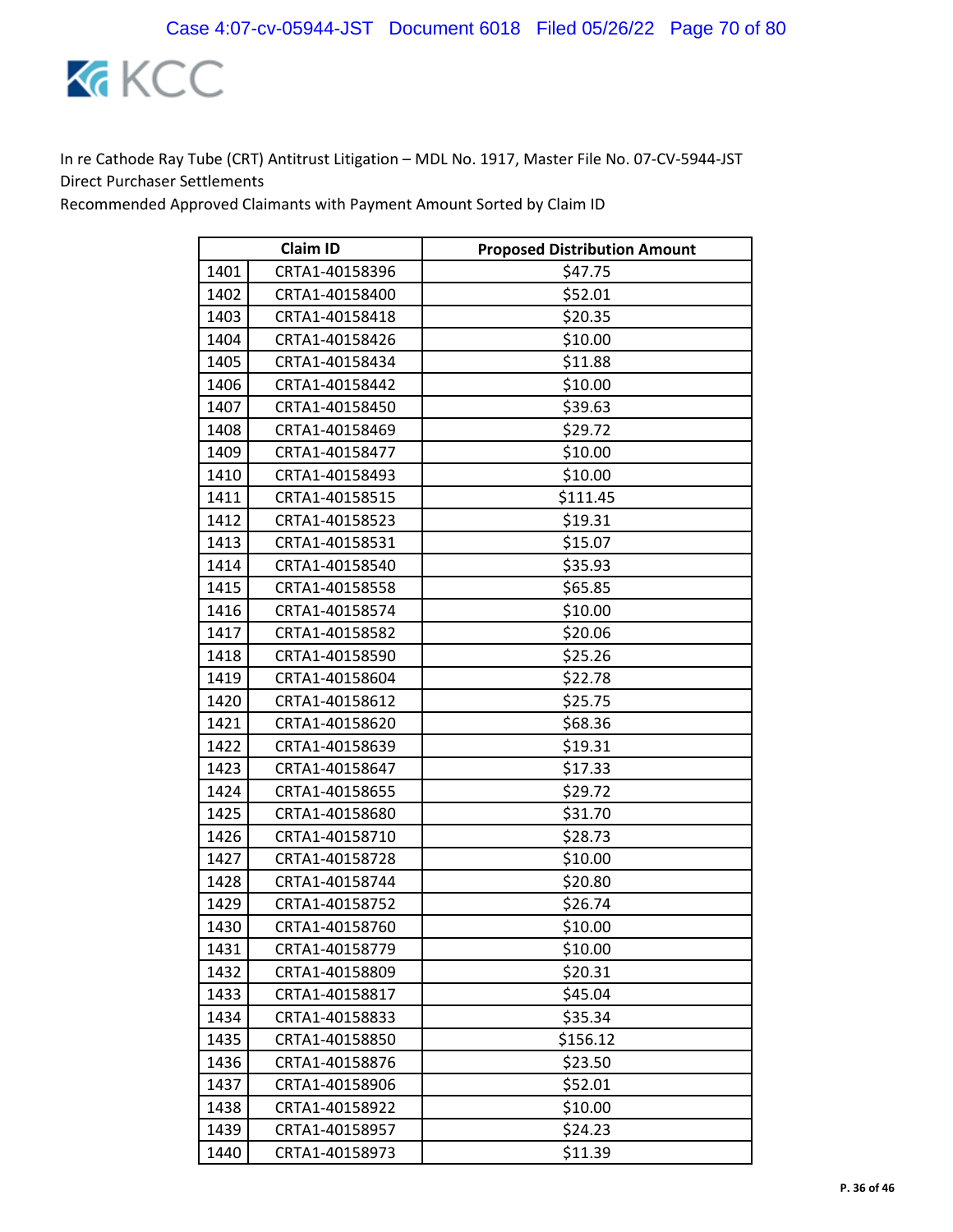In re Cathode Ray Tube (CRT) Antitrust Litigation – MDL No. 1917, Master File No. 07-CV-5944-JST
Direct Purchaser Settlements
Recommended Approved Claimants with Payment Amount Sorted by Claim ID

| | Claim ID | Proposed Distribution Amount |
|---|---|---|
| 1401 | CRTA1-40158396 | $47.75 |
| 1402 | CRTA1-40158400 | $52.01 |
| 1403 | CRTA1-40158418 | $20.35 |
| 1404 | CRTA1-40158426 | $10.00 |
| 1405 | CRTA1-40158434 | $11.88 |
| 1406 | CRTA1-40158442 | $10.00 |
| 1407 | CRTA1-40158450 | $39.63 |
| 1408 | CRTA1-40158469 | $29.72 |
| 1409 | CRTA1-40158477 | $10.00 |
| 1410 | CRTA1-40158493 | $10.00 |
| 1411 | CRTA1-40158515 | $111.45 |
| 1412 | CRTA1-40158523 | $19.31 |
| 1413 | CRTA1-40158531 | $15.07 |
| 1414 | CRTA1-40158540 | $35.93 |
| 1415 | CRTA1-40158558 | $65.85 |
| 1416 | CRTA1-40158574 | $10.00 |
| 1417 | CRTA1-40158582 | $20.06 |
| 1418 | CRTA1-40158590 | $25.26 |
| 1419 | CRTA1-40158604 | $22.78 |
| 1420 | CRTA1-40158612 | $25.75 |
| 1421 | CRTA1-40158620 | $68.36 |
| 1422 | CRTA1-40158639 | $19.31 |
| 1423 | CRTA1-40158647 | $17.33 |
| 1424 | CRTA1-40158655 | $29.72 |
| 1425 | CRTA1-40158680 | $31.70 |
| 1426 | CRTA1-40158710 | $28.73 |
| 1427 | CRTA1-40158728 | $10.00 |
| 1428 | CRTA1-40158744 | $20.80 |
| 1429 | CRTA1-40158752 | $26.74 |
| 1430 | CRTA1-40158760 | $10.00 |
| 1431 | CRTA1-40158779 | $10.00 |
| 1432 | CRTA1-40158809 | $20.31 |
| 1433 | CRTA1-40158817 | $45.04 |
| 1434 | CRTA1-40158833 | $35.34 |
| 1435 | CRTA1-40158850 | $156.12 |
| 1436 | CRTA1-40158876 | $23.50 |
| 1437 | CRTA1-40158906 | $52.01 |
| 1438 | CRTA1-40158922 | $10.00 |
| 1439 | CRTA1-40158957 | $24.23 |
| 1440 | CRTA1-40158973 | $11.39 |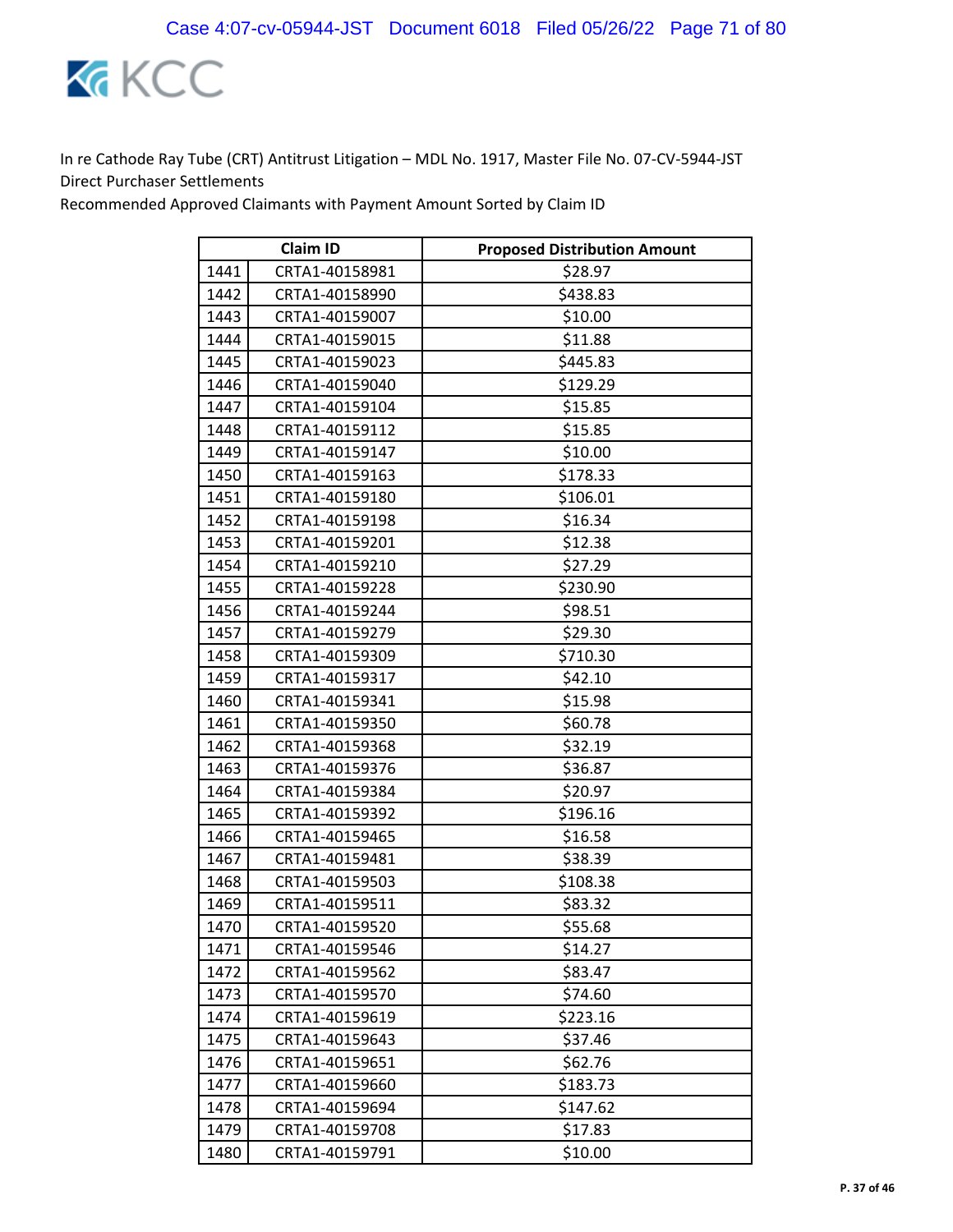In re Cathode Ray Tube (CRT) Antitrust Litigation – MDL No. 1917, Master File No. 07-CV-5944-JST
Direct Purchaser Settlements
Recommended Approved Claimants with Payment Amount Sorted by Claim ID

| | Claim ID | Proposed Distribution Amount |
|---|---|---|
| 1441 | CRTA1-40158981 | $28.97 |
| 1442 | CRTA1-40158990 | $438.83 |
| 1443 | CRTA1-40159007 | $10.00 |
| 1444 | CRTA1-40159015 | $11.88 |
| 1445 | CRTA1-40159023 | $445.83 |
| 1446 | CRTA1-40159040 | $129.29 |
| 1447 | CRTA1-40159104 | $15.85 |
| 1448 | CRTA1-40159112 | $15.85 |
| 1449 | CRTA1-40159147 | $10.00 |
| 1450 | CRTA1-40159163 | $178.33 |
| 1451 | CRTA1-40159180 | $106.01 |
| 1452 | CRTA1-40159198 | $16.34 |
| 1453 | CRTA1-40159201 | $12.38 |
| 1454 | CRTA1-40159210 | $27.29 |
| 1455 | CRTA1-40159228 | $230.90 |
| 1456 | CRTA1-40159244 | $98.51 |
| 1457 | CRTA1-40159279 | $29.30 |
| 1458 | CRTA1-40159309 | $710.30 |
| 1459 | CRTA1-40159317 | $42.10 |
| 1460 | CRTA1-40159341 | $15.98 |
| 1461 | CRTA1-40159350 | $60.78 |
| 1462 | CRTA1-40159368 | $32.19 |
| 1463 | CRTA1-40159376 | $36.87 |
| 1464 | CRTA1-40159384 | $20.97 |
| 1465 | CRTA1-40159392 | $196.16 |
| 1466 | CRTA1-40159465 | $16.58 |
| 1467 | CRTA1-40159481 | $38.39 |
| 1468 | CRTA1-40159503 | $108.38 |
| 1469 | CRTA1-40159511 | $83.32 |
| 1470 | CRTA1-40159520 | $55.68 |
| 1471 | CRTA1-40159546 | $14.27 |
| 1472 | CRTA1-40159562 | $83.47 |
| 1473 | CRTA1-40159570 | $74.60 |
| 1474 | CRTA1-40159619 | $223.16 |
| 1475 | CRTA1-40159643 | $37.46 |
| 1476 | CRTA1-40159651 | $62.76 |
| 1477 | CRTA1-40159660 | $183.73 |
| 1478 | CRTA1-40159694 | $147.62 |
| 1479 | CRTA1-40159708 | $17.83 |
| 1480 | CRTA1-40159791 | $10.00 |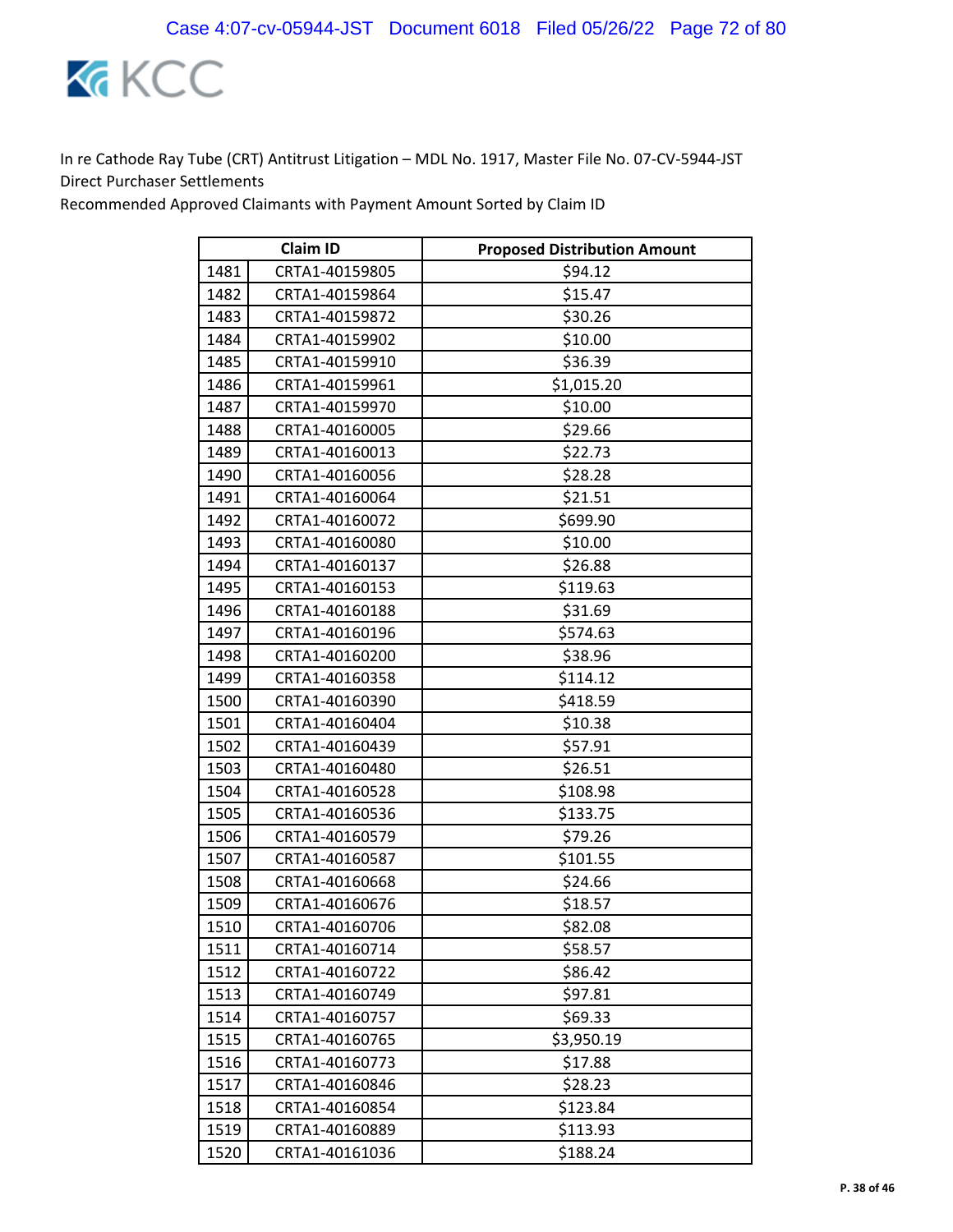In re Cathode Ray Tube (CRT) Antitrust Litigation – MDL No. 1917, Master File No. 07-CV-5944-JST
Direct Purchaser Settlements
Recommended Approved Claimants with Payment Amount Sorted by Claim ID

| | Claim ID | Proposed Distribution Amount |
|---|---|---|
| 1481 | CRTA1-40159805 | $94.12 |
| 1482 | CRTA1-40159864 | $15.47 |
| 1483 | CRTA1-40159872 | $30.26 |
| 1484 | CRTA1-40159902 | $10.00 |
| 1485 | CRTA1-40159910 | $36.39 |
| 1486 | CRTA1-40159961 | $1,015.20 |
| 1487 | CRTA1-40159970 | $10.00 |
| 1488 | CRTA1-40160005 | $29.66 |
| 1489 | CRTA1-40160013 | $22.73 |
| 1490 | CRTA1-40160056 | $28.28 |
| 1491 | CRTA1-40160064 | $21.51 |
| 1492 | CRTA1-40160072 | $699.90 |
| 1493 | CRTA1-40160080 | $10.00 |
| 1494 | CRTA1-40160137 | $26.88 |
| 1495 | CRTA1-40160153 | $119.63 |
| 1496 | CRTA1-40160188 | $31.69 |
| 1497 | CRTA1-40160196 | $574.63 |
| 1498 | CRTA1-40160200 | $38.96 |
| 1499 | CRTA1-40160358 | $114.12 |
| 1500 | CRTA1-40160390 | $418.59 |
| 1501 | CRTA1-40160404 | $10.38 |
| 1502 | CRTA1-40160439 | $57.91 |
| 1503 | CRTA1-40160480 | $26.51 |
| 1504 | CRTA1-40160528 | $108.98 |
| 1505 | CRTA1-40160536 | $133.75 |
| 1506 | CRTA1-40160579 | $79.26 |
| 1507 | CRTA1-40160587 | $101.55 |
| 1508 | CRTA1-40160668 | $24.66 |
| 1509 | CRTA1-40160676 | $18.57 |
| 1510 | CRTA1-40160706 | $82.08 |
| 1511 | CRTA1-40160714 | $58.57 |
| 1512 | CRTA1-40160722 | $86.42 |
| 1513 | CRTA1-40160749 | $97.81 |
| 1514 | CRTA1-40160757 | $69.33 |
| 1515 | CRTA1-40160765 | $3,950.19 |
| 1516 | CRTA1-40160773 | $17.88 |
| 1517 | CRTA1-40160846 | $28.23 |
| 1518 | CRTA1-40160854 | $123.84 |
| 1519 | CRTA1-40160889 | $113.93 |
| 1520 | CRTA1-40161036 | $188.24 |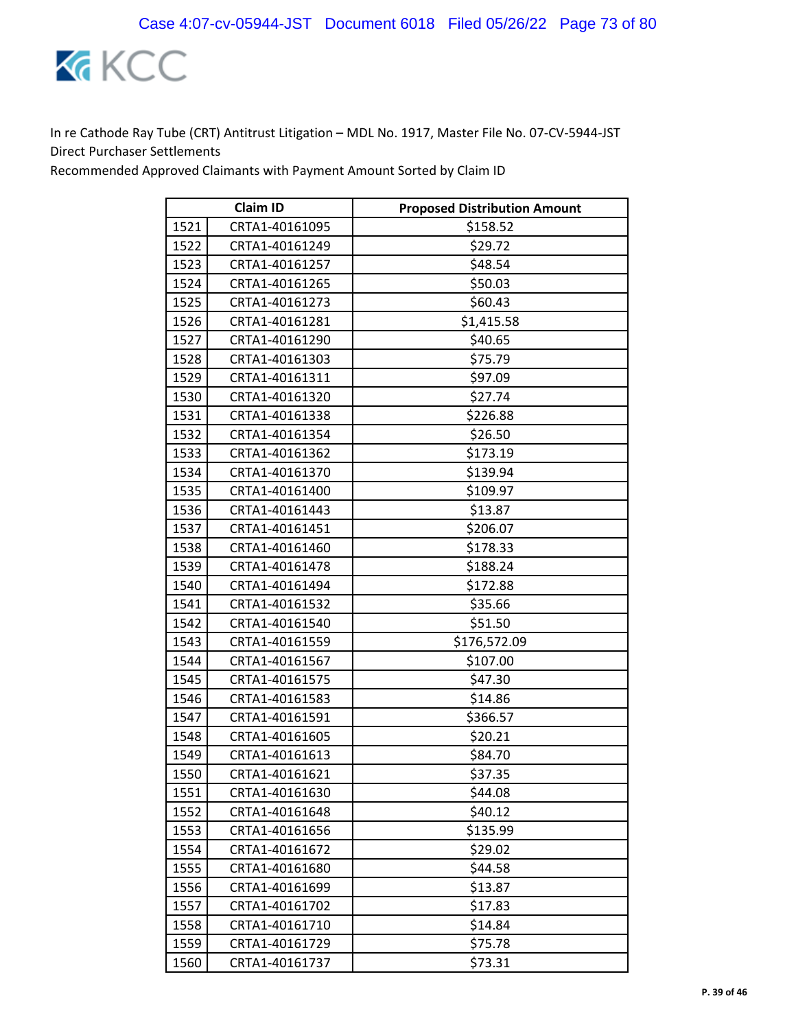In re Cathode Ray Tube (CRT) Antitrust Litigation – MDL No. 1917, Master File No. 07-CV-5944-JST
Direct Purchaser Settlements
Recommended Approved Claimants with Payment Amount Sorted by Claim ID

| | Claim ID | Proposed Distribution Amount |
|---|---|---|
| 1521 | CRTA1-40161095 | $158.52 |
| 1522 | CRTA1-40161249 | $29.72 |
| 1523 | CRTA1-40161257 | $48.54 |
| 1524 | CRTA1-40161265 | $50.03 |
| 1525 | CRTA1-40161273 | $60.43 |
| 1526 | CRTA1-40161281 | $1,415.58 |
| 1527 | CRTA1-40161290 | $40.65 |
| 1528 | CRTA1-40161303 | $75.79 |
| 1529 | CRTA1-40161311 | $97.09 |
| 1530 | CRTA1-40161320 | $27.74 |
| 1531 | CRTA1-40161338 | $226.88 |
| 1532 | CRTA1-40161354 | $26.50 |
| 1533 | CRTA1-40161362 | $173.19 |
| 1534 | CRTA1-40161370 | $139.94 |
| 1535 | CRTA1-40161400 | $109.97 |
| 1536 | CRTA1-40161443 | $13.87 |
| 1537 | CRTA1-40161451 | $206.07 |
| 1538 | CRTA1-40161460 | $178.33 |
| 1539 | CRTA1-40161478 | $188.24 |
| 1540 | CRTA1-40161494 | $172.88 |
| 1541 | CRTA1-40161532 | $35.66 |
| 1542 | CRTA1-40161540 | $51.50 |
| 1543 | CRTA1-40161559 | $176,572.09 |
| 1544 | CRTA1-40161567 | $107.00 |
| 1545 | CRTA1-40161575 | $47.30 |
| 1546 | CRTA1-40161583 | $14.86 |
| 1547 | CRTA1-40161591 | $366.57 |
| 1548 | CRTA1-40161605 | $20.21 |
| 1549 | CRTA1-40161613 | $84.70 |
| 1550 | CRTA1-40161621 | $37.35 |
| 1551 | CRTA1-40161630 | $44.08 |
| 1552 | CRTA1-40161648 | $40.12 |
| 1553 | CRTA1-40161656 | $135.99 |
| 1554 | CRTA1-40161672 | $29.02 |
| 1555 | CRTA1-40161680 | $44.58 |
| 1556 | CRTA1-40161699 | $13.87 |
| 1557 | CRTA1-40161702 | $17.83 |
| 1558 | CRTA1-40161710 | $14.84 |
| 1559 | CRTA1-40161729 | $75.78 |
| 1560 | CRTA1-40161737 | $73.31 |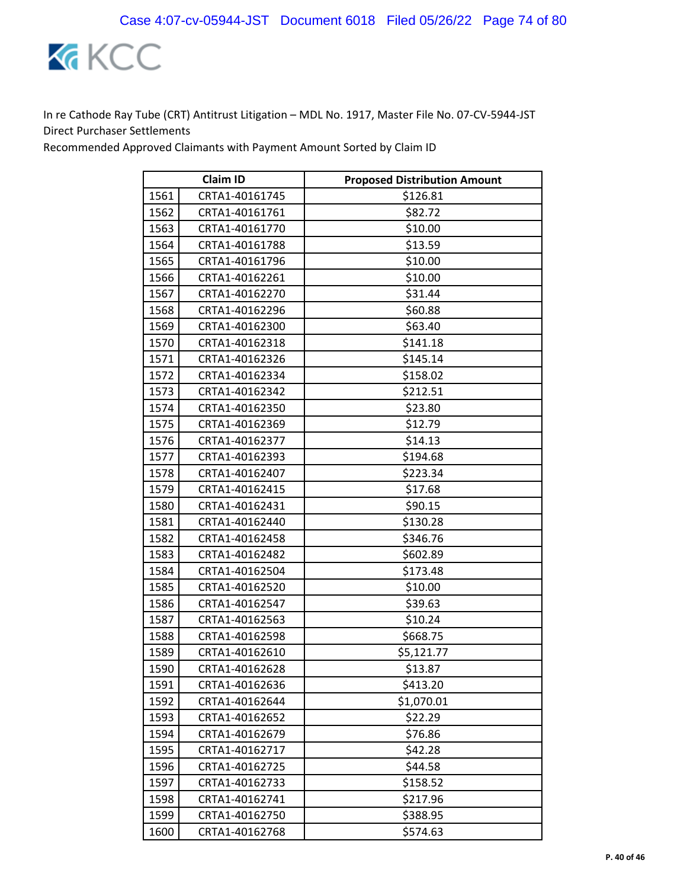In re Cathode Ray Tube (CRT) Antitrust Litigation – MDL No. 1917, Master File No. 07-CV-5944-JST
Direct Purchaser Settlements
Recommended Approved Claimants with Payment Amount Sorted by Claim ID

| | Claim ID | Proposed Distribution Amount |
|---|---|---|
| 1561 | CRTA1-40161745 | $126.81 |
| 1562 | CRTA1-40161761 | $82.72 |
| 1563 | CRTA1-40161770 | $10.00 |
| 1564 | CRTA1-40161788 | $13.59 |
| 1565 | CRTA1-40161796 | $10.00 |
| 1566 | CRTA1-40162261 | $10.00 |
| 1567 | CRTA1-40162270 | $31.44 |
| 1568 | CRTA1-40162296 | $60.88 |
| 1569 | CRTA1-40162300 | $63.40 |
| 1570 | CRTA1-40162318 | $141.18 |
| 1571 | CRTA1-40162326 | $145.14 |
| 1572 | CRTA1-40162334 | $158.02 |
| 1573 | CRTA1-40162342 | $212.51 |
| 1574 | CRTA1-40162350 | $23.80 |
| 1575 | CRTA1-40162369 | $12.79 |
| 1576 | CRTA1-40162377 | $14.13 |
| 1577 | CRTA1-40162393 | $194.68 |
| 1578 | CRTA1-40162407 | $223.34 |
| 1579 | CRTA1-40162415 | $17.68 |
| 1580 | CRTA1-40162431 | $90.15 |
| 1581 | CRTA1-40162440 | $130.28 |
| 1582 | CRTA1-40162458 | $346.76 |
| 1583 | CRTA1-40162482 | $602.89 |
| 1584 | CRTA1-40162504 | $173.48 |
| 1585 | CRTA1-40162520 | $10.00 |
| 1586 | CRTA1-40162547 | $39.63 |
| 1587 | CRTA1-40162563 | $10.24 |
| 1588 | CRTA1-40162598 | $668.75 |
| 1589 | CRTA1-40162610 | $5,121.77 |
| 1590 | CRTA1-40162628 | $13.87 |
| 1591 | CRTA1-40162636 | $413.20 |
| 1592 | CRTA1-40162644 | $1,070.01 |
| 1593 | CRTA1-40162652 | $22.29 |
| 1594 | CRTA1-40162679 | $76.86 |
| 1595 | CRTA1-40162717 | $42.28 |
| 1596 | CRTA1-40162725 | $44.58 |
| 1597 | CRTA1-40162733 | $158.52 |
| 1598 | CRTA1-40162741 | $217.96 |
| 1599 | CRTA1-40162750 | $388.95 |
| 1600 | CRTA1-40162768 | $574.63 |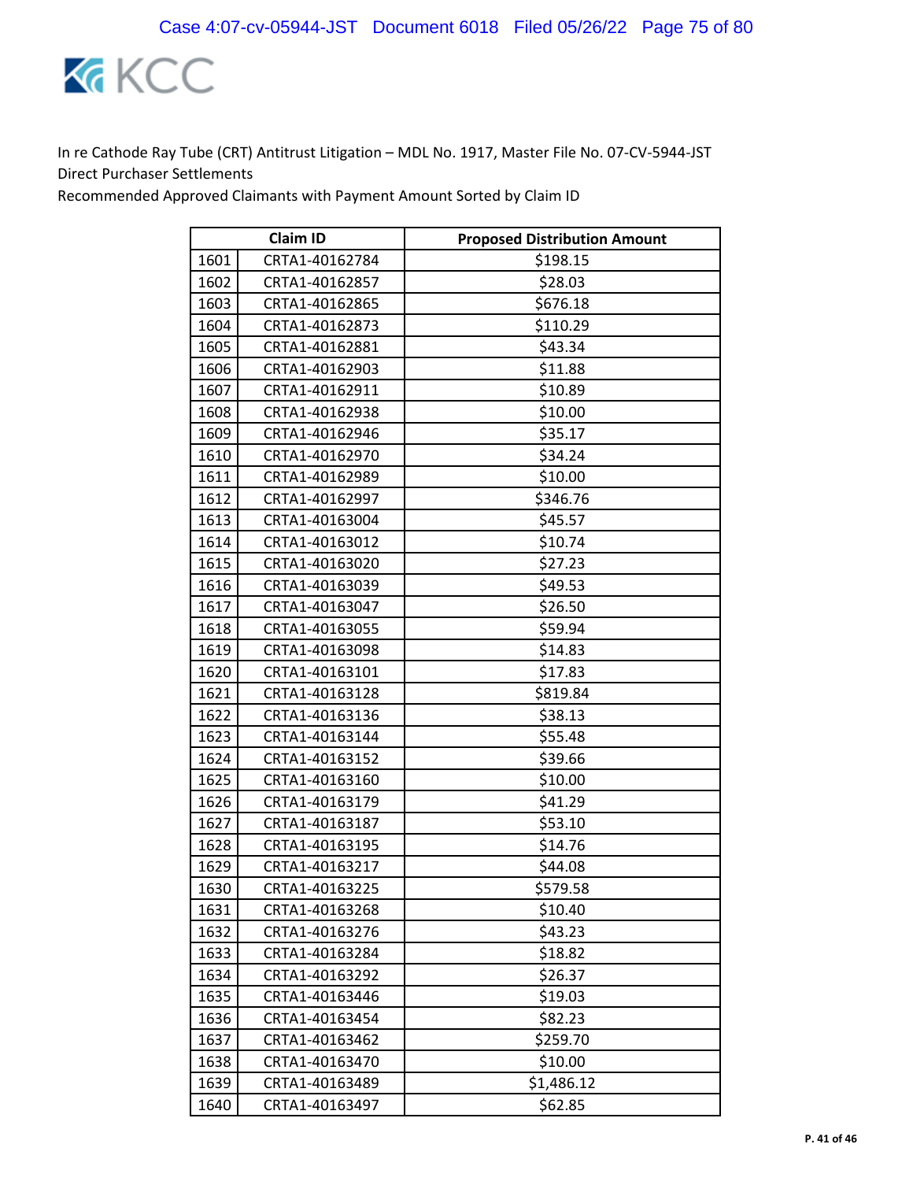In re Cathode Ray Tube (CRT) Antitrust Litigation – MDL No. 1917, Master File No. 07-CV-5944-JST
Direct Purchaser Settlements
Recommended Approved Claimants with Payment Amount Sorted by Claim ID

| | Claim ID | Proposed Distribution Amount |
|---|---|---|
| 1601 | CRTA1-40162784 | $198.15 |
| 1602 | CRTA1-40162857 | $28.03 |
| 1603 | CRTA1-40162865 | $676.18 |
| 1604 | CRTA1-40162873 | $110.29 |
| 1605 | CRTA1-40162881 | $43.34 |
| 1606 | CRTA1-40162903 | $11.88 |
| 1607 | CRTA1-40162911 | $10.89 |
| 1608 | CRTA1-40162938 | $10.00 |
| 1609 | CRTA1-40162946 | $35.17 |
| 1610 | CRTA1-40162970 | $34.24 |
| 1611 | CRTA1-40162989 | $10.00 |
| 1612 | CRTA1-40162997 | $346.76 |
| 1613 | CRTA1-40163004 | $45.57 |
| 1614 | CRTA1-40163012 | $10.74 |
| 1615 | CRTA1-40163020 | $27.23 |
| 1616 | CRTA1-40163039 | $49.53 |
| 1617 | CRTA1-40163047 | $26.50 |
| 1618 | CRTA1-40163055 | $59.94 |
| 1619 | CRTA1-40163098 | $14.83 |
| 1620 | CRTA1-40163101 | $17.83 |
| 1621 | CRTA1-40163128 | $819.84 |
| 1622 | CRTA1-40163136 | $38.13 |
| 1623 | CRTA1-40163144 | $55.48 |
| 1624 | CRTA1-40163152 | $39.66 |
| 1625 | CRTA1-40163160 | $10.00 |
| 1626 | CRTA1-40163179 | $41.29 |
| 1627 | CRTA1-40163187 | $53.10 |
| 1628 | CRTA1-40163195 | $14.76 |
| 1629 | CRTA1-40163217 | $44.08 |
| 1630 | CRTA1-40163225 | $579.58 |
| 1631 | CRTA1-40163268 | $10.40 |
| 1632 | CRTA1-40163276 | $43.23 |
| 1633 | CRTA1-40163284 | $18.82 |
| 1634 | CRTA1-40163292 | $26.37 |
| 1635 | CRTA1-40163446 | $19.03 |
| 1636 | CRTA1-40163454 | $82.23 |
| 1637 | CRTA1-40163462 | $259.70 |
| 1638 | CRTA1-40163470 | $10.00 |
| 1639 | CRTA1-40163489 | $1,486.12 |
| 1640 | CRTA1-40163497 | $62.85 |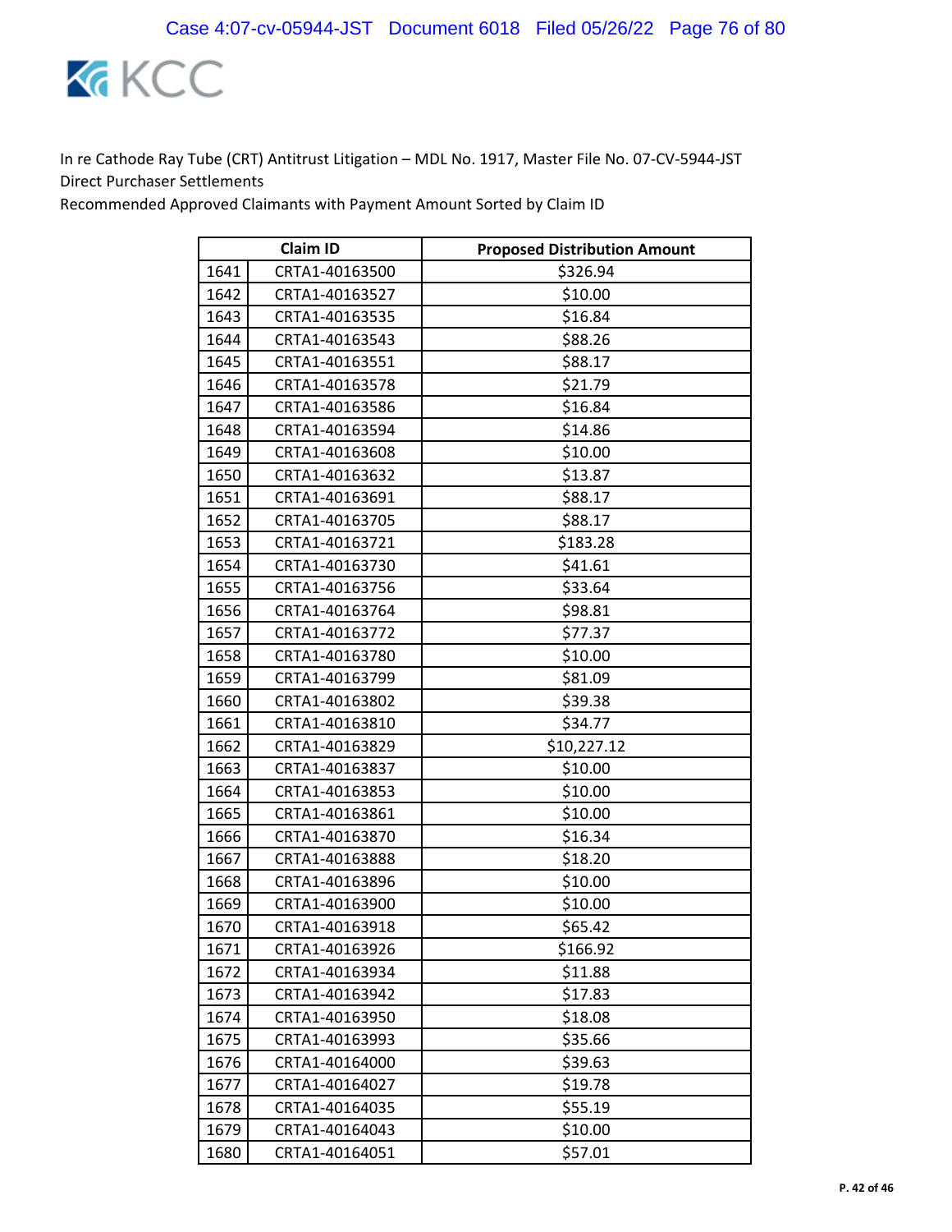In re Cathode Ray Tube (CRT) Antitrust Litigation – MDL No. 1917, Master File No. 07-CV-5944-JST
Direct Purchaser Settlements
Recommended Approved Claimants with Payment Amount Sorted by Claim ID

| | Claim ID | Proposed Distribution Amount |
|---|---|---|
| 1641 | CRTA1-40163500 | $326.94 |
| 1642 | CRTA1-40163527 | $10.00 |
| 1643 | CRTA1-40163535 | $16.84 |
| 1644 | CRTA1-40163543 | $88.26 |
| 1645 | CRTA1-40163551 | $88.17 |
| 1646 | CRTA1-40163578 | $21.79 |
| 1647 | CRTA1-40163586 | $16.84 |
| 1648 | CRTA1-40163594 | $14.86 |
| 1649 | CRTA1-40163608 | $10.00 |
| 1650 | CRTA1-40163632 | $13.87 |
| 1651 | CRTA1-40163691 | $88.17 |
| 1652 | CRTA1-40163705 | $88.17 |
| 1653 | CRTA1-40163721 | $183.28 |
| 1654 | CRTA1-40163730 | $41.61 |
| 1655 | CRTA1-40163756 | $33.64 |
| 1656 | CRTA1-40163764 | $98.81 |
| 1657 | CRTA1-40163772 | $77.37 |
| 1658 | CRTA1-40163780 | $10.00 |
| 1659 | CRTA1-40163799 | $81.09 |
| 1660 | CRTA1-40163802 | $39.38 |
| 1661 | CRTA1-40163810 | $34.77 |
| 1662 | CRTA1-40163829 | $10,227.12 |
| 1663 | CRTA1-40163837 | $10.00 |
| 1664 | CRTA1-40163853 | $10.00 |
| 1665 | CRTA1-40163861 | $10.00 |
| 1666 | CRTA1-40163870 | $16.34 |
| 1667 | CRTA1-40163888 | $18.20 |
| 1668 | CRTA1-40163896 | $10.00 |
| 1669 | CRTA1-40163900 | $10.00 |
| 1670 | CRTA1-40163918 | $65.42 |
| 1671 | CRTA1-40163926 | $166.92 |
| 1672 | CRTA1-40163934 | $11.88 |
| 1673 | CRTA1-40163942 | $17.83 |
| 1674 | CRTA1-40163950 | $18.08 |
| 1675 | CRTA1-40163993 | $35.66 |
| 1676 | CRTA1-40164000 | $39.63 |
| 1677 | CRTA1-40164027 | $19.78 |
| 1678 | CRTA1-40164035 | $55.19 |
| 1679 | CRTA1-40164043 | $10.00 |
| 1680 | CRTA1-40164051 | $57.01 |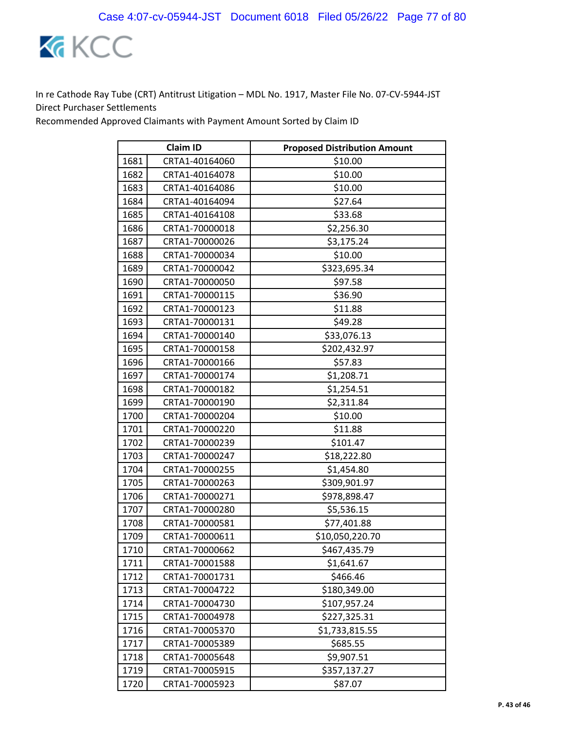In re Cathode Ray Tube (CRT) Antitrust Litigation – MDL No. 1917, Master File No. 07-CV-5944-JST
Direct Purchaser Settlements
Recommended Approved Claimants with Payment Amount Sorted by Claim ID

| | Claim ID | Proposed Distribution Amount |
|---|---|---|
| 1681 | CRTA1-40164060 | $10.00 |
| 1682 | CRTA1-40164078 | $10.00 |
| 1683 | CRTA1-40164086 | $10.00 |
| 1684 | CRTA1-40164094 | $27.64 |
| 1685 | CRTA1-40164108 | $33.68 |
| 1686 | CRTA1-70000018 | $2,256.30 |
| 1687 | CRTA1-70000026 | $3,175.24 |
| 1688 | CRTA1-70000034 | $10.00 |
| 1689 | CRTA1-70000042 | $323,695.34 |
| 1690 | CRTA1-70000050 | $97.58 |
| 1691 | CRTA1-70000115 | $36.90 |
| 1692 | CRTA1-70000123 | $11.88 |
| 1693 | CRTA1-70000131 | $49.28 |
| 1694 | CRTA1-70000140 | $33,076.13 |
| 1695 | CRTA1-70000158 | $202,432.97 |
| 1696 | CRTA1-70000166 | $57.83 |
| 1697 | CRTA1-70000174 | $1,208.71 |
| 1698 | CRTA1-70000182 | $1,254.51 |
| 1699 | CRTA1-70000190 | $2,311.84 |
| 1700 | CRTA1-70000204 | $10.00 |
| 1701 | CRTA1-70000220 | $11.88 |
| 1702 | CRTA1-70000239 | $101.47 |
| 1703 | CRTA1-70000247 | $18,222.80 |
| 1704 | CRTA1-70000255 | $1,454.80 |
| 1705 | CRTA1-70000263 | $309,901.97 |
| 1706 | CRTA1-70000271 | $978,898.47 |
| 1707 | CRTA1-70000280 | $5,536.15 |
| 1708 | CRTA1-70000581 | $77,401.88 |
| 1709 | CRTA1-70000611 | $10,050,220.70 |
| 1710 | CRTA1-70000662 | $467,435.79 |
| 1711 | CRTA1-70001588 | $1,641.67 |
| 1712 | CRTA1-70001731 | $466.46 |
| 1713 | CRTA1-70004722 | $180,349.00 |
| 1714 | CRTA1-70004730 | $107,957.24 |
| 1715 | CRTA1-70004978 | $227,325.31 |
| 1716 | CRTA1-70005370 | $1,733,815.55 |
| 1717 | CRTA1-70005389 | $685.55 |
| 1718 | CRTA1-70005648 | $9,907.51 |
| 1719 | CRTA1-70005915 | $357,137.27 |
| 1720 | CRTA1-70005923 | $87.07 |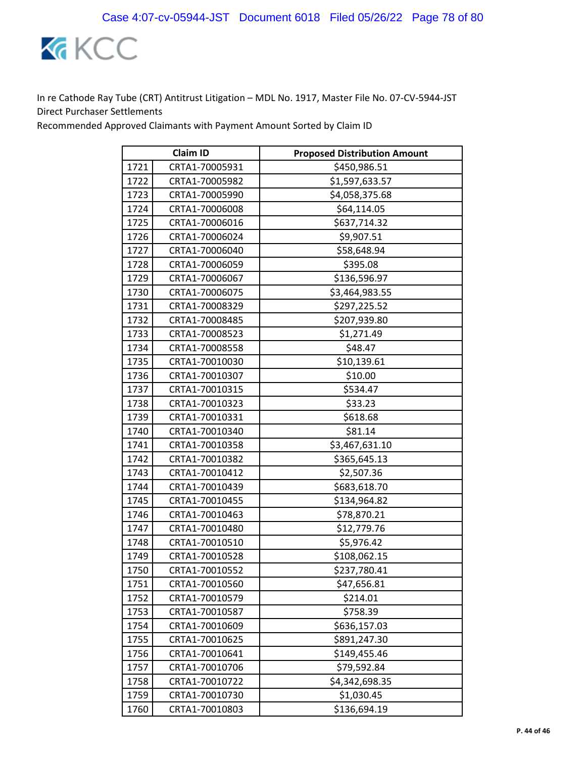In re Cathode Ray Tube (CRT) Antitrust Litigation – MDL No. 1917, Master File No. 07-CV-5944-JST
Direct Purchaser Settlements
Recommended Approved Claimants with Payment Amount Sorted by Claim ID

| Claim ID | | Proposed Distribution Amount |
|---|---|---|
| 1721 | CRTA1-70005931 | $450,986.51 |
| 1722 | CRTA1-70005982 | $1,597,633.57 |
| 1723 | CRTA1-70005990 | $4,058,375.68 |
| 1724 | CRTA1-70006008 | $64,114.05 |
| 1725 | CRTA1-70006016 | $637,714.32 |
| 1726 | CRTA1-70006024 | $9,907.51 |
| 1727 | CRTA1-70006040 | $58,648.94 |
| 1728 | CRTA1-70006059 | $395.08 |
| 1729 | CRTA1-70006067 | $136,596.97 |
| 1730 | CRTA1-70006075 | $3,464,983.55 |
| 1731 | CRTA1-70008329 | $297,225.52 |
| 1732 | CRTA1-70008485 | $207,939.80 |
| 1733 | CRTA1-70008523 | $1,271.49 |
| 1734 | CRTA1-70008558 | $48.47 |
| 1735 | CRTA1-70010030 | $10,139.61 |
| 1736 | CRTA1-70010307 | $10.00 |
| 1737 | CRTA1-70010315 | $534.47 |
| 1738 | CRTA1-70010323 | $33.23 |
| 1739 | CRTA1-70010331 | $618.68 |
| 1740 | CRTA1-70010340 | $81.14 |
| 1741 | CRTA1-70010358 | $3,467,631.10 |
| 1742 | CRTA1-70010382 | $365,645.13 |
| 1743 | CRTA1-70010412 | $2,507.36 |
| 1744 | CRTA1-70010439 | $683,618.70 |
| 1745 | CRTA1-70010455 | $134,964.82 |
| 1746 | CRTA1-70010463 | $78,870.21 |
| 1747 | CRTA1-70010480 | $12,779.76 |
| 1748 | CRTA1-70010510 | $5,976.42 |
| 1749 | CRTA1-70010528 | $108,062.15 |
| 1750 | CRTA1-70010552 | $237,780.41 |
| 1751 | CRTA1-70010560 | $47,656.81 |
| 1752 | CRTA1-70010579 | $214.01 |
| 1753 | CRTA1-70010587 | $758.39 |
| 1754 | CRTA1-70010609 | $636,157.03 |
| 1755 | CRTA1-70010625 | $891,247.30 |
| 1756 | CRTA1-70010641 | $149,455.46 |
| 1757 | CRTA1-70010706 | $79,592.84 |
| 1758 | CRTA1-70010722 | $4,342,698.35 |
| 1759 | CRTA1-70010730 | $1,030.45 |
| 1760 | CRTA1-70010803 | $136,694.19 |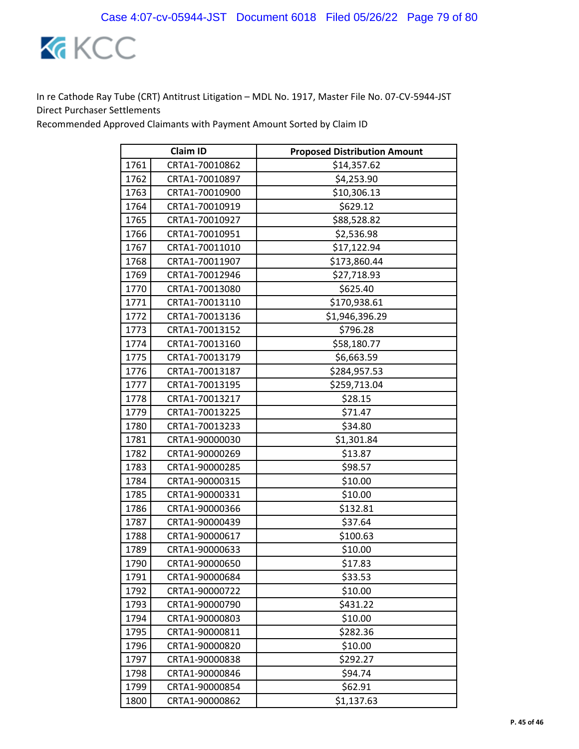In re Cathode Ray Tube (CRT) Antitrust Litigation – MDL No. 1917, Master File No. 07-CV-5944-JST
Direct Purchaser Settlements
Recommended Approved Claimants with Payment Amount Sorted by Claim ID

| | Claim ID | Proposed Distribution Amount |
|---|---|---|
| 1761 | CRTA1-70010862 | $14,357.62 |
| 1762 | CRTA1-70010897 | $4,253.90 |
| 1763 | CRTA1-70010900 | $10,306.13 |
| 1764 | CRTA1-70010919 | $629.12 |
| 1765 | CRTA1-70010927 | $88,528.82 |
| 1766 | CRTA1-70010951 | $2,536.98 |
| 1767 | CRTA1-70011010 | $17,122.94 |
| 1768 | CRTA1-70011907 | $173,860.44 |
| 1769 | CRTA1-70012946 | $27,718.93 |
| 1770 | CRTA1-70013080 | $625.40 |
| 1771 | CRTA1-70013110 | $170,938.61 |
| 1772 | CRTA1-70013136 | $1,946,396.29 |
| 1773 | CRTA1-70013152 | $796.28 |
| 1774 | CRTA1-70013160 | $58,180.77 |
| 1775 | CRTA1-70013179 | $6,663.59 |
| 1776 | CRTA1-70013187 | $284,957.53 |
| 1777 | CRTA1-70013195 | $259,713.04 |
| 1778 | CRTA1-70013217 | $28.15 |
| 1779 | CRTA1-70013225 | $71.47 |
| 1780 | CRTA1-70013233 | $34.80 |
| 1781 | CRTA1-90000030 | $1,301.84 |
| 1782 | CRTA1-90000269 | $13.87 |
| 1783 | CRTA1-90000285 | $98.57 |
| 1784 | CRTA1-90000315 | $10.00 |
| 1785 | CRTA1-90000331 | $10.00 |
| 1786 | CRTA1-90000366 | $132.81 |
| 1787 | CRTA1-90000439 | $37.64 |
| 1788 | CRTA1-90000617 | $100.63 |
| 1789 | CRTA1-90000633 | $10.00 |
| 1790 | CRTA1-90000650 | $17.83 |
| 1791 | CRTA1-90000684 | $33.53 |
| 1792 | CRTA1-90000722 | $10.00 |
| 1793 | CRTA1-90000790 | $431.22 |
| 1794 | CRTA1-90000803 | $10.00 |
| 1795 | CRTA1-90000811 | $282.36 |
| 1796 | CRTA1-90000820 | $10.00 |
| 1797 | CRTA1-90000838 | $292.27 |
| 1798 | CRTA1-90000846 | $94.74 |
| 1799 | CRTA1-90000854 | $62.91 |
| 1800 | CRTA1-90000862 | $1,137.63 |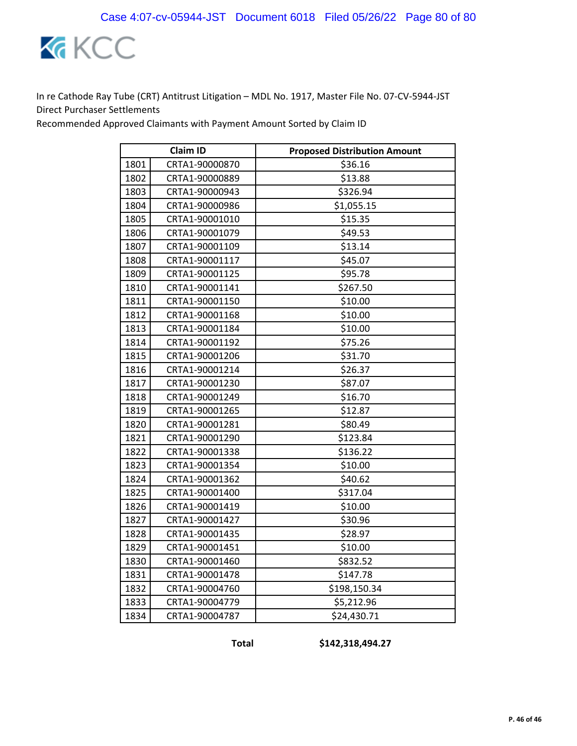In re Cathode Ray Tube (CRT) Antitrust Litigation – MDL No. 1917, Master File No. 07-CV-5944-JST
Direct Purchaser Settlements
Recommended Approved Claimants with Payment Amount Sorted by Claim ID

| Claim ID | | Proposed Distribution Amount |
|---|---|---|
| 1801 | CRTA1-90000870 | $36.16 |
| 1802 | CRTA1-90000889 | $13.88 |
| 1803 | CRTA1-90000943 | $326.94 |
| 1804 | CRTA1-90000986 | $1,055.15 |
| 1805 | CRTA1-90001010 | $15.35 |
| 1806 | CRTA1-90001079 | $49.53 |
| 1807 | CRTA1-90001109 | $13.14 |
| 1808 | CRTA1-90001117 | $45.07 |
| 1809 | CRTA1-90001125 | $95.78 |
| 1810 | CRTA1-90001141 | $267.50 |
| 1811 | CRTA1-90001150 | $10.00 |
| 1812 | CRTA1-90001168 | $10.00 |
| 1813 | CRTA1-90001184 | $10.00 |
| 1814 | CRTA1-90001192 | $75.26 |
| 1815 | CRTA1-90001206 | $31.70 |
| 1816 | CRTA1-90001214 | $26.37 |
| 1817 | CRTA1-90001230 | $87.07 |
| 1818 | CRTA1-90001249 | $16.70 |
| 1819 | CRTA1-90001265 | $12.87 |
| 1820 | CRTA1-90001281 | $80.49 |
| 1821 | CRTA1-90001290 | $123.84 |
| 1822 | CRTA1-90001338 | $136.22 |
| 1823 | CRTA1-90001354 | $10.00 |
| 1824 | CRTA1-90001362 | $40.62 |
| 1825 | CRTA1-90001400 | $317.04 |
| 1826 | CRTA1-90001419 | $10.00 |
| 1827 | CRTA1-90001427 | $30.96 |
| 1828 | CRTA1-90001435 | $28.97 |
| 1829 | CRTA1-90001451 | $10.00 |
| 1830 | CRTA1-90001460 | $832.52 |
| 1831 | CRTA1-90001478 | $147.78 |
| 1832 | CRTA1-90004760 | $198,150.34 |
| 1833 | CRTA1-90004779 | $5,212.96 |
| 1834 | CRTA1-90004787 | $24,430.71 |

**Total** **$142,318,494.27**